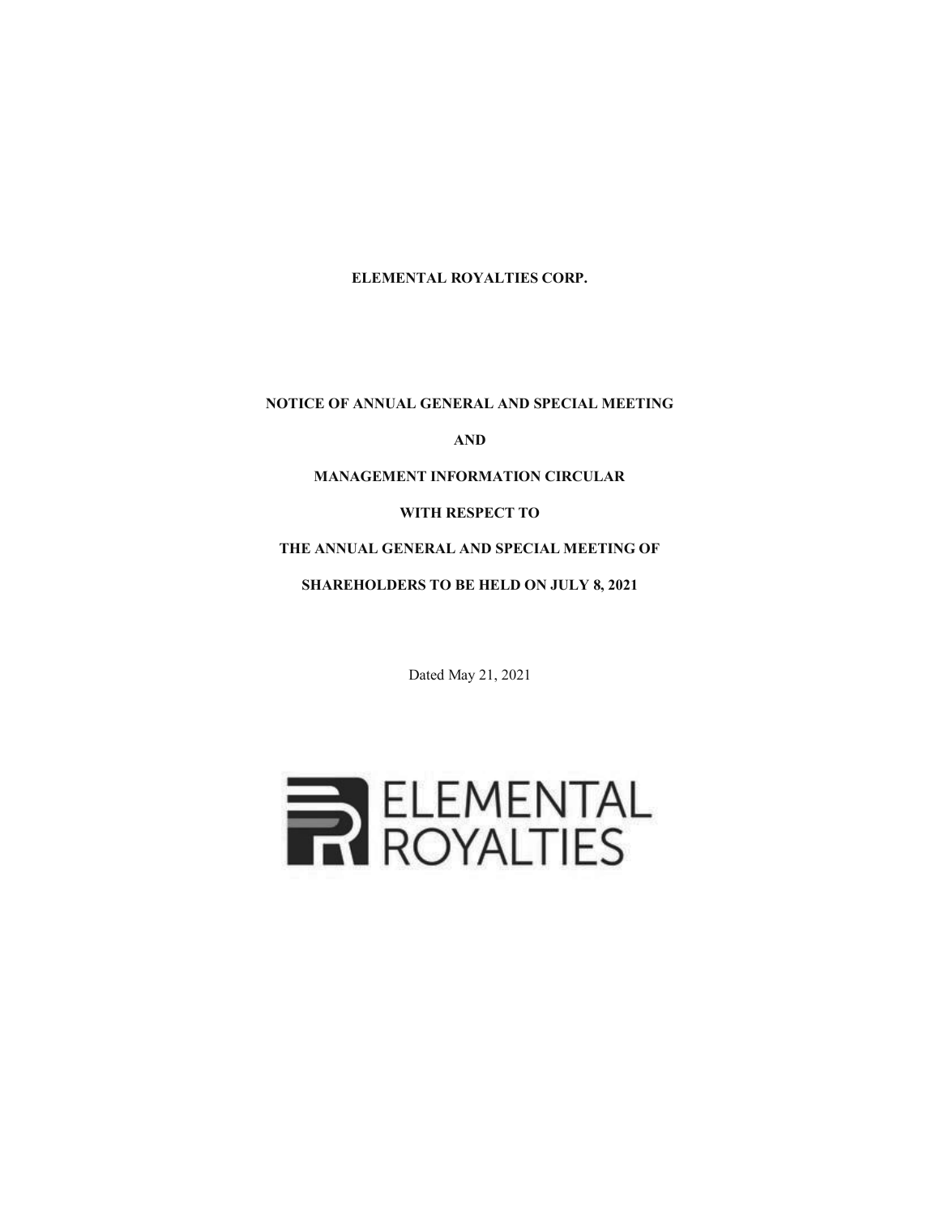**ELEMENTAL ROYALTIES CORP.**

**NOTICE OF ANNUAL GENERAL AND SPECIAL MEETING**

**AND**

**MANAGEMENT INFORMATION CIRCULAR**

**WITH RESPECT TO**

**THE ANNUAL GENERAL AND SPECIAL MEETING OF**

**SHAREHOLDERS TO BE HELD ON JULY 8, 2021**

Dated May 21, 2021

ELEMENTAL ROYALTIES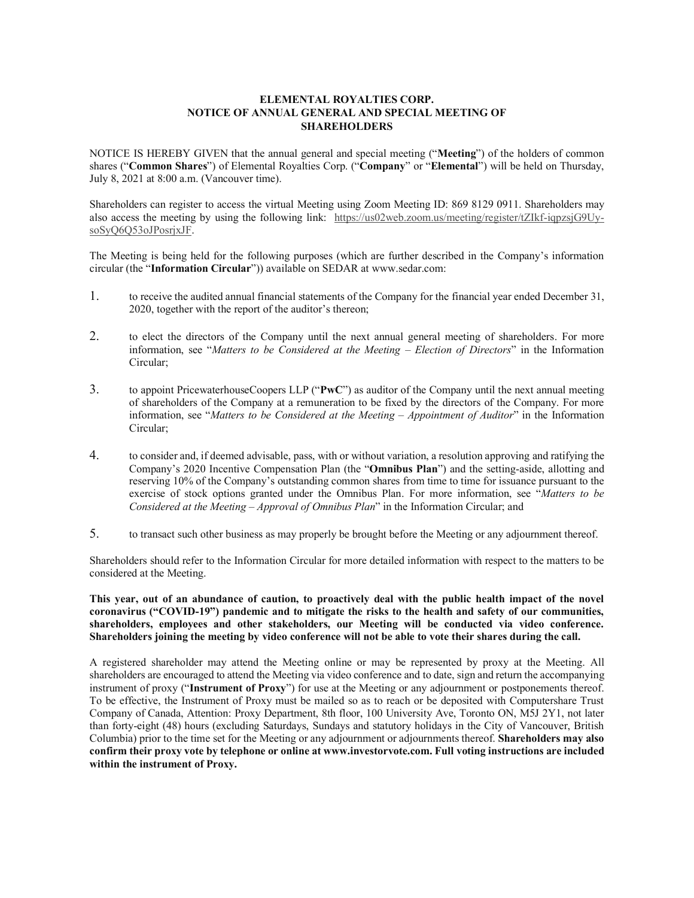# ELEMENTAL ROYALTIES CORP.
# NOTICE OF ANNUAL GENERAL AND SPECIAL MEETING OF SHAREHOLDERS

NOTICE IS HEREBY GIVEN that the annual general and special meeting ("**Meeting**") of the holders of common shares ("**Common Shares**") of Elemental Royalties Corp. ("**Company**" or "**Elemental**") will be held on Thursday, July 8, 2021 at 8:00 a.m. (Vancouver time).

Shareholders can register to access the virtual Meeting using Zoom Meeting ID: 869 8129 0911. Shareholders may also access the meeting by using the following link: https://us02web.zoom.us/meeting/register/tZIkf-iqpzsjG9Uy-soSyQ6Q53oJPosrjxJF.

The Meeting is being held for the following purposes (which are further described in the Company's information circular (the "**Information Circular**")) available on SEDAR at www.sedar.com:

1. to receive the audited annual financial statements of the Company for the financial year ended December 31, 2020, together with the report of the auditor's thereon;

2. to elect the directors of the Company until the next annual general meeting of shareholders. For more information, see "*Matters to be Considered at the Meeting – Election of Directors*" in the Information Circular;

3. to appoint PricewaterhouseCoopers LLP ("**PwC**") as auditor of the Company until the next annual meeting of shareholders of the Company at a remuneration to be fixed by the directors of the Company. For more information, see "*Matters to be Considered at the Meeting – Appointment of Auditor*" in the Information Circular;

4. to consider and, if deemed advisable, pass, with or without variation, a resolution approving and ratifying the Company's 2020 Incentive Compensation Plan (the "**Omnibus Plan**") and the setting-aside, allotting and reserving 10% of the Company's outstanding common shares from time to time for issuance pursuant to the exercise of stock options granted under the Omnibus Plan. For more information, see "*Matters to be Considered at the Meeting – Approval of Omnibus Plan*" in the Information Circular; and

5. to transact such other business as may properly be brought before the Meeting or any adjournment thereof.

Shareholders should refer to the Information Circular for more detailed information with respect to the matters to be considered at the Meeting.

**This year, out of an abundance of caution, to proactively deal with the public health impact of the novel coronavirus ("COVID-19") pandemic and to mitigate the risks to the health and safety of our communities, shareholders, employees and other stakeholders, our Meeting will be conducted via video conference. Shareholders joining the meeting by video conference will not be able to vote their shares during the call.**

A registered shareholder may attend the Meeting online or may be represented by proxy at the Meeting. All shareholders are encouraged to attend the Meeting via video conference and to date, sign and return the accompanying instrument of proxy ("**Instrument of Proxy**") for use at the Meeting or any adjournment or postponements thereof. To be effective, the Instrument of Proxy must be mailed so as to reach or be deposited with Computershare Trust Company of Canada, Attention: Proxy Department, 8th floor, 100 University Ave, Toronto ON, M5J 2Y1, not later than forty-eight (48) hours (excluding Saturdays, Sundays and statutory holidays in the City of Vancouver, British Columbia) prior to the time set for the Meeting or any adjournment or adjournments thereof. **Shareholders may also confirm their proxy vote by telephone or online at www.investorvote.com. Full voting instructions are included within the instrument of Proxy.**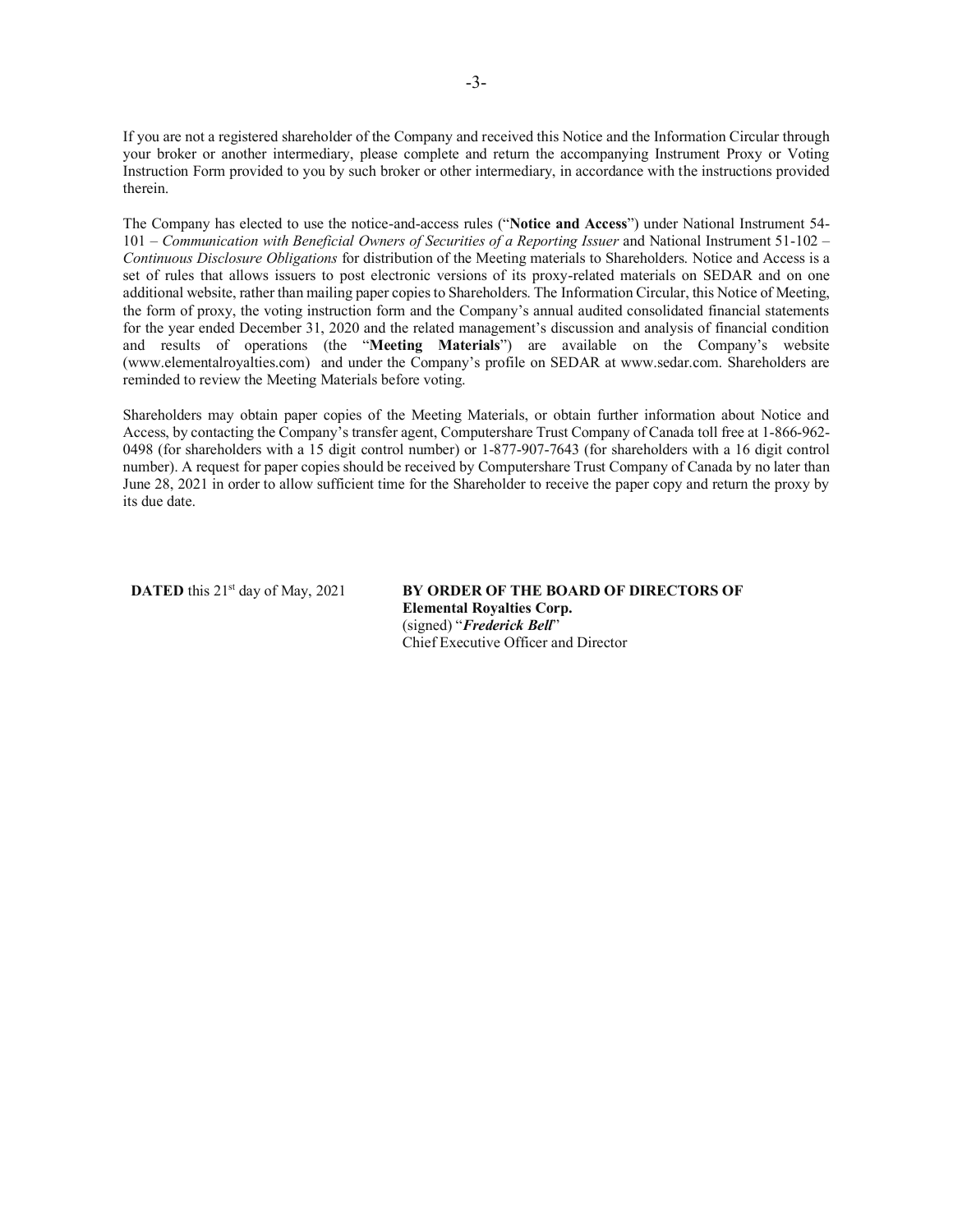If you are not a registered shareholder of the Company and received this Notice and the Information Circular through your broker or another intermediary, please complete and return the accompanying Instrument Proxy or Voting Instruction Form provided to you by such broker or other intermediary, in accordance with the instructions provided therein.

The Company has elected to use the notice-and-access rules ("**Notice and Access**") under National Instrument 54-101 – *Communication with Beneficial Owners of Securities of a Reporting Issuer* and National Instrument 51-102 – *Continuous Disclosure Obligations* for distribution of the Meeting materials to Shareholders. Notice and Access is a set of rules that allows issuers to post electronic versions of its proxy-related materials on SEDAR and on one additional website, rather than mailing paper copies to Shareholders. The Information Circular, this Notice of Meeting, the form of proxy, the voting instruction form and the Company's annual audited consolidated financial statements for the year ended December 31, 2020 and the related management's discussion and analysis of financial condition and results of operations (the "**Meeting Materials**") are available on the Company's website (www.elementalroyalties.com) and under the Company's profile on SEDAR at www.sedar.com. Shareholders are reminded to review the Meeting Materials before voting.

Shareholders may obtain paper copies of the Meeting Materials, or obtain further information about Notice and Access, by contacting the Company's transfer agent, Computershare Trust Company of Canada toll free at 1-866-962-0498 (for shareholders with a 15 digit control number) or 1-877-907-7643 (for shareholders with a 16 digit control number). A request for paper copies should be received by Computershare Trust Company of Canada by no later than June 28, 2021 in order to allow sufficient time for the Shareholder to receive the paper copy and return the proxy by its due date.

**DATED** this 21st day of May, 2021

**BY ORDER OF THE BOARD OF DIRECTORS OF**
**Elemental Royalties Corp.**
(signed) "***Frederick Bell***"
Chief Executive Officer and Director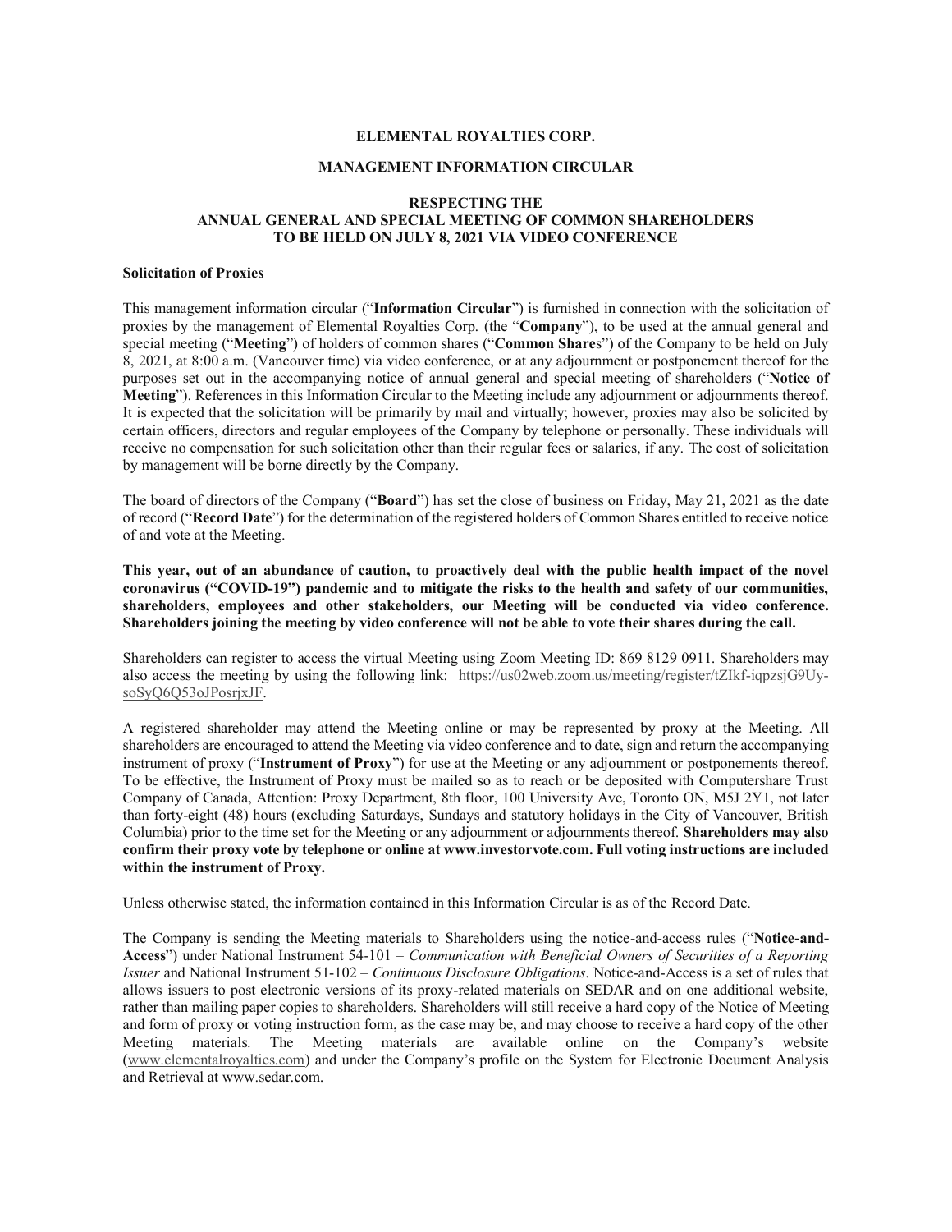**ELEMENTAL ROYALTIES CORP.**

**MANAGEMENT INFORMATION CIRCULAR**

**RESPECTING THE ANNUAL GENERAL AND SPECIAL MEETING OF COMMON SHAREHOLDERS TO BE HELD ON JULY 8, 2021 VIA VIDEO CONFERENCE**

**Solicitation of Proxies**

This management information circular ("**Information Circular**") is furnished in connection with the solicitation of proxies by the management of Elemental Royalties Corp. (the "**Company**"), to be used at the annual general and special meeting ("**Meeting**") of holders of common shares ("**Common Share**s") of the Company to be held on July 8, 2021, at 8:00 a.m. (Vancouver time) via video conference, or at any adjournment or postponement thereof for the purposes set out in the accompanying notice of annual general and special meeting of shareholders ("**Notice of Meeting**"). References in this Information Circular to the Meeting include any adjournment or adjournments thereof. It is expected that the solicitation will be primarily by mail and virtually; however, proxies may also be solicited by certain officers, directors and regular employees of the Company by telephone or personally. These individuals will receive no compensation for such solicitation other than their regular fees or salaries, if any. The cost of solicitation by management will be borne directly by the Company.

The board of directors of the Company ("**Board**") has set the close of business on Friday, May 21, 2021 as the date of record ("**Record Date**") for the determination of the registered holders of Common Shares entitled to receive notice of and vote at the Meeting.

**This year, out of an abundance of caution, to proactively deal with the public health impact of the novel coronavirus ("COVID-19") pandemic and to mitigate the risks to the health and safety of our communities, shareholders, employees and other stakeholders, our Meeting will be conducted via video conference. Shareholders joining the meeting by video conference will not be able to vote their shares during the call.**

Shareholders can register to access the virtual Meeting using Zoom Meeting ID: 869 8129 0911. Shareholders may also access the meeting by using the following link: https://us02web.zoom.us/meeting/register/tZIkf-iqpzsjG9Uy-soSyQ6Q53oJPosrjxJF.

A registered shareholder may attend the Meeting online or may be represented by proxy at the Meeting. All shareholders are encouraged to attend the Meeting via video conference and to date, sign and return the accompanying instrument of proxy ("**Instrument of Proxy**") for use at the Meeting or any adjournment or postponements thereof. To be effective, the Instrument of Proxy must be mailed so as to reach or be deposited with Computershare Trust Company of Canada, Attention: Proxy Department, 8th floor, 100 University Ave, Toronto ON, M5J 2Y1, not later than forty-eight (48) hours (excluding Saturdays, Sundays and statutory holidays in the City of Vancouver, British Columbia) prior to the time set for the Meeting or any adjournment or adjournments thereof. **Shareholders may also confirm their proxy vote by telephone or online at www.investorvote.com. Full voting instructions are included within the instrument of Proxy.**

Unless otherwise stated, the information contained in this Information Circular is as of the Record Date.

The Company is sending the Meeting materials to Shareholders using the notice-and-access rules ("**Notice-and-Access**") under National Instrument 54-101 – *Communication with Beneficial Owners of Securities of a Reporting Issuer* and National Instrument 51-102 – *Continuous Disclosure Obligations*. Notice-and-Access is a set of rules that allows issuers to post electronic versions of its proxy-related materials on SEDAR and on one additional website, rather than mailing paper copies to shareholders. Shareholders will still receive a hard copy of the Notice of Meeting and form of proxy or voting instruction form, as the case may be, and may choose to receive a hard copy of the other Meeting materials. The Meeting materials are available online on the Company's website (www.elementalroyalties.com) and under the Company's profile on the System for Electronic Document Analysis and Retrieval at www.sedar.com.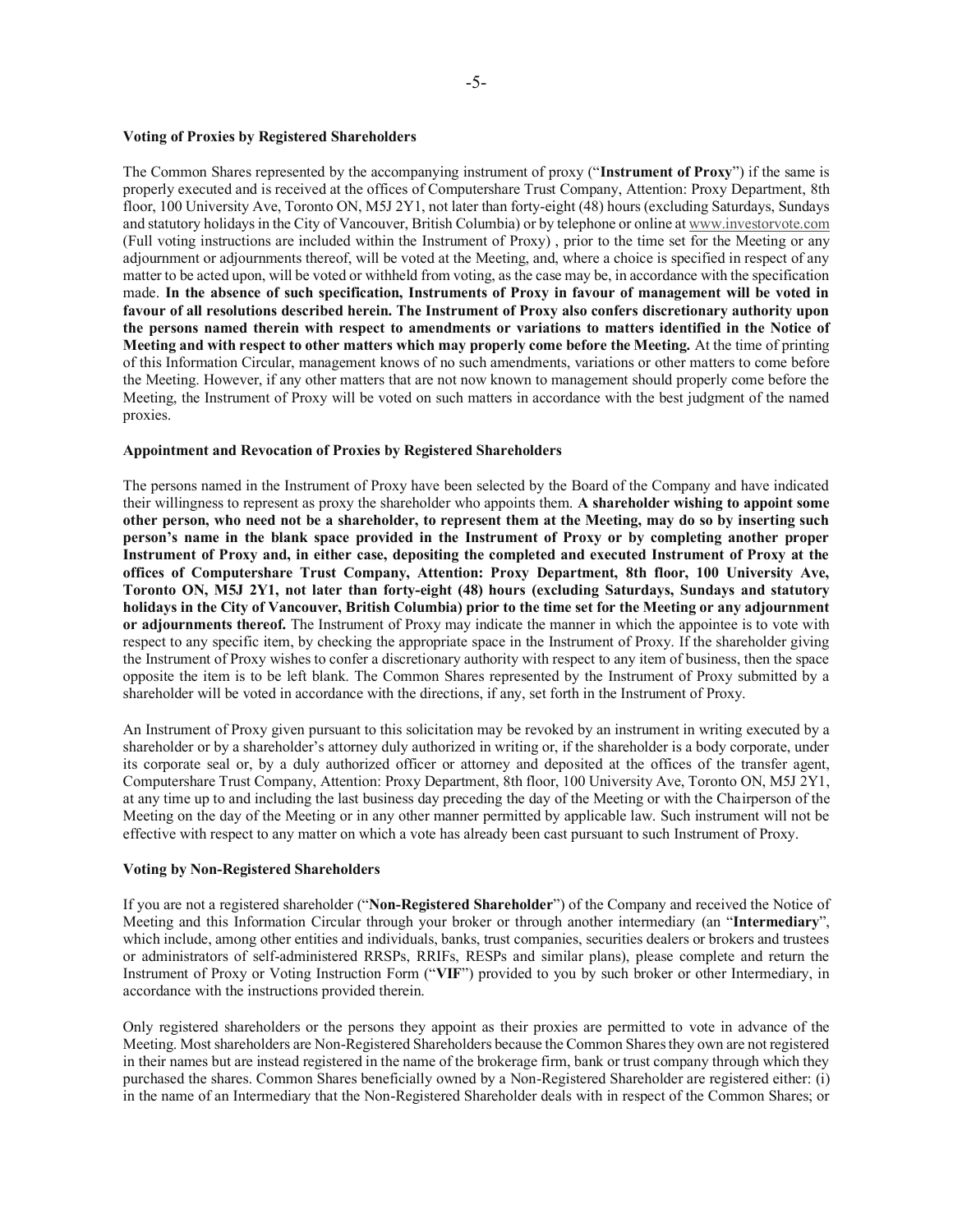**Voting of Proxies by Registered Shareholders**

The Common Shares represented by the accompanying instrument of proxy ("**Instrument of Proxy**") if the same is properly executed and is received at the offices of Computershare Trust Company, Attention: Proxy Department, 8th floor, 100 University Ave, Toronto ON, M5J 2Y1, not later than forty-eight (48) hours (excluding Saturdays, Sundays and statutory holidays in the City of Vancouver, British Columbia) or by telephone or online at www.investorvote.com (Full voting instructions are included within the Instrument of Proxy) , prior to the time set for the Meeting or any adjournment or adjournments thereof, will be voted at the Meeting, and, where a choice is specified in respect of any matter to be acted upon, will be voted or withheld from voting, as the case may be, in accordance with the specification made. **In the absence of such specification, Instruments of Proxy in favour of management will be voted in favour of all resolutions described herein. The Instrument of Proxy also confers discretionary authority upon the persons named therein with respect to amendments or variations to matters identified in the Notice of Meeting and with respect to other matters which may properly come before the Meeting.** At the time of printing of this Information Circular, management knows of no such amendments, variations or other matters to come before the Meeting. However, if any other matters that are not now known to management should properly come before the Meeting, the Instrument of Proxy will be voted on such matters in accordance with the best judgment of the named proxies.

**Appointment and Revocation of Proxies by Registered Shareholders**

The persons named in the Instrument of Proxy have been selected by the Board of the Company and have indicated their willingness to represent as proxy the shareholder who appoints them. **A shareholder wishing to appoint some other person, who need not be a shareholder, to represent them at the Meeting, may do so by inserting such person's name in the blank space provided in the Instrument of Proxy or by completing another proper Instrument of Proxy and, in either case, depositing the completed and executed Instrument of Proxy at the offices of Computershare Trust Company, Attention: Proxy Department, 8th floor, 100 University Ave, Toronto ON, M5J 2Y1, not later than forty-eight (48) hours (excluding Saturdays, Sundays and statutory holidays in the City of Vancouver, British Columbia) prior to the time set for the Meeting or any adjournment or adjournments thereof.** The Instrument of Proxy may indicate the manner in which the appointee is to vote with respect to any specific item, by checking the appropriate space in the Instrument of Proxy. If the shareholder giving the Instrument of Proxy wishes to confer a discretionary authority with respect to any item of business, then the space opposite the item is to be left blank. The Common Shares represented by the Instrument of Proxy submitted by a shareholder will be voted in accordance with the directions, if any, set forth in the Instrument of Proxy.

An Instrument of Proxy given pursuant to this solicitation may be revoked by an instrument in writing executed by a shareholder or by a shareholder's attorney duly authorized in writing or, if the shareholder is a body corporate, under its corporate seal or, by a duly authorized officer or attorney and deposited at the offices of the transfer agent, Computershare Trust Company, Attention: Proxy Department, 8th floor, 100 University Ave, Toronto ON, M5J 2Y1, at any time up to and including the last business day preceding the day of the Meeting or with the Chairperson of the Meeting on the day of the Meeting or in any other manner permitted by applicable law. Such instrument will not be effective with respect to any matter on which a vote has already been cast pursuant to such Instrument of Proxy.

**Voting by Non-Registered Shareholders**

If you are not a registered shareholder ("**Non-Registered Shareholder**") of the Company and received the Notice of Meeting and this Information Circular through your broker or through another intermediary (an "**Intermediary**", which include, among other entities and individuals, banks, trust companies, securities dealers or brokers and trustees or administrators of self-administered RRSPs, RRIFs, RESPs and similar plans), please complete and return the Instrument of Proxy or Voting Instruction Form ("**VIF**") provided to you by such broker or other Intermediary, in accordance with the instructions provided therein.

Only registered shareholders or the persons they appoint as their proxies are permitted to vote in advance of the Meeting. Most shareholders are Non-Registered Shareholders because the Common Shares they own are not registered in their names but are instead registered in the name of the brokerage firm, bank or trust company through which they purchased the shares. Common Shares beneficially owned by a Non-Registered Shareholder are registered either: (i) in the name of an Intermediary that the Non-Registered Shareholder deals with in respect of the Common Shares; or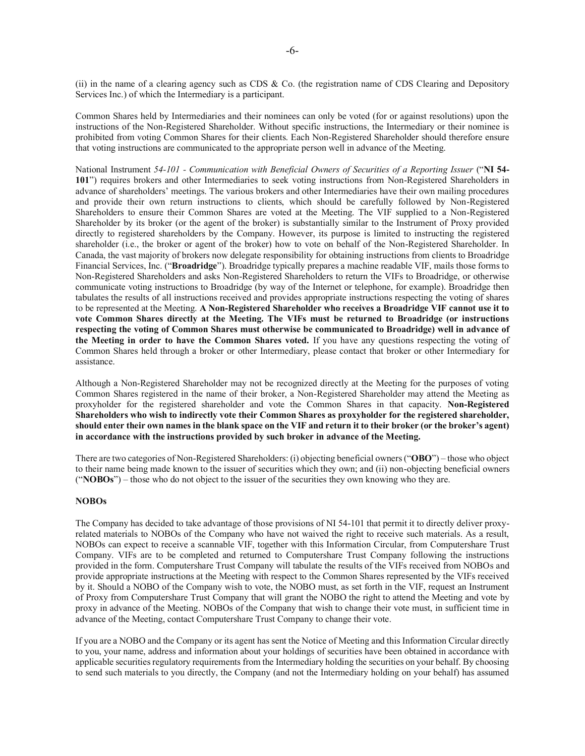(ii) in the name of a clearing agency such as CDS & Co. (the registration name of CDS Clearing and Depository Services Inc.) of which the Intermediary is a participant.

Common Shares held by Intermediaries and their nominees can only be voted (for or against resolutions) upon the instructions of the Non-Registered Shareholder. Without specific instructions, the Intermediary or their nominee is prohibited from voting Common Shares for their clients. Each Non-Registered Shareholder should therefore ensure that voting instructions are communicated to the appropriate person well in advance of the Meeting.

National Instrument *54-101 - Communication with Beneficial Owners of Securities of a Reporting Issuer* ("**NI 54-101**") requires brokers and other Intermediaries to seek voting instructions from Non-Registered Shareholders in advance of shareholders' meetings. The various brokers and other Intermediaries have their own mailing procedures and provide their own return instructions to clients, which should be carefully followed by Non-Registered Shareholders to ensure their Common Shares are voted at the Meeting. The VIF supplied to a Non-Registered Shareholder by its broker (or the agent of the broker) is substantially similar to the Instrument of Proxy provided directly to registered shareholders by the Company. However, its purpose is limited to instructing the registered shareholder (i.e., the broker or agent of the broker) how to vote on behalf of the Non-Registered Shareholder. In Canada, the vast majority of brokers now delegate responsibility for obtaining instructions from clients to Broadridge Financial Services, Inc. ("**Broadridge**"). Broadridge typically prepares a machine readable VIF, mails those forms to Non-Registered Shareholders and asks Non-Registered Shareholders to return the VIFs to Broadridge, or otherwise communicate voting instructions to Broadridge (by way of the Internet or telephone, for example). Broadridge then tabulates the results of all instructions received and provides appropriate instructions respecting the voting of shares to be represented at the Meeting. **A Non-Registered Shareholder who receives a Broadridge VIF cannot use it to vote Common Shares directly at the Meeting. The VIFs must be returned to Broadridge (or instructions respecting the voting of Common Shares must otherwise be communicated to Broadridge) well in advance of the Meeting in order to have the Common Shares voted.** If you have any questions respecting the voting of Common Shares held through a broker or other Intermediary, please contact that broker or other Intermediary for assistance.

Although a Non-Registered Shareholder may not be recognized directly at the Meeting for the purposes of voting Common Shares registered in the name of their broker, a Non-Registered Shareholder may attend the Meeting as proxyholder for the registered shareholder and vote the Common Shares in that capacity. **Non-Registered Shareholders who wish to indirectly vote their Common Shares as proxyholder for the registered shareholder, should enter their own names in the blank space on the VIF and return it to their broker (or the broker's agent) in accordance with the instructions provided by such broker in advance of the Meeting.**

There are two categories of Non-Registered Shareholders: (i) objecting beneficial owners ("**OBO**") – those who object to their name being made known to the issuer of securities which they own; and (ii) non-objecting beneficial owners ("**NOBOs**") – those who do not object to the issuer of the securities they own knowing who they are.

**NOBOs**

The Company has decided to take advantage of those provisions of NI 54-101 that permit it to directly deliver proxy-related materials to NOBOs of the Company who have not waived the right to receive such materials. As a result, NOBOs can expect to receive a scannable VIF, together with this Information Circular, from Computershare Trust Company. VIFs are to be completed and returned to Computershare Trust Company following the instructions provided in the form. Computershare Trust Company will tabulate the results of the VIFs received from NOBOs and provide appropriate instructions at the Meeting with respect to the Common Shares represented by the VIFs received by it. Should a NOBO of the Company wish to vote, the NOBO must, as set forth in the VIF, request an Instrument of Proxy from Computershare Trust Company that will grant the NOBO the right to attend the Meeting and vote by proxy in advance of the Meeting. NOBOs of the Company that wish to change their vote must, in sufficient time in advance of the Meeting, contact Computershare Trust Company to change their vote.

If you are a NOBO and the Company or its agent has sent the Notice of Meeting and this Information Circular directly to you, your name, address and information about your holdings of securities have been obtained in accordance with applicable securities regulatory requirements from the Intermediary holding the securities on your behalf. By choosing to send such materials to you directly, the Company (and not the Intermediary holding on your behalf) has assumed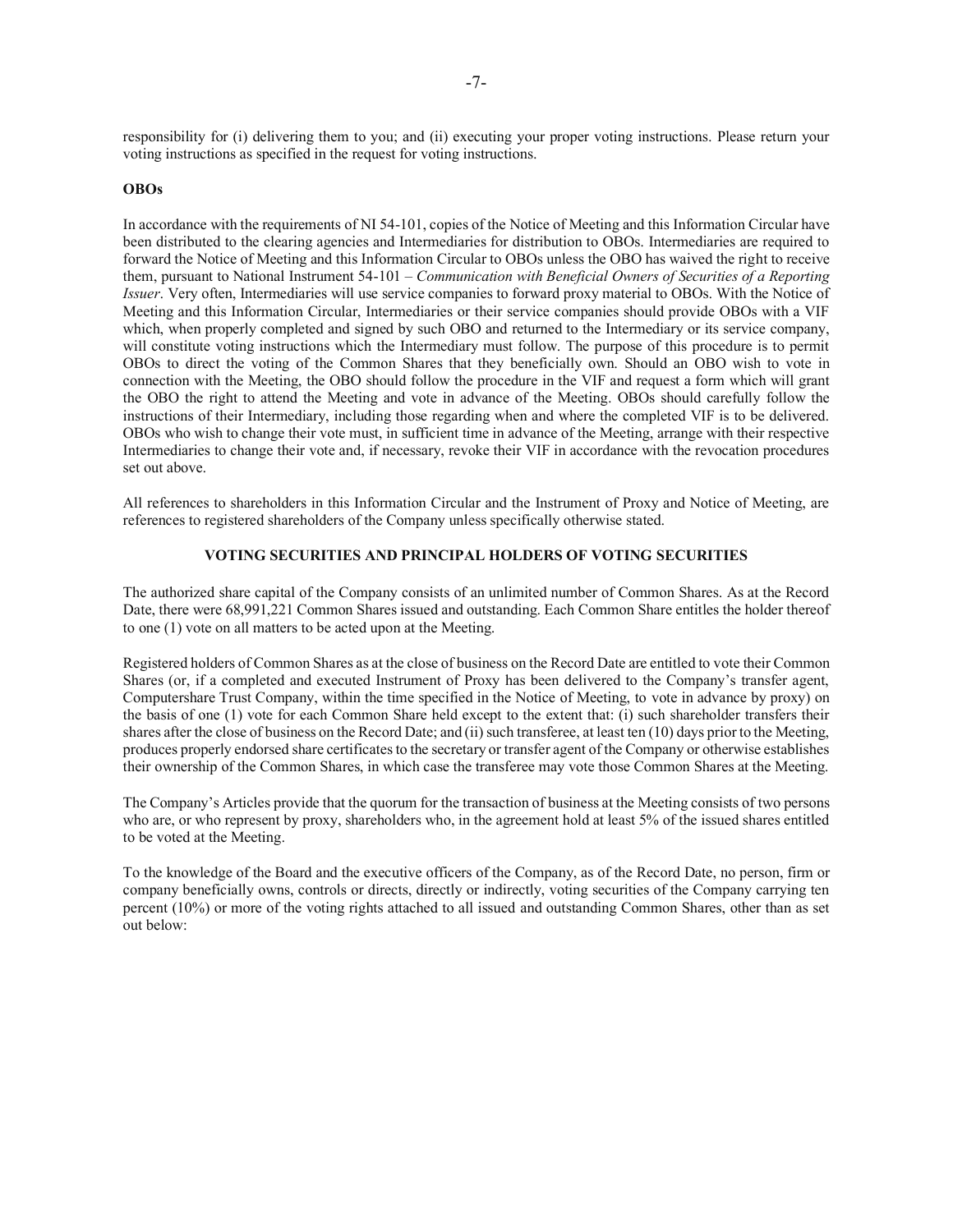responsibility for (i) delivering them to you; and (ii) executing your proper voting instructions. Please return your voting instructions as specified in the request for voting instructions.

**OBOs**

In accordance with the requirements of NI 54-101, copies of the Notice of Meeting and this Information Circular have been distributed to the clearing agencies and Intermediaries for distribution to OBOs. Intermediaries are required to forward the Notice of Meeting and this Information Circular to OBOs unless the OBO has waived the right to receive them, pursuant to National Instrument 54-101 – *Communication with Beneficial Owners of Securities of a Reporting Issuer*. Very often, Intermediaries will use service companies to forward proxy material to OBOs. With the Notice of Meeting and this Information Circular, Intermediaries or their service companies should provide OBOs with a VIF which, when properly completed and signed by such OBO and returned to the Intermediary or its service company, will constitute voting instructions which the Intermediary must follow. The purpose of this procedure is to permit OBOs to direct the voting of the Common Shares that they beneficially own. Should an OBO wish to vote in connection with the Meeting, the OBO should follow the procedure in the VIF and request a form which will grant the OBO the right to attend the Meeting and vote in advance of the Meeting. OBOs should carefully follow the instructions of their Intermediary, including those regarding when and where the completed VIF is to be delivered. OBOs who wish to change their vote must, in sufficient time in advance of the Meeting, arrange with their respective Intermediaries to change their vote and, if necessary, revoke their VIF in accordance with the revocation procedures set out above.

All references to shareholders in this Information Circular and the Instrument of Proxy and Notice of Meeting, are references to registered shareholders of the Company unless specifically otherwise stated.

## VOTING SECURITIES AND PRINCIPAL HOLDERS OF VOTING SECURITIES

The authorized share capital of the Company consists of an unlimited number of Common Shares. As at the Record Date, there were 68,991,221 Common Shares issued and outstanding. Each Common Share entitles the holder thereof to one (1) vote on all matters to be acted upon at the Meeting.

Registered holders of Common Shares as at the close of business on the Record Date are entitled to vote their Common Shares (or, if a completed and executed Instrument of Proxy has been delivered to the Company's transfer agent, Computershare Trust Company, within the time specified in the Notice of Meeting, to vote in advance by proxy) on the basis of one (1) vote for each Common Share held except to the extent that: (i) such shareholder transfers their shares after the close of business on the Record Date; and (ii) such transferee, at least ten (10) days prior to the Meeting, produces properly endorsed share certificates to the secretary or transfer agent of the Company or otherwise establishes their ownership of the Common Shares, in which case the transferee may vote those Common Shares at the Meeting.

The Company's Articles provide that the quorum for the transaction of business at the Meeting consists of two persons who are, or who represent by proxy, shareholders who, in the agreement hold at least 5% of the issued shares entitled to be voted at the Meeting.

To the knowledge of the Board and the executive officers of the Company, as of the Record Date, no person, firm or company beneficially owns, controls or directs, directly or indirectly, voting securities of the Company carrying ten percent (10%) or more of the voting rights attached to all issued and outstanding Common Shares, other than as set out below: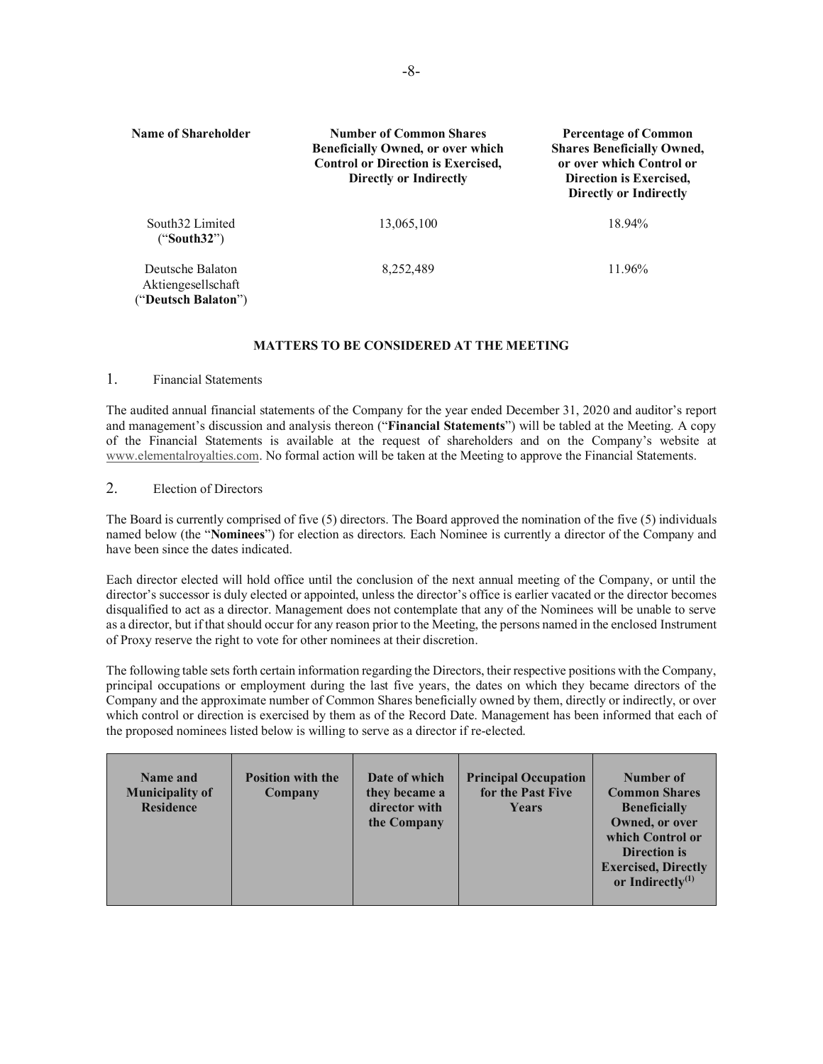| Name of Shareholder | Number of Common Shares Beneficially Owned, or over which Control or Direction is Exercised, Directly or Indirectly | Percentage of Common Shares Beneficially Owned, or over which Control or Direction is Exercised, Directly or Indirectly |
|---|---|---|
| South32 Limited ("**South32**") | 13,065,100 | 18.94% |
| Deutsche Balaton Aktiengesellschaft ("**Deutsch Balaton**") | 8,252,489 | 11.96% |

## MATTERS TO BE CONSIDERED AT THE MEETING

### 1. Financial Statements

The audited annual financial statements of the Company for the year ended December 31, 2020 and auditor's report and management's discussion and analysis thereon ("**Financial Statements**") will be tabled at the Meeting. A copy of the Financial Statements is available at the request of shareholders and on the Company's website at www.elementalroyalties.com. No formal action will be taken at the Meeting to approve the Financial Statements.

### 2. Election of Directors

The Board is currently comprised of five (5) directors. The Board approved the nomination of the five (5) individuals named below (the "**Nominees**") for election as directors. Each Nominee is currently a director of the Company and have been since the dates indicated.

Each director elected will hold office until the conclusion of the next annual meeting of the Company, or until the director's successor is duly elected or appointed, unless the director's office is earlier vacated or the director becomes disqualified to act as a director. Management does not contemplate that any of the Nominees will be unable to serve as a director, but if that should occur for any reason prior to the Meeting, the persons named in the enclosed Instrument of Proxy reserve the right to vote for other nominees at their discretion.

The following table sets forth certain information regarding the Directors, their respective positions with the Company, principal occupations or employment during the last five years, the dates on which they became directors of the Company and the approximate number of Common Shares beneficially owned by them, directly or indirectly, or over which control or direction is exercised by them as of the Record Date. Management has been informed that each of the proposed nominees listed below is willing to serve as a director if re-elected.

| Name and Municipality of Residence | Position with the Company | Date of which they became a director with the Company | Principal Occupation for the Past Five Years | Number of Common Shares Beneficially Owned, or over which Control or Direction is Exercised, Directly or Indirectly[(1)] |
|---|---|---|---|---|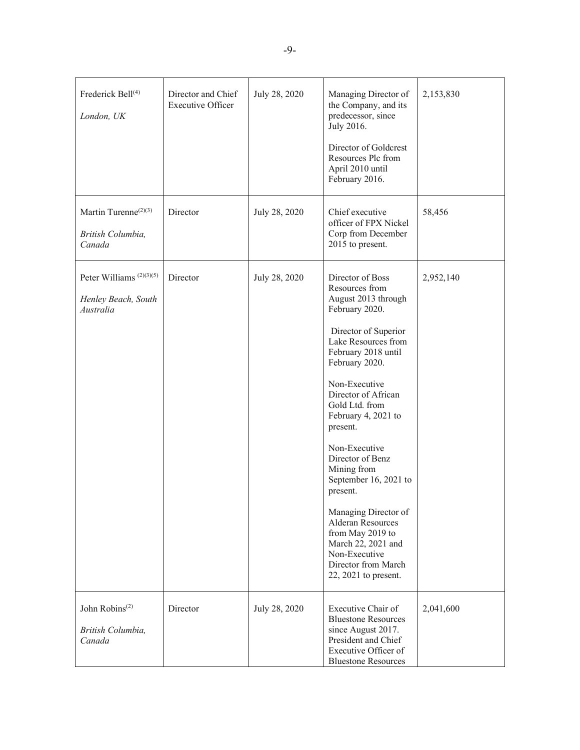| Frederick Bell[(4)]<br><br>*London, UK* | Director and Chief Executive Officer | July 28, 2020 | Managing Director of the Company, and its predecessor, since July 2016.<br><br>Director of Goldcrest Resources Plc from April 2010 until February 2016. | 2,153,830 |
|---|---|---|---|---|
| Martin Turenne[(2)(3)]<br><br>*British Columbia, Canada* | Director | July 28, 2020 | Chief executive officer of FPX Nickel Corp from December 2015 to present. | 58,456 |
| Peter Williams [(2)(3)(5)]<br><br>*Henley Beach, South Australia* | Director | July 28, 2020 | Director of Boss Resources from August 2013 through February 2020.<br><br>Director of Superior Lake Resources from February 2018 until February 2020.<br><br>Non-Executive Director of African Gold Ltd. from February 4, 2021 to present.<br><br>Non-Executive Director of Benz Mining from September 16, 2021 to present.<br><br>Managing Director of Alderan Resources from May 2019 to March 22, 2021 and Non-Executive Director from March 22, 2021 to present. | 2,952,140 |
| John Robins[(2)]<br><br>*British Columbia, Canada* | Director | July 28, 2020 | Executive Chair of Bluestone Resources since August 2017. President and Chief Executive Officer of Bluestone Resources | 2,041,600 |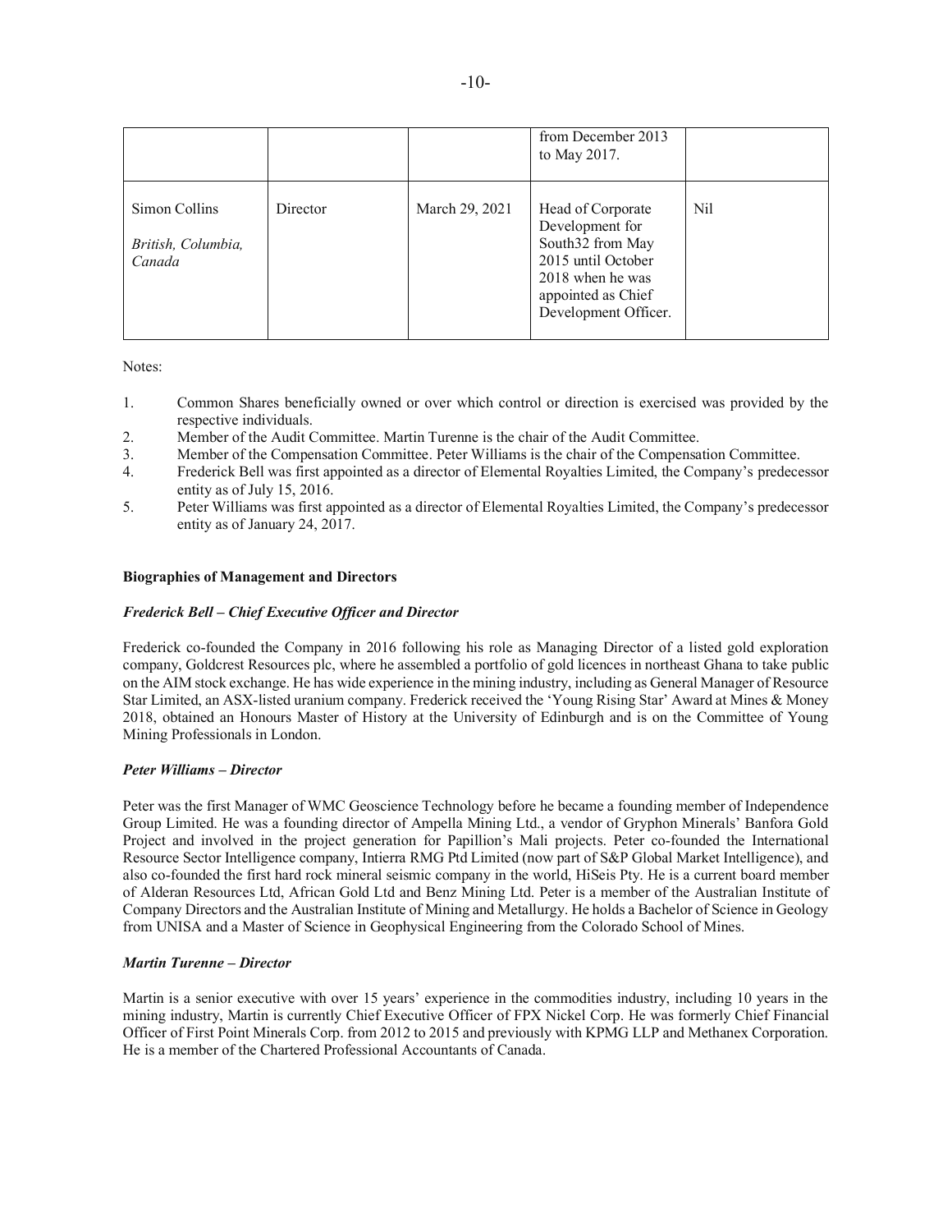| | | | from December 2013 to May 2017. | |
| --- | --- | --- | --- | --- |
| Simon Collins<br>*British, Columbia, Canada* | Director | March 29, 2021 | Head of Corporate Development for South32 from May 2015 until October 2018 when he was appointed as Chief Development Officer. | Nil |

Notes:

1. Common Shares beneficially owned or over which control or direction is exercised was provided by the respective individuals.
2. Member of the Audit Committee. Martin Turenne is the chair of the Audit Committee.
3. Member of the Compensation Committee. Peter Williams is the chair of the Compensation Committee.
4. Frederick Bell was first appointed as a director of Elemental Royalties Limited, the Company's predecessor entity as of July 15, 2016.
5. Peter Williams was first appointed as a director of Elemental Royalties Limited, the Company's predecessor entity as of January 24, 2017.

**Biographies of Management and Directors**

***Frederick Bell – Chief Executive Officer and Director***

Frederick co-founded the Company in 2016 following his role as Managing Director of a listed gold exploration company, Goldcrest Resources plc, where he assembled a portfolio of gold licences in northeast Ghana to take public on the AIM stock exchange. He has wide experience in the mining industry, including as General Manager of Resource Star Limited, an ASX-listed uranium company. Frederick received the 'Young Rising Star' Award at Mines & Money 2018, obtained an Honours Master of History at the University of Edinburgh and is on the Committee of Young Mining Professionals in London.

***Peter Williams – Director***

Peter was the first Manager of WMC Geoscience Technology before he became a founding member of Independence Group Limited. He was a founding director of Ampella Mining Ltd., a vendor of Gryphon Minerals' Banfora Gold Project and involved in the project generation for Papillion's Mali projects. Peter co-founded the International Resource Sector Intelligence company, Intierra RMG Ptd Limited (now part of S&P Global Market Intelligence), and also co-founded the first hard rock mineral seismic company in the world, HiSeis Pty. He is a current board member of Alderan Resources Ltd, African Gold Ltd and Benz Mining Ltd. Peter is a member of the Australian Institute of Company Directors and the Australian Institute of Mining and Metallurgy. He holds a Bachelor of Science in Geology from UNISA and a Master of Science in Geophysical Engineering from the Colorado School of Mines.

***Martin Turenne – Director***

Martin is a senior executive with over 15 years' experience in the commodities industry, including 10 years in the mining industry, Martin is currently Chief Executive Officer of FPX Nickel Corp. He was formerly Chief Financial Officer of First Point Minerals Corp. from 2012 to 2015 and previously with KPMG LLP and Methanex Corporation. He is a member of the Chartered Professional Accountants of Canada.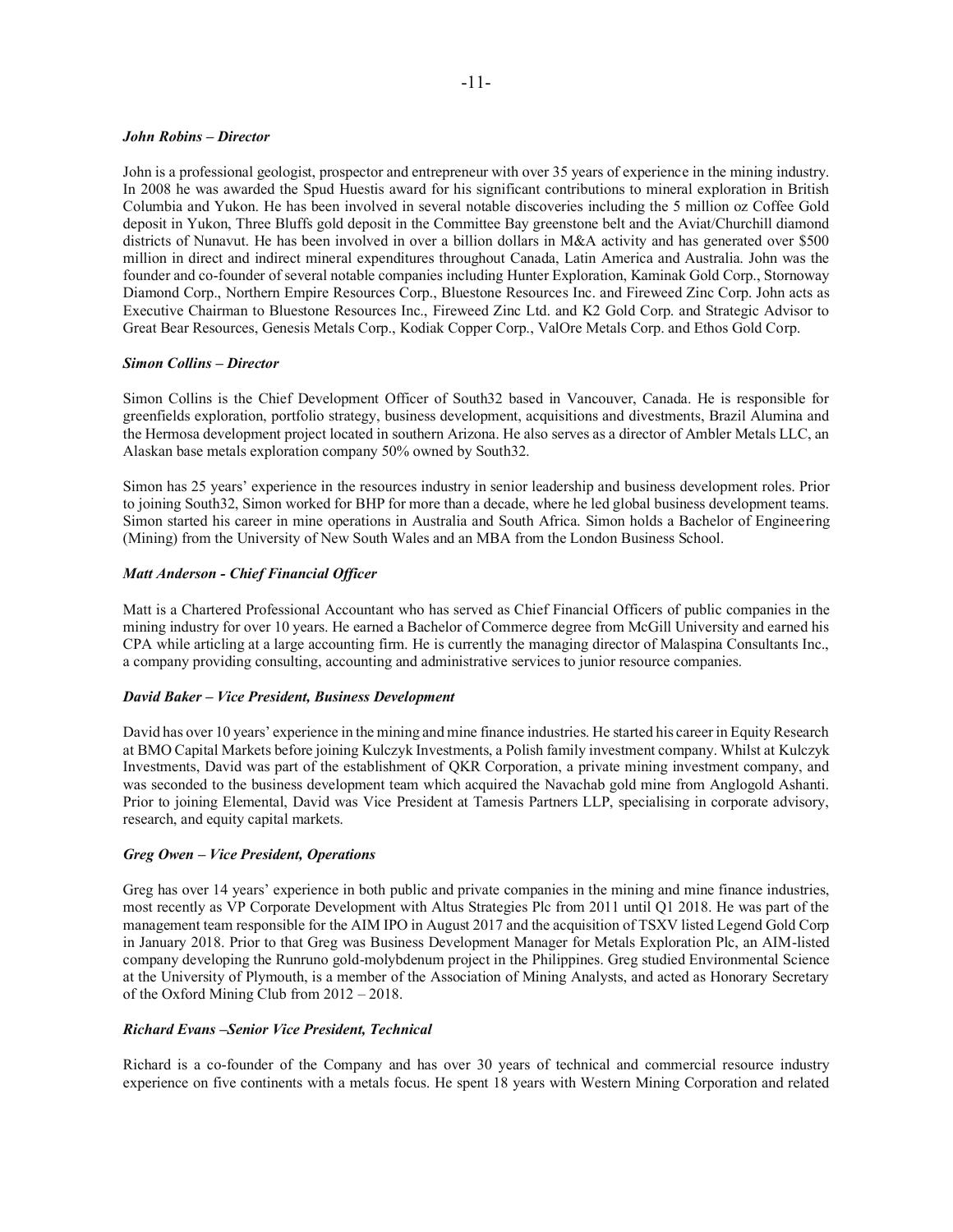***John Robins – Director***

John is a professional geologist, prospector and entrepreneur with over 35 years of experience in the mining industry. In 2008 he was awarded the Spud Huestis award for his significant contributions to mineral exploration in British Columbia and Yukon. He has been involved in several notable discoveries including the 5 million oz Coffee Gold deposit in Yukon, Three Bluffs gold deposit in the Committee Bay greenstone belt and the Aviat/Churchill diamond districts of Nunavut. He has been involved in over a billion dollars in M&A activity and has generated over $500 million in direct and indirect mineral expenditures throughout Canada, Latin America and Australia. John was the founder and co-founder of several notable companies including Hunter Exploration, Kaminak Gold Corp., Stornoway Diamond Corp., Northern Empire Resources Corp., Bluestone Resources Inc. and Fireweed Zinc Corp. John acts as Executive Chairman to Bluestone Resources Inc., Fireweed Zinc Ltd. and K2 Gold Corp. and Strategic Advisor to Great Bear Resources, Genesis Metals Corp., Kodiak Copper Corp., ValOre Metals Corp. and Ethos Gold Corp.

***Simon Collins – Director***

Simon Collins is the Chief Development Officer of South32 based in Vancouver, Canada. He is responsible for greenfields exploration, portfolio strategy, business development, acquisitions and divestments, Brazil Alumina and the Hermosa development project located in southern Arizona. He also serves as a director of Ambler Metals LLC, an Alaskan base metals exploration company 50% owned by South32.

Simon has 25 years' experience in the resources industry in senior leadership and business development roles. Prior to joining South32, Simon worked for BHP for more than a decade, where he led global business development teams. Simon started his career in mine operations in Australia and South Africa. Simon holds a Bachelor of Engineering (Mining) from the University of New South Wales and an MBA from the London Business School.

***Matt Anderson - Chief Financial Officer***

Matt is a Chartered Professional Accountant who has served as Chief Financial Officers of public companies in the mining industry for over 10 years. He earned a Bachelor of Commerce degree from McGill University and earned his CPA while articling at a large accounting firm. He is currently the managing director of Malaspina Consultants Inc., a company providing consulting, accounting and administrative services to junior resource companies.

***David Baker – Vice President, Business Development***

David has over 10 years' experience in the mining and mine finance industries. He started his career in Equity Research at BMO Capital Markets before joining Kulczyk Investments, a Polish family investment company. Whilst at Kulczyk Investments, David was part of the establishment of QKR Corporation, a private mining investment company, and was seconded to the business development team which acquired the Navachab gold mine from Anglogold Ashanti. Prior to joining Elemental, David was Vice President at Tamesis Partners LLP, specialising in corporate advisory, research, and equity capital markets.

***Greg Owen – Vice President, Operations***

Greg has over 14 years' experience in both public and private companies in the mining and mine finance industries, most recently as VP Corporate Development with Altus Strategies Plc from 2011 until Q1 2018. He was part of the management team responsible for the AIM IPO in August 2017 and the acquisition of TSXV listed Legend Gold Corp in January 2018. Prior to that Greg was Business Development Manager for Metals Exploration Plc, an AIM-listed company developing the Runruno gold-molybdenum project in the Philippines. Greg studied Environmental Science at the University of Plymouth, is a member of the Association of Mining Analysts, and acted as Honorary Secretary of the Oxford Mining Club from 2012 – 2018.

***Richard Evans –Senior Vice President, Technical***

Richard is a co-founder of the Company and has over 30 years of technical and commercial resource industry experience on five continents with a metals focus. He spent 18 years with Western Mining Corporation and related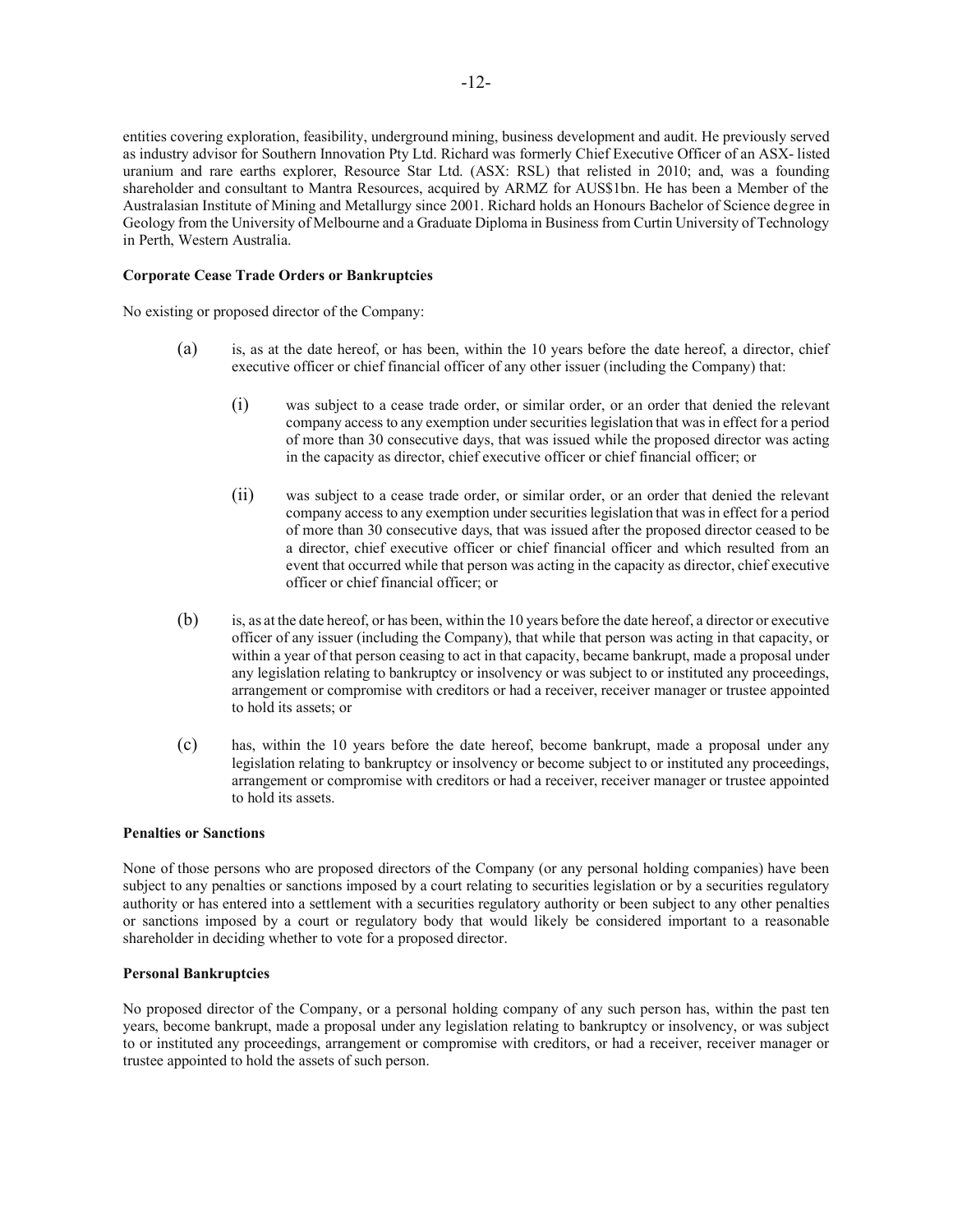entities covering exploration, feasibility, underground mining, business development and audit. He previously served as industry advisor for Southern Innovation Pty Ltd. Richard was formerly Chief Executive Officer of an ASX- listed uranium and rare earths explorer, Resource Star Ltd. (ASX: RSL) that relisted in 2010; and, was a founding shareholder and consultant to Mantra Resources, acquired by ARMZ for AUS$1bn. He has been a Member of the Australasian Institute of Mining and Metallurgy since 2001. Richard holds an Honours Bachelor of Science degree in Geology from the University of Melbourne and a Graduate Diploma in Business from Curtin University of Technology in Perth, Western Australia.

**Corporate Cease Trade Orders or Bankruptcies**

No existing or proposed director of the Company:

(a) is, as at the date hereof, or has been, within the 10 years before the date hereof, a director, chief executive officer or chief financial officer of any other issuer (including the Company) that:

  (i) was subject to a cease trade order, or similar order, or an order that denied the relevant company access to any exemption under securities legislation that was in effect for a period of more than 30 consecutive days, that was issued while the proposed director was acting in the capacity as director, chief executive officer or chief financial officer; or

  (ii) was subject to a cease trade order, or similar order, or an order that denied the relevant company access to any exemption under securities legislation that was in effect for a period of more than 30 consecutive days, that was issued after the proposed director ceased to be a director, chief executive officer or chief financial officer and which resulted from an event that occurred while that person was acting in the capacity as director, chief executive officer or chief financial officer; or

(b) is, as at the date hereof, or has been, within the 10 years before the date hereof, a director or executive officer of any issuer (including the Company), that while that person was acting in that capacity, or within a year of that person ceasing to act in that capacity, became bankrupt, made a proposal under any legislation relating to bankruptcy or insolvency or was subject to or instituted any proceedings, arrangement or compromise with creditors or had a receiver, receiver manager or trustee appointed to hold its assets; or

(c) has, within the 10 years before the date hereof, become bankrupt, made a proposal under any legislation relating to bankruptcy or insolvency or become subject to or instituted any proceedings, arrangement or compromise with creditors or had a receiver, receiver manager or trustee appointed to hold its assets.

**Penalties or Sanctions**

None of those persons who are proposed directors of the Company (or any personal holding companies) have been subject to any penalties or sanctions imposed by a court relating to securities legislation or by a securities regulatory authority or has entered into a settlement with a securities regulatory authority or been subject to any other penalties or sanctions imposed by a court or regulatory body that would likely be considered important to a reasonable shareholder in deciding whether to vote for a proposed director.

**Personal Bankruptcies**

No proposed director of the Company, or a personal holding company of any such person has, within the past ten years, become bankrupt, made a proposal under any legislation relating to bankruptcy or insolvency, or was subject to or instituted any proceedings, arrangement or compromise with creditors, or had a receiver, receiver manager or trustee appointed to hold the assets of such person.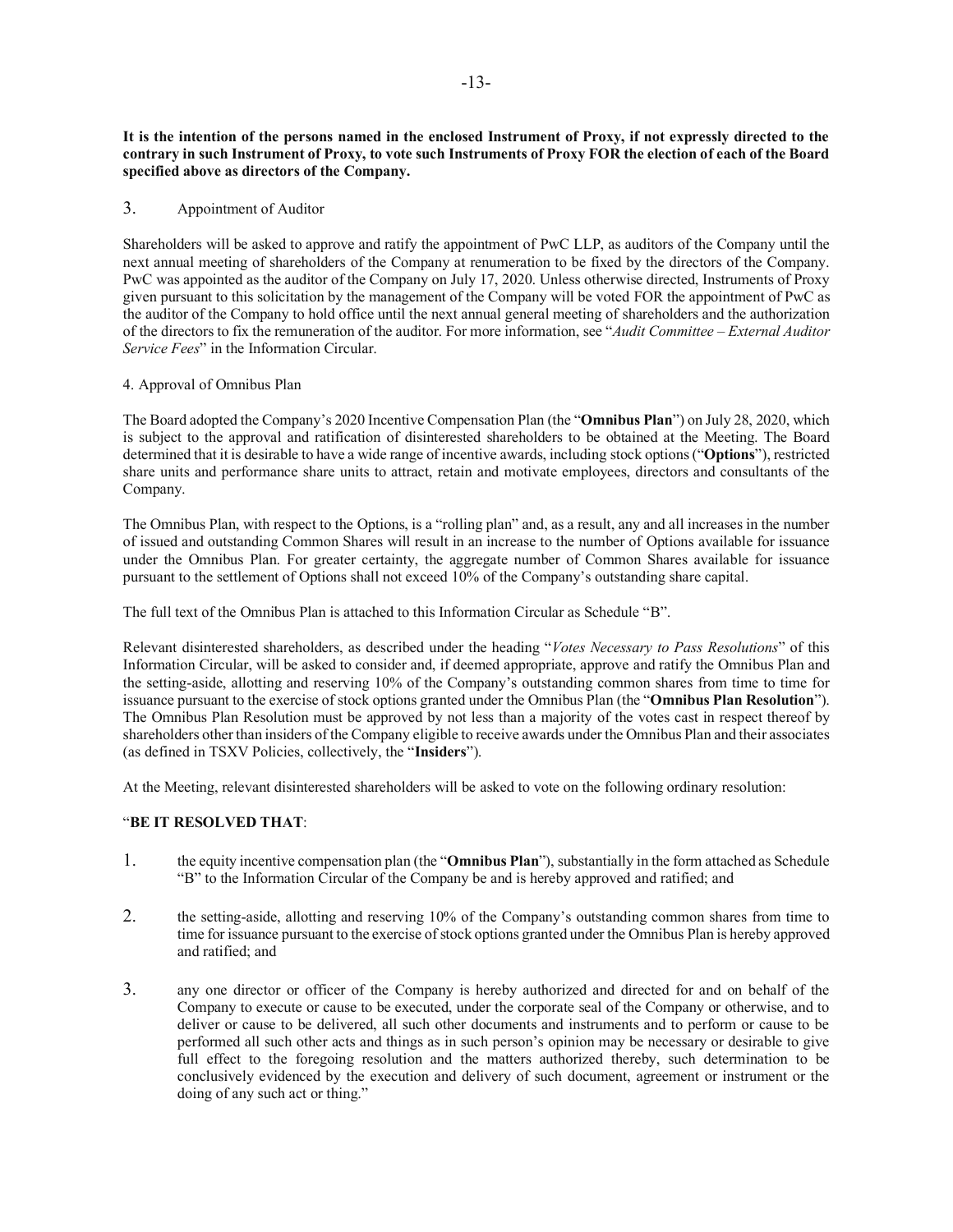**It is the intention of the persons named in the enclosed Instrument of Proxy, if not expressly directed to the contrary in such Instrument of Proxy, to vote such Instruments of Proxy FOR the election of each of the Board specified above as directors of the Company.**

3. Appointment of Auditor

Shareholders will be asked to approve and ratify the appointment of PwC LLP, as auditors of the Company until the next annual meeting of shareholders of the Company at renumeration to be fixed by the directors of the Company. PwC was appointed as the auditor of the Company on July 17, 2020. Unless otherwise directed, Instruments of Proxy given pursuant to this solicitation by the management of the Company will be voted FOR the appointment of PwC as the auditor of the Company to hold office until the next annual general meeting of shareholders and the authorization of the directors to fix the remuneration of the auditor. For more information, see "*Audit Committee – External Auditor Service Fees*" in the Information Circular.

4. Approval of Omnibus Plan

The Board adopted the Company's 2020 Incentive Compensation Plan (the "**Omnibus Plan**") on July 28, 2020, which is subject to the approval and ratification of disinterested shareholders to be obtained at the Meeting. The Board determined that it is desirable to have a wide range of incentive awards, including stock options ("**Options**"), restricted share units and performance share units to attract, retain and motivate employees, directors and consultants of the Company.

The Omnibus Plan, with respect to the Options, is a "rolling plan" and, as a result, any and all increases in the number of issued and outstanding Common Shares will result in an increase to the number of Options available for issuance under the Omnibus Plan. For greater certainty, the aggregate number of Common Shares available for issuance pursuant to the settlement of Options shall not exceed 10% of the Company's outstanding share capital.

The full text of the Omnibus Plan is attached to this Information Circular as Schedule "B".

Relevant disinterested shareholders, as described under the heading "*Votes Necessary to Pass Resolutions*" of this Information Circular, will be asked to consider and, if deemed appropriate, approve and ratify the Omnibus Plan and the setting-aside, allotting and reserving 10% of the Company's outstanding common shares from time to time for issuance pursuant to the exercise of stock options granted under the Omnibus Plan (the "**Omnibus Plan Resolution**"). The Omnibus Plan Resolution must be approved by not less than a majority of the votes cast in respect thereof by shareholders other than insiders of the Company eligible to receive awards under the Omnibus Plan and their associates (as defined in TSXV Policies, collectively, the "**Insiders**").

At the Meeting, relevant disinterested shareholders will be asked to vote on the following ordinary resolution:

"**BE IT RESOLVED THAT**:

1. the equity incentive compensation plan (the "**Omnibus Plan**"), substantially in the form attached as Schedule "B" to the Information Circular of the Company be and is hereby approved and ratified; and

2. the setting-aside, allotting and reserving 10% of the Company's outstanding common shares from time to time for issuance pursuant to the exercise of stock options granted under the Omnibus Plan is hereby approved and ratified; and

3. any one director or officer of the Company is hereby authorized and directed for and on behalf of the Company to execute or cause to be executed, under the corporate seal of the Company or otherwise, and to deliver or cause to be delivered, all such other documents and instruments and to perform or cause to be performed all such other acts and things as in such person's opinion may be necessary or desirable to give full effect to the foregoing resolution and the matters authorized thereby, such determination to be conclusively evidenced by the execution and delivery of such document, agreement or instrument or the doing of any such act or thing."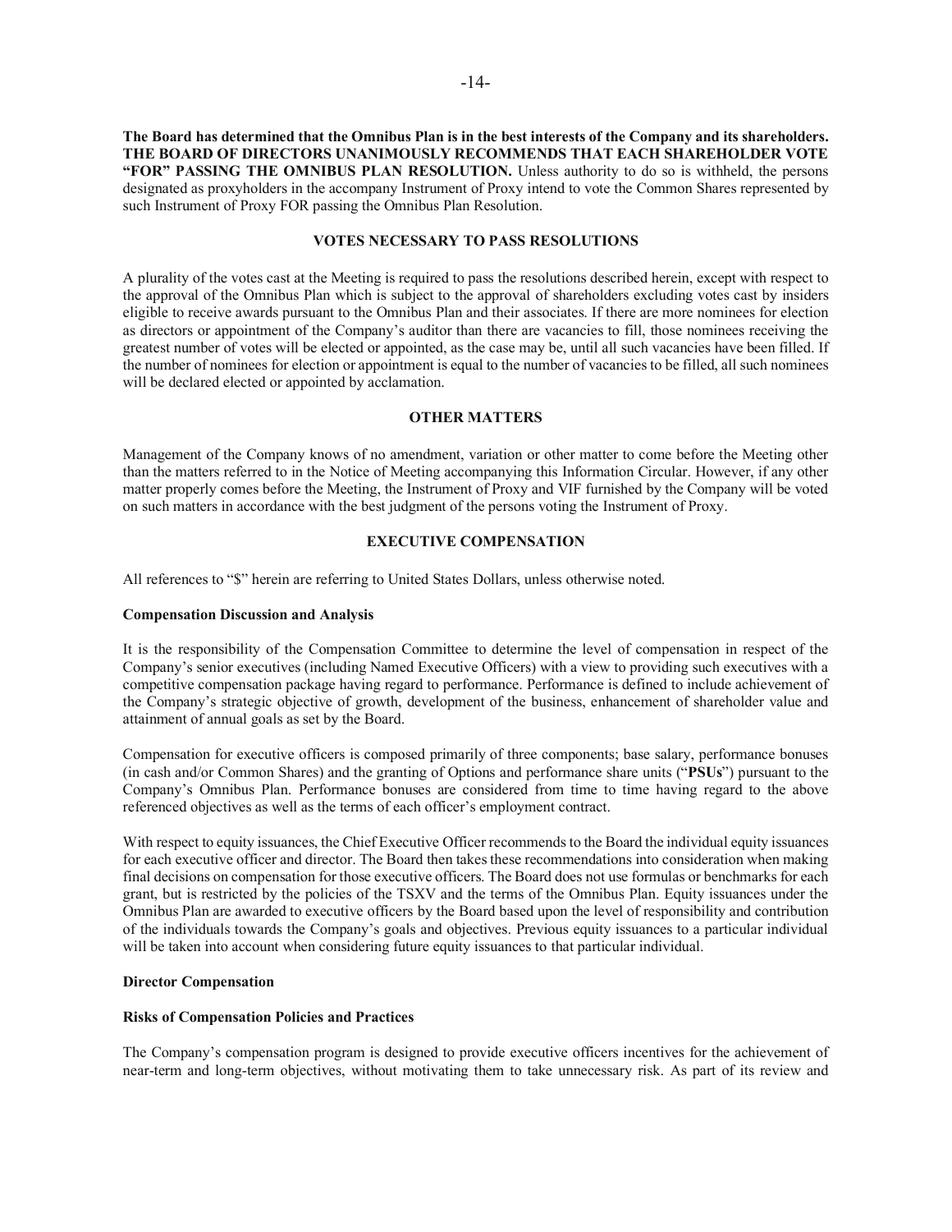**The Board has determined that the Omnibus Plan is in the best interests of the Company and its shareholders. THE BOARD OF DIRECTORS UNANIMOUSLY RECOMMENDS THAT EACH SHAREHOLDER VOTE "FOR" PASSING THE OMNIBUS PLAN RESOLUTION.** Unless authority to do so is withheld, the persons designated as proxyholders in the accompany Instrument of Proxy intend to vote the Common Shares represented by such Instrument of Proxy FOR passing the Omnibus Plan Resolution.

## VOTES NECESSARY TO PASS RESOLUTIONS

A plurality of the votes cast at the Meeting is required to pass the resolutions described herein, except with respect to the approval of the Omnibus Plan which is subject to the approval of shareholders excluding votes cast by insiders eligible to receive awards pursuant to the Omnibus Plan and their associates. If there are more nominees for election as directors or appointment of the Company's auditor than there are vacancies to fill, those nominees receiving the greatest number of votes will be elected or appointed, as the case may be, until all such vacancies have been filled. If the number of nominees for election or appointment is equal to the number of vacancies to be filled, all such nominees will be declared elected or appointed by acclamation.

## OTHER MATTERS

Management of the Company knows of no amendment, variation or other matter to come before the Meeting other than the matters referred to in the Notice of Meeting accompanying this Information Circular. However, if any other matter properly comes before the Meeting, the Instrument of Proxy and VIF furnished by the Company will be voted on such matters in accordance with the best judgment of the persons voting the Instrument of Proxy.

## EXECUTIVE COMPENSATION

All references to "$" herein are referring to United States Dollars, unless otherwise noted.

### Compensation Discussion and Analysis

It is the responsibility of the Compensation Committee to determine the level of compensation in respect of the Company's senior executives (including Named Executive Officers) with a view to providing such executives with a competitive compensation package having regard to performance. Performance is defined to include achievement of the Company's strategic objective of growth, development of the business, enhancement of shareholder value and attainment of annual goals as set by the Board.

Compensation for executive officers is composed primarily of three components; base salary, performance bonuses (in cash and/or Common Shares) and the granting of Options and performance share units ("**PSUs**") pursuant to the Company's Omnibus Plan. Performance bonuses are considered from time to time having regard to the above referenced objectives as well as the terms of each officer's employment contract.

With respect to equity issuances, the Chief Executive Officer recommends to the Board the individual equity issuances for each executive officer and director. The Board then takes these recommendations into consideration when making final decisions on compensation for those executive officers. The Board does not use formulas or benchmarks for each grant, but is restricted by the policies of the TSXV and the terms of the Omnibus Plan. Equity issuances under the Omnibus Plan are awarded to executive officers by the Board based upon the level of responsibility and contribution of the individuals towards the Company's goals and objectives. Previous equity issuances to a particular individual will be taken into account when considering future equity issuances to that particular individual.

### Director Compensation

### Risks of Compensation Policies and Practices

The Company's compensation program is designed to provide executive officers incentives for the achievement of near-term and long-term objectives, without motivating them to take unnecessary risk. As part of its review and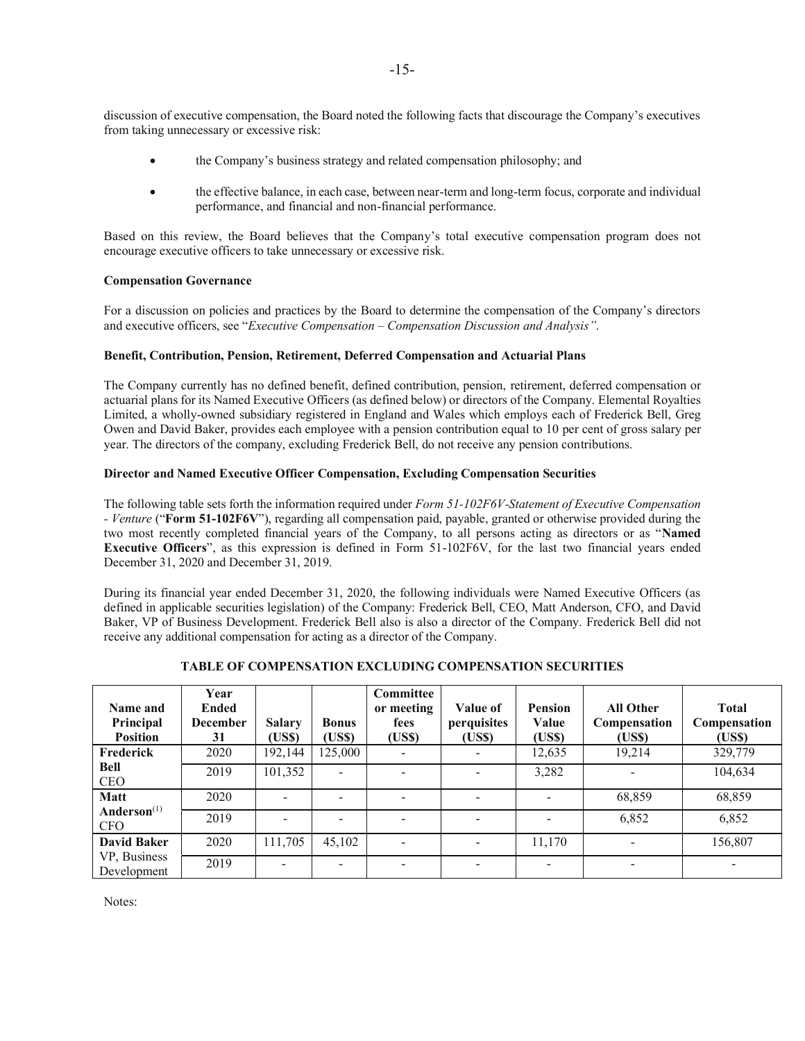discussion of executive compensation, the Board noted the following facts that discourage the Company's executives from taking unnecessary or excessive risk:

- the Company's business strategy and related compensation philosophy; and
- the effective balance, in each case, between near-term and long-term focus, corporate and individual performance, and financial and non-financial performance.

Based on this review, the Board believes that the Company's total executive compensation program does not encourage executive officers to take unnecessary or excessive risk.

**Compensation Governance**

For a discussion on policies and practices by the Board to determine the compensation of the Company's directors and executive officers, see "*Executive Compensation – Compensation Discussion and Analysis"*.

**Benefit, Contribution, Pension, Retirement, Deferred Compensation and Actuarial Plans**

The Company currently has no defined benefit, defined contribution, pension, retirement, deferred compensation or actuarial plans for its Named Executive Officers (as defined below) or directors of the Company. Elemental Royalties Limited, a wholly-owned subsidiary registered in England and Wales which employs each of Frederick Bell, Greg Owen and David Baker, provides each employee with a pension contribution equal to 10 per cent of gross salary per year. The directors of the company, excluding Frederick Bell, do not receive any pension contributions.

**Director and Named Executive Officer Compensation, Excluding Compensation Securities**

The following table sets forth the information required under *Form 51-102F6V-Statement of Executive Compensation - Venture* ("**Form 51-102F6V**"), regarding all compensation paid, payable, granted or otherwise provided during the two most recently completed financial years of the Company, to all persons acting as directors or as "**Named Executive Officers**", as this expression is defined in Form 51-102F6V, for the last two financial years ended December 31, 2020 and December 31, 2019.

During its financial year ended December 31, 2020, the following individuals were Named Executive Officers (as defined in applicable securities legislation) of the Company: Frederick Bell, CEO, Matt Anderson, CFO, and David Baker, VP of Business Development. Frederick Bell also is also a director of the Company. Frederick Bell did not receive any additional compensation for acting as a director of the Company.

**TABLE OF COMPENSATION EXCLUDING COMPENSATION SECURITIES**

| Name and Principal Position | Year Ended December 31 | Salary (US$) | Bonus (US$) | Committee or meeting fees (US$) | Value of perquisites (US$) | Pension Value (US$) | All Other Compensation (US$) | Total Compensation (US$) |
|---|---|---|---|---|---|---|---|---|
| **Frederick Bell** CEO | 2020 | 192,144 | 125,000 | - | - | 12,635 | 19,214 | 329,779 |
| | 2019 | 101,352 | - | - | - | 3,282 | - | 104,634 |
| **Matt Anderson**[(1)] CFO | 2020 | - | - | - | - | - | 68,859 | 68,859 |
| | 2019 | - | - | - | - | - | 6,852 | 6,852 |
| **David Baker** VP, Business Development | 2020 | 111,705 | 45,102 | - | - | 11,170 | - | 156,807 |
| | 2019 | - | - | - | - | - | - | - |

Notes: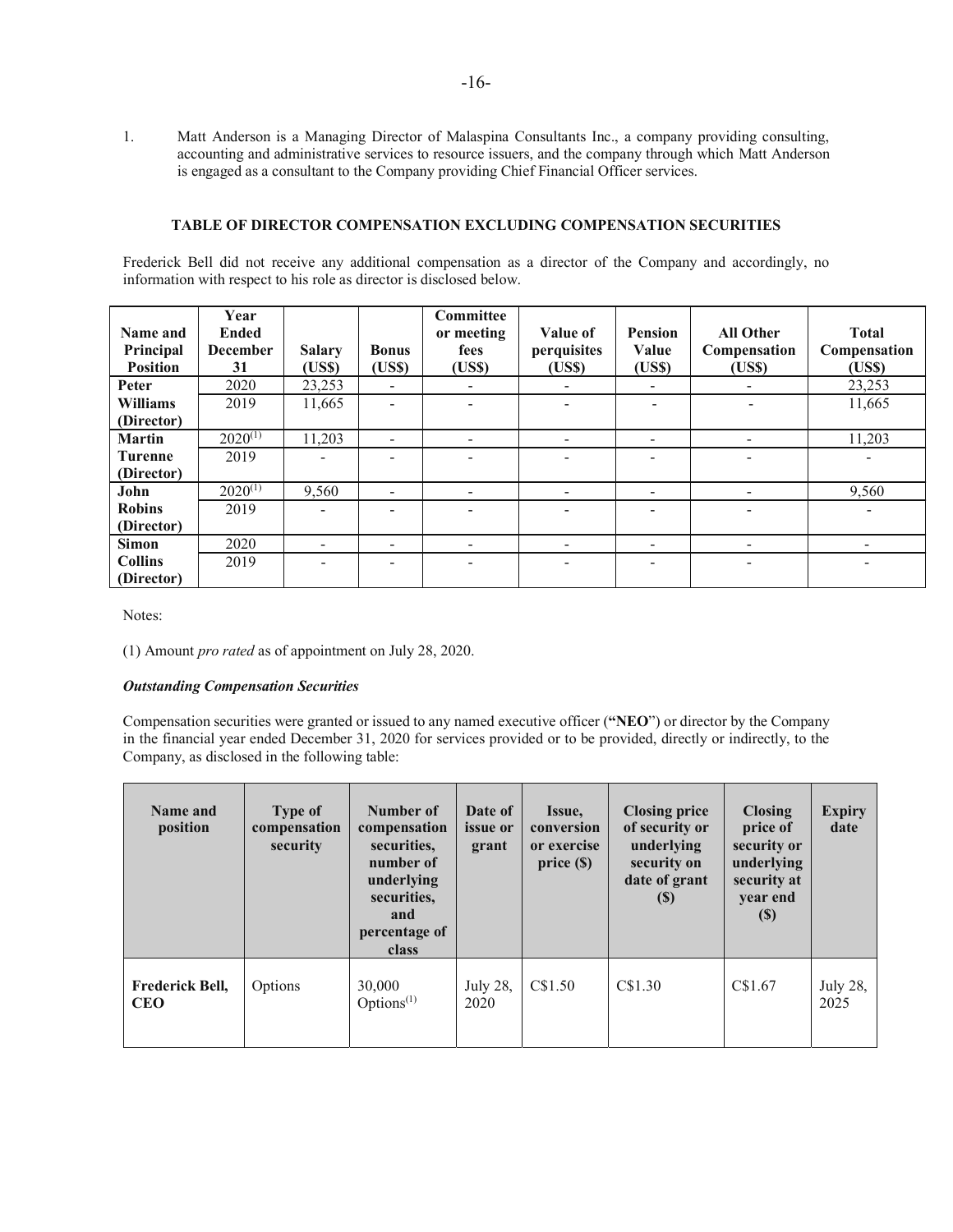1. Matt Anderson is a Managing Director of Malaspina Consultants Inc., a company providing consulting, accounting and administrative services to resource issuers, and the company through which Matt Anderson is engaged as a consultant to the Company providing Chief Financial Officer services.

### TABLE OF DIRECTOR COMPENSATION EXCLUDING COMPENSATION SECURITIES

Frederick Bell did not receive any additional compensation as a director of the Company and accordingly, no information with respect to his role as director is disclosed below.

| Name and Principal Position | Year Ended December 31 | Salary (US$) | Bonus (US$) | Committee or meeting fees (US$) | Value of perquisites (US$) | Pension Value (US$) | All Other Compensation (US$) | Total Compensation (US$) |
|---|---|---|---|---|---|---|---|---|
| **Peter Williams (Director)** | 2020 | 23,253 | - | - | - | - | - | 23,253 |
| | 2019 | 11,665 | - | - | - | - | - | 11,665 |
| **Martin Turenne (Director)** | 2020[(1)] | 11,203 | - | - | - | - | - | 11,203 |
| | 2019 | - | - | - | - | - | - | - |
| **John Robins (Director)** | 2020[(1)] | 9,560 | - | - | - | - | - | 9,560 |
| | 2019 | - | - | - | - | - | - | - |
| **Simon Collins (Director)** | 2020 | - | - | - | - | - | - | - |
| | 2019 | - | - | - | - | - | - | - |

Notes:

(1) Amount *pro rated* as of appointment on July 28, 2020.

***Outstanding Compensation Securities***

Compensation securities were granted or issued to any named executive officer (**"NEO"**) or director by the Company in the financial year ended December 31, 2020 for services provided or to be provided, directly or indirectly, to the Company, as disclosed in the following table:

| Name and position | Type of compensation security | Number of compensation securities, number of underlying securities, and percentage of class | Date of issue or grant | Issue, conversion or exercise price ($) | Closing price of security or underlying security on date of grant ($) | Closing price of security or underlying security at year end ($) | Expiry date |
|---|---|---|---|---|---|---|---|
| **Frederick Bell, CEO** | Options | 30,000 Options[(1)] | July 28, 2020 | C$1.50 | C$1.30 | C$1.67 | July 28, 2025 |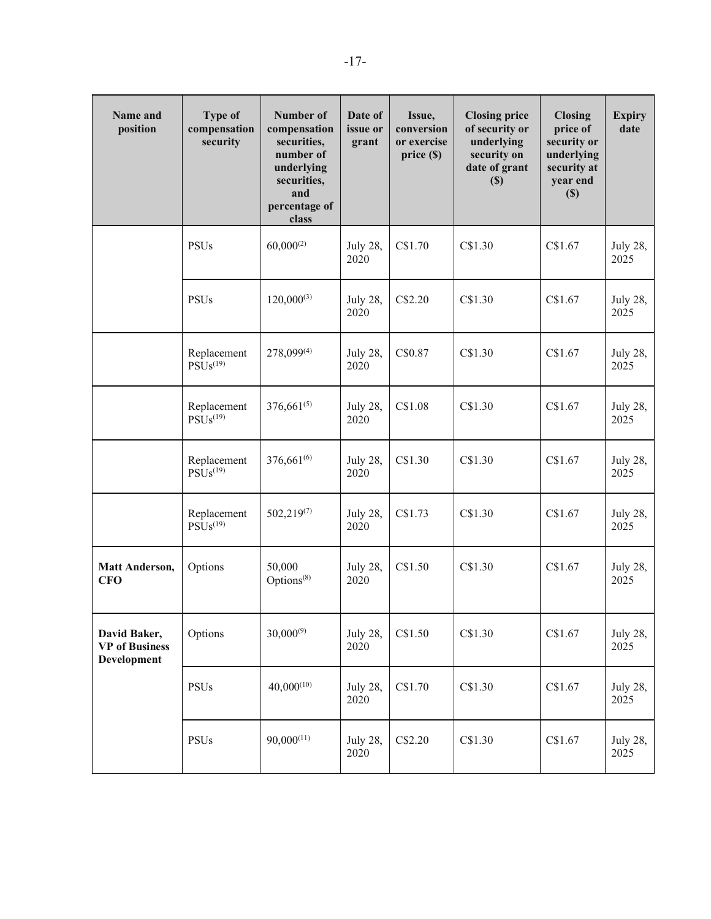| Name and position | Type of compensation security | Number of compensation securities, number of underlying securities, and percentage of class | Date of issue or grant | Issue, conversion or exercise price ($) | Closing price of security or underlying security on date of grant ($) | Closing price of security or underlying security at year end ($) | Expiry date |
|---|---|---|---|---|---|---|---|
| | PSUs | 60,000[(2)] | July 28, 2020 | C$1.70 | C$1.30 | C$1.67 | July 28, 2025 |
| | PSUs | 120,000[(3)] | July 28, 2020 | C$2.20 | C$1.30 | C$1.67 | July 28, 2025 |
| | Replacement PSUs[(19)] | 278,099[(4)] | July 28, 2020 | C$0.87 | C$1.30 | C$1.67 | July 28, 2025 |
| | Replacement PSUs[(19)] | 376,661[(5)] | July 28, 2020 | C$1.08 | C$1.30 | C$1.67 | July 28, 2025 |
| | Replacement PSUs[(19)] | 376,661[(6)] | July 28, 2020 | C$1.30 | C$1.30 | C$1.67 | July 28, 2025 |
| | Replacement PSUs[(19)] | 502,219[(7)] | July 28, 2020 | C$1.73 | C$1.30 | C$1.67 | July 28, 2025 |
| **Matt Anderson, CFO** | Options | 50,000 Options[(8)] | July 28, 2020 | C$1.50 | C$1.30 | C$1.67 | July 28, 2025 |
| **David Baker, VP of Business Development** | Options | 30,000[(9)] | July 28, 2020 | C$1.50 | C$1.30 | C$1.67 | July 28, 2025 |
| | PSUs | 40,000[(10)] | July 28, 2020 | C$1.70 | C$1.30 | C$1.67 | July 28, 2025 |
| | PSUs | 90,000[(11)] | July 28, 2020 | C$2.20 | C$1.30 | C$1.67 | July 28, 2025 |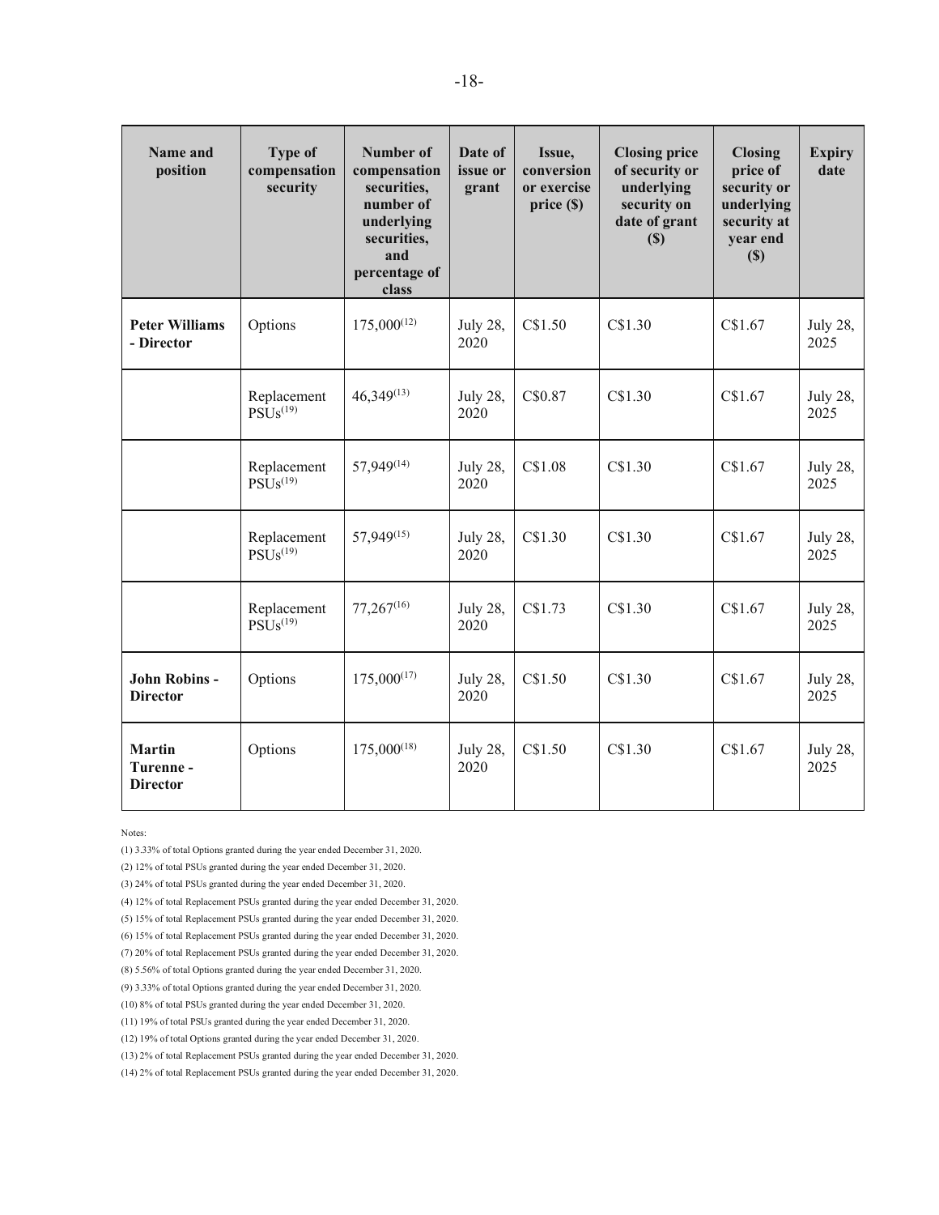| Name and position | Type of compensation security | Number of compensation securities, number of underlying securities, and percentage of class | Date of issue or grant | Issue, conversion or exercise price ($) | Closing price of security or underlying security on date of grant ($) | Closing price of security or underlying security at year end ($) | Expiry date |
|---|---|---|---|---|---|---|---|
| **Peter Williams - Director** | Options | 175,000[12] | July 28, 2020 | C$1.50 | C$1.30 | C$1.67 | July 28, 2025 |
| | Replacement PSUs[19] | 46,349[13] | July 28, 2020 | C$0.87 | C$1.30 | C$1.67 | July 28, 2025 |
| | Replacement PSUs[19] | 57,949[14] | July 28, 2020 | C$1.08 | C$1.30 | C$1.67 | July 28, 2025 |
| | Replacement PSUs[19] | 57,949[15] | July 28, 2020 | C$1.30 | C$1.30 | C$1.67 | July 28, 2025 |
| | Replacement PSUs[19] | 77,267[16] | July 28, 2020 | C$1.73 | C$1.30 | C$1.67 | July 28, 2025 |
| **John Robins - Director** | Options | 175,000[17] | July 28, 2020 | C$1.50 | C$1.30 | C$1.67 | July 28, 2025 |
| **Martin Turenne - Director** | Options | 175,000[18] | July 28, 2020 | C$1.50 | C$1.30 | C$1.67 | July 28, 2025 |

Notes:

(1) 3.33% of total Options granted during the year ended December 31, 2020.

(2) 12% of total PSUs granted during the year ended December 31, 2020.

(3) 24% of total PSUs granted during the year ended December 31, 2020.

(4) 12% of total Replacement PSUs granted during the year ended December 31, 2020.

(5) 15% of total Replacement PSUs granted during the year ended December 31, 2020.

(6) 15% of total Replacement PSUs granted during the year ended December 31, 2020.

(7) 20% of total Replacement PSUs granted during the year ended December 31, 2020.

(8) 5.56% of total Options granted during the year ended December 31, 2020.

(9) 3.33% of total Options granted during the year ended December 31, 2020.

(10) 8% of total PSUs granted during the year ended December 31, 2020.

(11) 19% of total PSUs granted during the year ended December 31, 2020.

(12) 19% of total Options granted during the year ended December 31, 2020.

(13) 2% of total Replacement PSUs granted during the year ended December 31, 2020.

(14) 2% of total Replacement PSUs granted during the year ended December 31, 2020.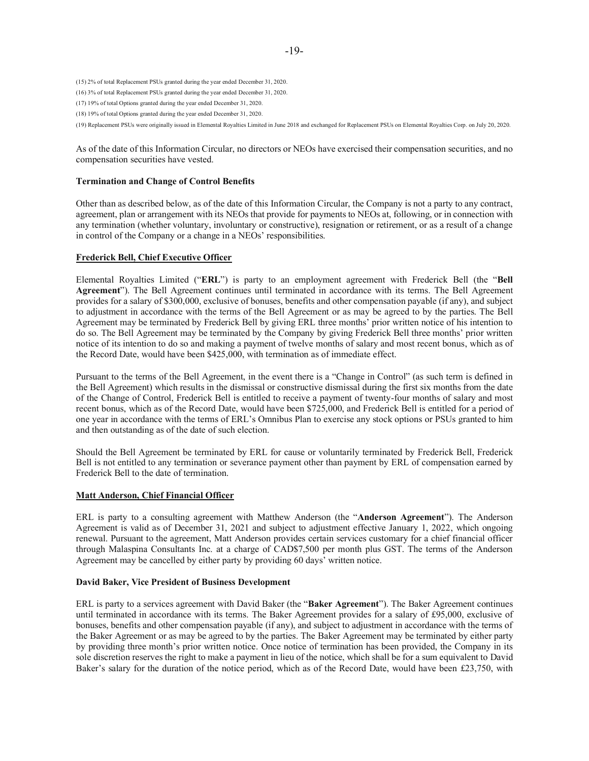(15) 2% of total Replacement PSUs granted during the year ended December 31, 2020.

(16) 3% of total Replacement PSUs granted during the year ended December 31, 2020.

(17) 19% of total Options granted during the year ended December 31, 2020.

(18) 19% of total Options granted during the year ended December 31, 2020.

(19) Replacement PSUs were originally issued in Elemental Royalties Limited in June 2018 and exchanged for Replacement PSUs on Elemental Royalties Corp. on July 20, 2020.

As of the date of this Information Circular, no directors or NEOs have exercised their compensation securities, and no compensation securities have vested.

**Termination and Change of Control Benefits**

Other than as described below, as of the date of this Information Circular, the Company is not a party to any contract, agreement, plan or arrangement with its NEOs that provide for payments to NEOs at, following, or in connection with any termination (whether voluntary, involuntary or constructive), resignation or retirement, or as a result of a change in control of the Company or a change in a NEOs' responsibilities.

**Frederick Bell, Chief Executive Officer**

Elemental Royalties Limited ("**ERL**") is party to an employment agreement with Frederick Bell (the "**Bell Agreement**"). The Bell Agreement continues until terminated in accordance with its terms. The Bell Agreement provides for a salary of $300,000, exclusive of bonuses, benefits and other compensation payable (if any), and subject to adjustment in accordance with the terms of the Bell Agreement or as may be agreed to by the parties. The Bell Agreement may be terminated by Frederick Bell by giving ERL three months' prior written notice of his intention to do so. The Bell Agreement may be terminated by the Company by giving Frederick Bell three months' prior written notice of its intention to do so and making a payment of twelve months of salary and most recent bonus, which as of the Record Date, would have been $425,000, with termination as of immediate effect.

Pursuant to the terms of the Bell Agreement, in the event there is a "Change in Control" (as such term is defined in the Bell Agreement) which results in the dismissal or constructive dismissal during the first six months from the date of the Change of Control, Frederick Bell is entitled to receive a payment of twenty-four months of salary and most recent bonus, which as of the Record Date, would have been $725,000, and Frederick Bell is entitled for a period of one year in accordance with the terms of ERL's Omnibus Plan to exercise any stock options or PSUs granted to him and then outstanding as of the date of such election.

Should the Bell Agreement be terminated by ERL for cause or voluntarily terminated by Frederick Bell, Frederick Bell is not entitled to any termination or severance payment other than payment by ERL of compensation earned by Frederick Bell to the date of termination.

**Matt Anderson, Chief Financial Officer**

ERL is party to a consulting agreement with Matthew Anderson (the "**Anderson Agreement**"). The Anderson Agreement is valid as of December 31, 2021 and subject to adjustment effective January 1, 2022, which ongoing renewal. Pursuant to the agreement, Matt Anderson provides certain services customary for a chief financial officer through Malaspina Consultants Inc. at a charge of CAD$7,500 per month plus GST. The terms of the Anderson Agreement may be cancelled by either party by providing 60 days' written notice.

**David Baker, Vice President of Business Development**

ERL is party to a services agreement with David Baker (the "**Baker Agreement**"). The Baker Agreement continues until terminated in accordance with its terms. The Baker Agreement provides for a salary of £95,000, exclusive of bonuses, benefits and other compensation payable (if any), and subject to adjustment in accordance with the terms of the Baker Agreement or as may be agreed to by the parties. The Baker Agreement may be terminated by either party by providing three month's prior written notice. Once notice of termination has been provided, the Company in its sole discretion reserves the right to make a payment in lieu of the notice, which shall be for a sum equivalent to David Baker's salary for the duration of the notice period, which as of the Record Date, would have been £23,750, with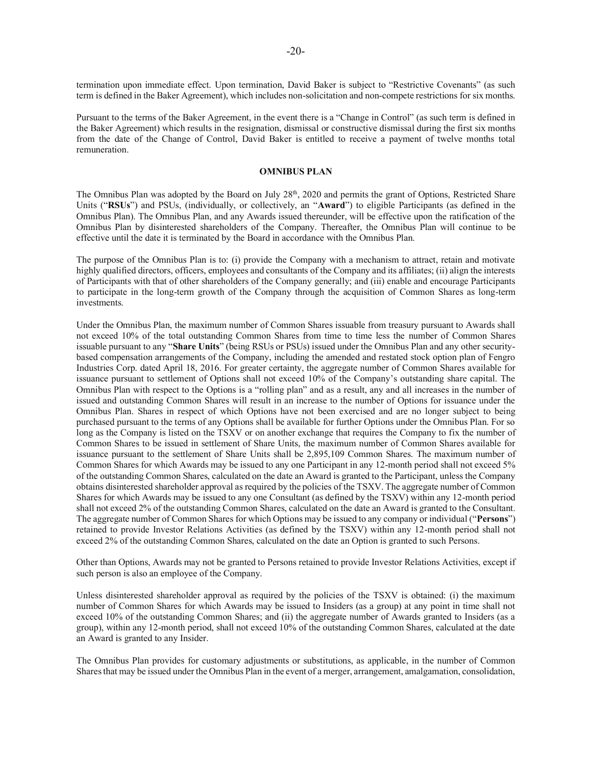termination upon immediate effect. Upon termination, David Baker is subject to "Restrictive Covenants" (as such term is defined in the Baker Agreement), which includes non-solicitation and non-compete restrictions for six months.

Pursuant to the terms of the Baker Agreement, in the event there is a "Change in Control" (as such term is defined in the Baker Agreement) which results in the resignation, dismissal or constructive dismissal during the first six months from the date of the Change of Control, David Baker is entitled to receive a payment of twelve months total remuneration.

## OMNIBUS PLAN

The Omnibus Plan was adopted by the Board on July 28th, 2020 and permits the grant of Options, Restricted Share Units ("**RSUs**") and PSUs, (individually, or collectively, an "**Award**") to eligible Participants (as defined in the Omnibus Plan). The Omnibus Plan, and any Awards issued thereunder, will be effective upon the ratification of the Omnibus Plan by disinterested shareholders of the Company. Thereafter, the Omnibus Plan will continue to be effective until the date it is terminated by the Board in accordance with the Omnibus Plan.

The purpose of the Omnibus Plan is to: (i) provide the Company with a mechanism to attract, retain and motivate highly qualified directors, officers, employees and consultants of the Company and its affiliates; (ii) align the interests of Participants with that of other shareholders of the Company generally; and (iii) enable and encourage Participants to participate in the long-term growth of the Company through the acquisition of Common Shares as long-term investments.

Under the Omnibus Plan, the maximum number of Common Shares issuable from treasury pursuant to Awards shall not exceed 10% of the total outstanding Common Shares from time to time less the number of Common Shares issuable pursuant to any "**Share Units**" (being RSUs or PSUs) issued under the Omnibus Plan and any other security-based compensation arrangements of the Company, including the amended and restated stock option plan of Fengro Industries Corp. dated April 18, 2016. For greater certainty, the aggregate number of Common Shares available for issuance pursuant to settlement of Options shall not exceed 10% of the Company's outstanding share capital. The Omnibus Plan with respect to the Options is a "rolling plan" and as a result, any and all increases in the number of issued and outstanding Common Shares will result in an increase to the number of Options for issuance under the Omnibus Plan. Shares in respect of which Options have not been exercised and are no longer subject to being purchased pursuant to the terms of any Options shall be available for further Options under the Omnibus Plan. For so long as the Company is listed on the TSXV or on another exchange that requires the Company to fix the number of Common Shares to be issued in settlement of Share Units, the maximum number of Common Shares available for issuance pursuant to the settlement of Share Units shall be 2,895,109 Common Shares. The maximum number of Common Shares for which Awards may be issued to any one Participant in any 12-month period shall not exceed 5% of the outstanding Common Shares, calculated on the date an Award is granted to the Participant, unless the Company obtains disinterested shareholder approval as required by the policies of the TSXV. The aggregate number of Common Shares for which Awards may be issued to any one Consultant (as defined by the TSXV) within any 12-month period shall not exceed 2% of the outstanding Common Shares, calculated on the date an Award is granted to the Consultant. The aggregate number of Common Shares for which Options may be issued to any company or individual ("**Persons**") retained to provide Investor Relations Activities (as defined by the TSXV) within any 12-month period shall not exceed 2% of the outstanding Common Shares, calculated on the date an Option is granted to such Persons.

Other than Options, Awards may not be granted to Persons retained to provide Investor Relations Activities, except if such person is also an employee of the Company.

Unless disinterested shareholder approval as required by the policies of the TSXV is obtained: (i) the maximum number of Common Shares for which Awards may be issued to Insiders (as a group) at any point in time shall not exceed 10% of the outstanding Common Shares; and (ii) the aggregate number of Awards granted to Insiders (as a group), within any 12-month period, shall not exceed 10% of the outstanding Common Shares, calculated at the date an Award is granted to any Insider.

The Omnibus Plan provides for customary adjustments or substitutions, as applicable, in the number of Common Shares that may be issued under the Omnibus Plan in the event of a merger, arrangement, amalgamation, consolidation,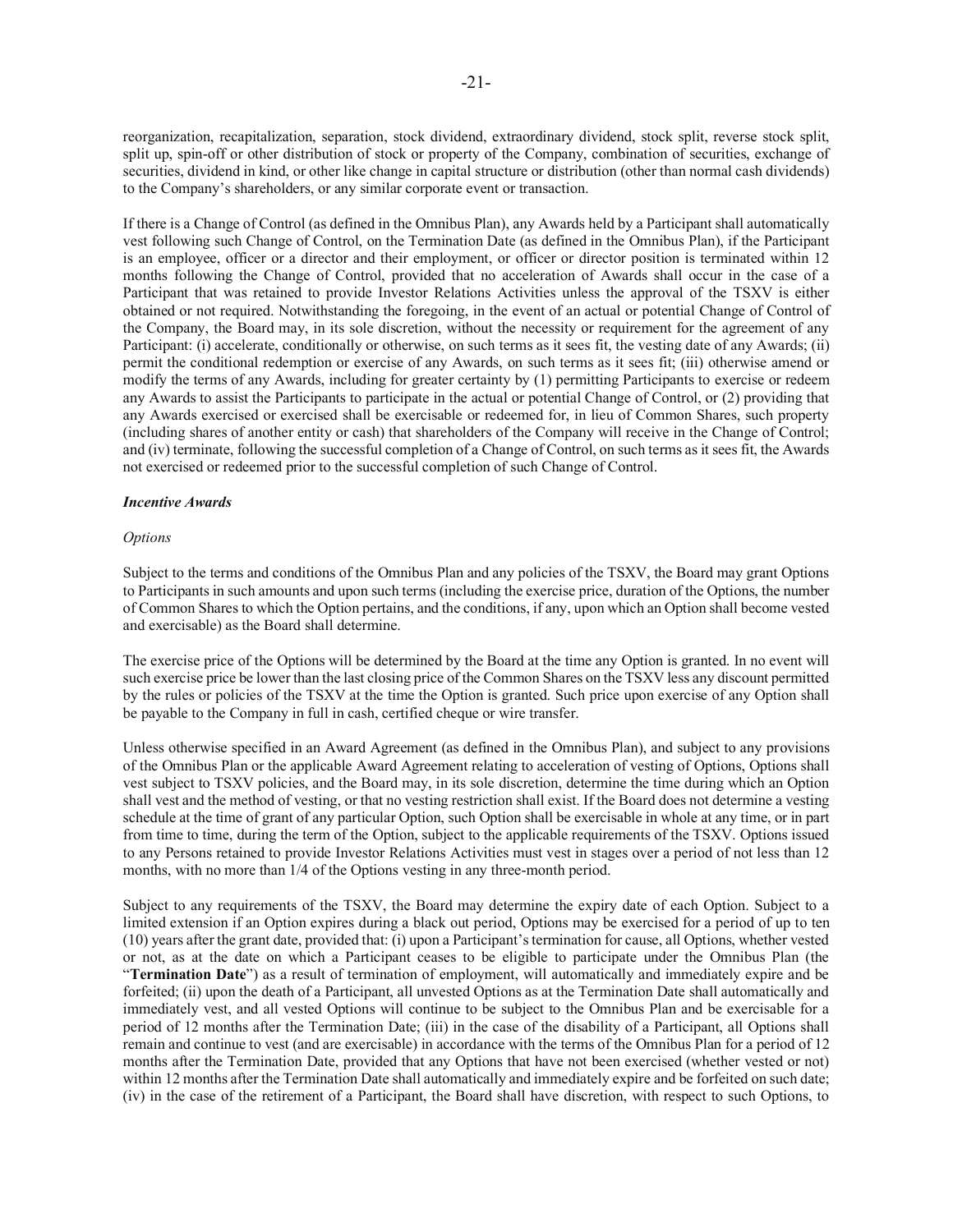reorganization, recapitalization, separation, stock dividend, extraordinary dividend, stock split, reverse stock split, split up, spin-off or other distribution of stock or property of the Company, combination of securities, exchange of securities, dividend in kind, or other like change in capital structure or distribution (other than normal cash dividends) to the Company's shareholders, or any similar corporate event or transaction.

If there is a Change of Control (as defined in the Omnibus Plan), any Awards held by a Participant shall automatically vest following such Change of Control, on the Termination Date (as defined in the Omnibus Plan), if the Participant is an employee, officer or a director and their employment, or officer or director position is terminated within 12 months following the Change of Control, provided that no acceleration of Awards shall occur in the case of a Participant that was retained to provide Investor Relations Activities unless the approval of the TSXV is either obtained or not required. Notwithstanding the foregoing, in the event of an actual or potential Change of Control of the Company, the Board may, in its sole discretion, without the necessity or requirement for the agreement of any Participant: (i) accelerate, conditionally or otherwise, on such terms as it sees fit, the vesting date of any Awards; (ii) permit the conditional redemption or exercise of any Awards, on such terms as it sees fit; (iii) otherwise amend or modify the terms of any Awards, including for greater certainty by (1) permitting Participants to exercise or redeem any Awards to assist the Participants to participate in the actual or potential Change of Control, or (2) providing that any Awards exercised or exercised shall be exercisable or redeemed for, in lieu of Common Shares, such property (including shares of another entity or cash) that shareholders of the Company will receive in the Change of Control; and (iv) terminate, following the successful completion of a Change of Control, on such terms as it sees fit, the Awards not exercised or redeemed prior to the successful completion of such Change of Control.

***Incentive Awards***

*Options*

Subject to the terms and conditions of the Omnibus Plan and any policies of the TSXV, the Board may grant Options to Participants in such amounts and upon such terms (including the exercise price, duration of the Options, the number of Common Shares to which the Option pertains, and the conditions, if any, upon which an Option shall become vested and exercisable) as the Board shall determine.

The exercise price of the Options will be determined by the Board at the time any Option is granted. In no event will such exercise price be lower than the last closing price of the Common Shares on the TSXV less any discount permitted by the rules or policies of the TSXV at the time the Option is granted. Such price upon exercise of any Option shall be payable to the Company in full in cash, certified cheque or wire transfer.

Unless otherwise specified in an Award Agreement (as defined in the Omnibus Plan), and subject to any provisions of the Omnibus Plan or the applicable Award Agreement relating to acceleration of vesting of Options, Options shall vest subject to TSXV policies, and the Board may, in its sole discretion, determine the time during which an Option shall vest and the method of vesting, or that no vesting restriction shall exist. If the Board does not determine a vesting schedule at the time of grant of any particular Option, such Option shall be exercisable in whole at any time, or in part from time to time, during the term of the Option, subject to the applicable requirements of the TSXV. Options issued to any Persons retained to provide Investor Relations Activities must vest in stages over a period of not less than 12 months, with no more than 1/4 of the Options vesting in any three-month period.

Subject to any requirements of the TSXV, the Board may determine the expiry date of each Option. Subject to a limited extension if an Option expires during a black out period, Options may be exercised for a period of up to ten (10) years after the grant date, provided that: (i) upon a Participant's termination for cause, all Options, whether vested or not, as at the date on which a Participant ceases to be eligible to participate under the Omnibus Plan (the "**Termination Date**") as a result of termination of employment, will automatically and immediately expire and be forfeited; (ii) upon the death of a Participant, all unvested Options as at the Termination Date shall automatically and immediately vest, and all vested Options will continue to be subject to the Omnibus Plan and be exercisable for a period of 12 months after the Termination Date; (iii) in the case of the disability of a Participant, all Options shall remain and continue to vest (and are exercisable) in accordance with the terms of the Omnibus Plan for a period of 12 months after the Termination Date, provided that any Options that have not been exercised (whether vested or not) within 12 months after the Termination Date shall automatically and immediately expire and be forfeited on such date; (iv) in the case of the retirement of a Participant, the Board shall have discretion, with respect to such Options, to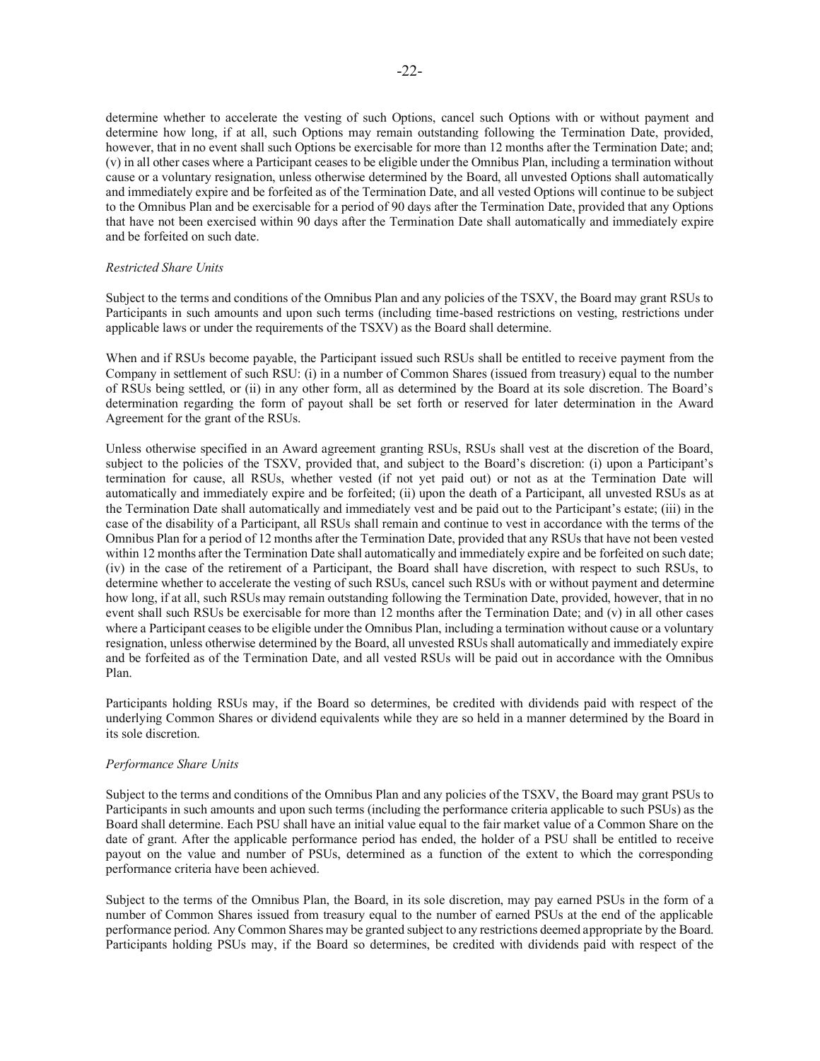determine whether to accelerate the vesting of such Options, cancel such Options with or without payment and determine how long, if at all, such Options may remain outstanding following the Termination Date, provided, however, that in no event shall such Options be exercisable for more than 12 months after the Termination Date; and; (v) in all other cases where a Participant ceases to be eligible under the Omnibus Plan, including a termination without cause or a voluntary resignation, unless otherwise determined by the Board, all unvested Options shall automatically and immediately expire and be forfeited as of the Termination Date, and all vested Options will continue to be subject to the Omnibus Plan and be exercisable for a period of 90 days after the Termination Date, provided that any Options that have not been exercised within 90 days after the Termination Date shall automatically and immediately expire and be forfeited on such date.

*Restricted Share Units*

Subject to the terms and conditions of the Omnibus Plan and any policies of the TSXV, the Board may grant RSUs to Participants in such amounts and upon such terms (including time-based restrictions on vesting, restrictions under applicable laws or under the requirements of the TSXV) as the Board shall determine.

When and if RSUs become payable, the Participant issued such RSUs shall be entitled to receive payment from the Company in settlement of such RSU: (i) in a number of Common Shares (issued from treasury) equal to the number of RSUs being settled, or (ii) in any other form, all as determined by the Board at its sole discretion. The Board's determination regarding the form of payout shall be set forth or reserved for later determination in the Award Agreement for the grant of the RSUs.

Unless otherwise specified in an Award agreement granting RSUs, RSUs shall vest at the discretion of the Board, subject to the policies of the TSXV, provided that, and subject to the Board's discretion: (i) upon a Participant's termination for cause, all RSUs, whether vested (if not yet paid out) or not as at the Termination Date will automatically and immediately expire and be forfeited; (ii) upon the death of a Participant, all unvested RSUs as at the Termination Date shall automatically and immediately vest and be paid out to the Participant's estate; (iii) in the case of the disability of a Participant, all RSUs shall remain and continue to vest in accordance with the terms of the Omnibus Plan for a period of 12 months after the Termination Date, provided that any RSUs that have not been vested within 12 months after the Termination Date shall automatically and immediately expire and be forfeited on such date; (iv) in the case of the retirement of a Participant, the Board shall have discretion, with respect to such RSUs, to determine whether to accelerate the vesting of such RSUs, cancel such RSUs with or without payment and determine how long, if at all, such RSUs may remain outstanding following the Termination Date, provided, however, that in no event shall such RSUs be exercisable for more than 12 months after the Termination Date; and (v) in all other cases where a Participant ceases to be eligible under the Omnibus Plan, including a termination without cause or a voluntary resignation, unless otherwise determined by the Board, all unvested RSUs shall automatically and immediately expire and be forfeited as of the Termination Date, and all vested RSUs will be paid out in accordance with the Omnibus Plan.

Participants holding RSUs may, if the Board so determines, be credited with dividends paid with respect of the underlying Common Shares or dividend equivalents while they are so held in a manner determined by the Board in its sole discretion.

*Performance Share Units*

Subject to the terms and conditions of the Omnibus Plan and any policies of the TSXV, the Board may grant PSUs to Participants in such amounts and upon such terms (including the performance criteria applicable to such PSUs) as the Board shall determine. Each PSU shall have an initial value equal to the fair market value of a Common Share on the date of grant. After the applicable performance period has ended, the holder of a PSU shall be entitled to receive payout on the value and number of PSUs, determined as a function of the extent to which the corresponding performance criteria have been achieved.

Subject to the terms of the Omnibus Plan, the Board, in its sole discretion, may pay earned PSUs in the form of a number of Common Shares issued from treasury equal to the number of earned PSUs at the end of the applicable performance period. Any Common Shares may be granted subject to any restrictions deemed appropriate by the Board. Participants holding PSUs may, if the Board so determines, be credited with dividends paid with respect of the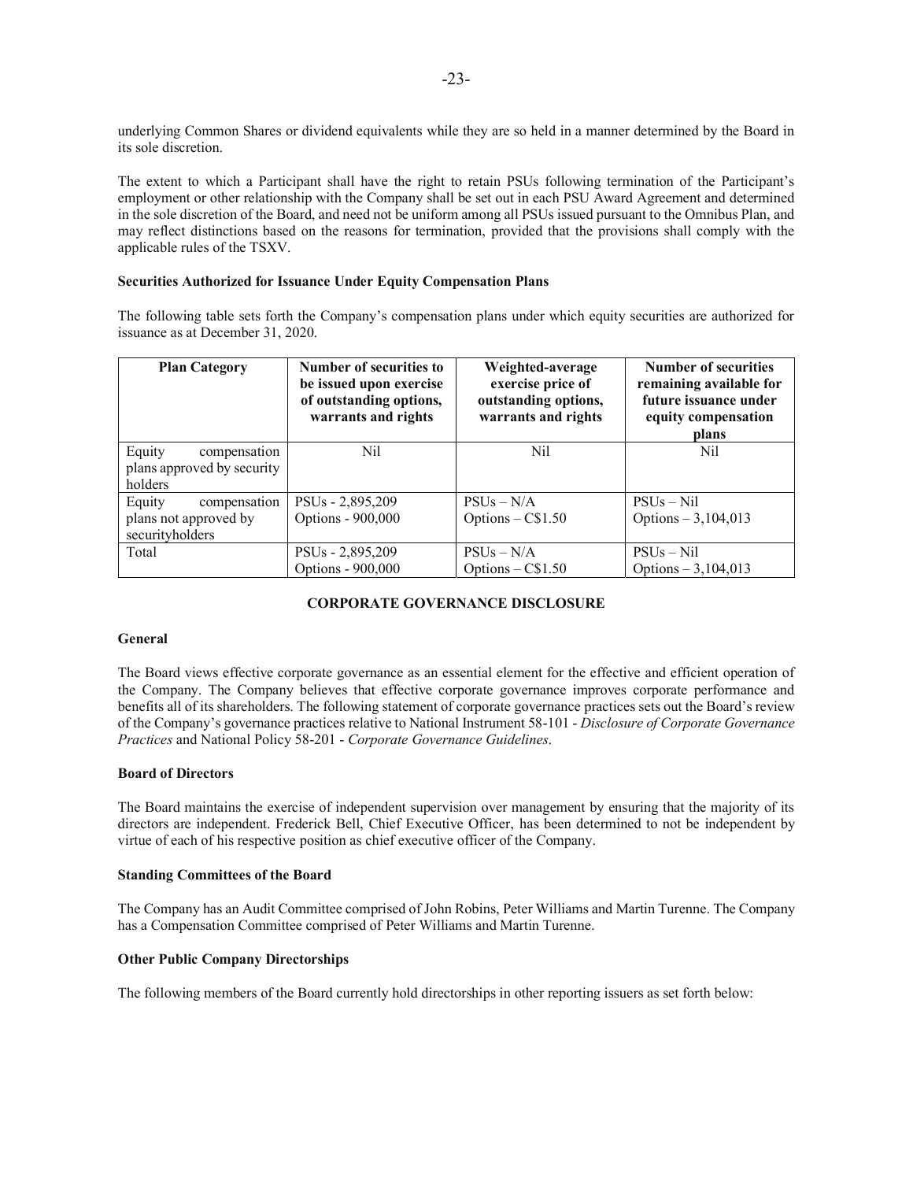underlying Common Shares or dividend equivalents while they are so held in a manner determined by the Board in its sole discretion.

The extent to which a Participant shall have the right to retain PSUs following termination of the Participant's employment or other relationship with the Company shall be set out in each PSU Award Agreement and determined in the sole discretion of the Board, and need not be uniform among all PSUs issued pursuant to the Omnibus Plan, and may reflect distinctions based on the reasons for termination, provided that the provisions shall comply with the applicable rules of the TSXV.

**Securities Authorized for Issuance Under Equity Compensation Plans**

The following table sets forth the Company's compensation plans under which equity securities are authorized for issuance as at December 31, 2020.

| Plan Category | Number of securities to be issued upon exercise of outstanding options, warrants and rights | Weighted-average exercise price of outstanding options, warrants and rights | Number of securities remaining available for future issuance under equity compensation plans |
|---|---|---|---|
| Equity compensation plans approved by security holders | Nil | Nil | Nil |
| Equity compensation plans not approved by securityholders | PSUs - 2,895,209<br>Options - 900,000 | PSUs – N/A<br>Options – C$1.50 | PSUs – Nil<br>Options – 3,104,013 |
| Total | PSUs - 2,895,209<br>Options - 900,000 | PSUs – N/A<br>Options – C$1.50 | PSUs – Nil<br>Options – 3,104,013 |

## CORPORATE GOVERNANCE DISCLOSURE

**General**

The Board views effective corporate governance as an essential element for the effective and efficient operation of the Company. The Company believes that effective corporate governance improves corporate performance and benefits all of its shareholders. The following statement of corporate governance practices sets out the Board's review of the Company's governance practices relative to National Instrument 58-101 - *Disclosure of Corporate Governance Practices* and National Policy 58-201 - *Corporate Governance Guidelines*.

**Board of Directors**

The Board maintains the exercise of independent supervision over management by ensuring that the majority of its directors are independent. Frederick Bell, Chief Executive Officer, has been determined to not be independent by virtue of each of his respective position as chief executive officer of the Company.

**Standing Committees of the Board**

The Company has an Audit Committee comprised of John Robins, Peter Williams and Martin Turenne. The Company has a Compensation Committee comprised of Peter Williams and Martin Turenne.

**Other Public Company Directorships**

The following members of the Board currently hold directorships in other reporting issuers as set forth below: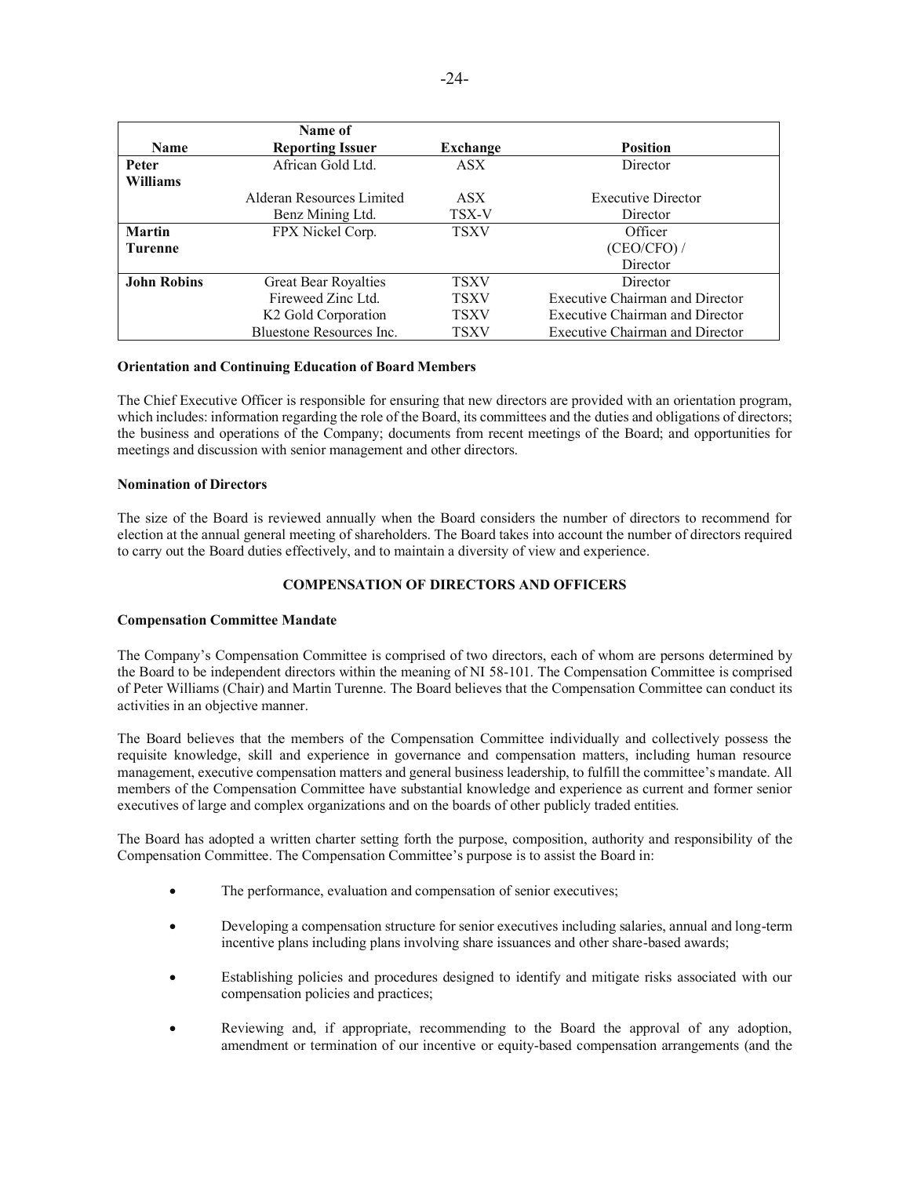| Name | Name of Reporting Issuer | Exchange | Position |
|---|---|---|---|
| **Peter Williams** | African Gold Ltd. | ASX | Director |
| | Alderan Resources Limited | ASX | Executive Director |
| | Benz Mining Ltd. | TSX-V | Director |
| **Martin Turenne** | FPX Nickel Corp. | TSXV | Officer (CEO/CFO) / Director |
| **John Robins** | Great Bear Royalties | TSXV | Director |
| | Fireweed Zinc Ltd. | TSXV | Executive Chairman and Director |
| | K2 Gold Corporation | TSXV | Executive Chairman and Director |
| | Bluestone Resources Inc. | TSXV | Executive Chairman and Director |

**Orientation and Continuing Education of Board Members**

The Chief Executive Officer is responsible for ensuring that new directors are provided with an orientation program, which includes: information regarding the role of the Board, its committees and the duties and obligations of directors; the business and operations of the Company; documents from recent meetings of the Board; and opportunities for meetings and discussion with senior management and other directors.

**Nomination of Directors**

The size of the Board is reviewed annually when the Board considers the number of directors to recommend for election at the annual general meeting of shareholders. The Board takes into account the number of directors required to carry out the Board duties effectively, and to maintain a diversity of view and experience.

## COMPENSATION OF DIRECTORS AND OFFICERS

**Compensation Committee Mandate**

The Company's Compensation Committee is comprised of two directors, each of whom are persons determined by the Board to be independent directors within the meaning of NI 58-101. The Compensation Committee is comprised of Peter Williams (Chair) and Martin Turenne. The Board believes that the Compensation Committee can conduct its activities in an objective manner.

The Board believes that the members of the Compensation Committee individually and collectively possess the requisite knowledge, skill and experience in governance and compensation matters, including human resource management, executive compensation matters and general business leadership, to fulfill the committee's mandate. All members of the Compensation Committee have substantial knowledge and experience as current and former senior executives of large and complex organizations and on the boards of other publicly traded entities.

The Board has adopted a written charter setting forth the purpose, composition, authority and responsibility of the Compensation Committee. The Compensation Committee's purpose is to assist the Board in:

- The performance, evaluation and compensation of senior executives;
- Developing a compensation structure for senior executives including salaries, annual and long-term incentive plans including plans involving share issuances and other share-based awards;
- Establishing policies and procedures designed to identify and mitigate risks associated with our compensation policies and practices;
- Reviewing and, if appropriate, recommending to the Board the approval of any adoption, amendment or termination of our incentive or equity-based compensation arrangements (and the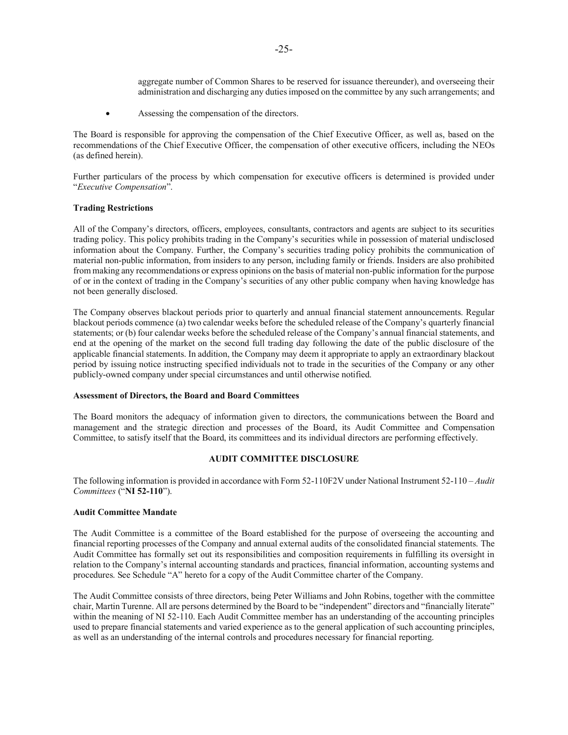aggregate number of Common Shares to be reserved for issuance thereunder), and overseeing their administration and discharging any duties imposed on the committee by any such arrangements; and

- Assessing the compensation of the directors.

The Board is responsible for approving the compensation of the Chief Executive Officer, as well as, based on the recommendations of the Chief Executive Officer, the compensation of other executive officers, including the NEOs (as defined herein).

Further particulars of the process by which compensation for executive officers is determined is provided under "*Executive Compensation*".

**Trading Restrictions**

All of the Company's directors, officers, employees, consultants, contractors and agents are subject to its securities trading policy. This policy prohibits trading in the Company's securities while in possession of material undisclosed information about the Company. Further, the Company's securities trading policy prohibits the communication of material non-public information, from insiders to any person, including family or friends. Insiders are also prohibited from making any recommendations or express opinions on the basis of material non-public information for the purpose of or in the context of trading in the Company's securities of any other public company when having knowledge has not been generally disclosed.

The Company observes blackout periods prior to quarterly and annual financial statement announcements. Regular blackout periods commence (a) two calendar weeks before the scheduled release of the Company's quarterly financial statements; or (b) four calendar weeks before the scheduled release of the Company's annual financial statements, and end at the opening of the market on the second full trading day following the date of the public disclosure of the applicable financial statements. In addition, the Company may deem it appropriate to apply an extraordinary blackout period by issuing notice instructing specified individuals not to trade in the securities of the Company or any other publicly-owned company under special circumstances and until otherwise notified.

**Assessment of Directors, the Board and Board Committees**

The Board monitors the adequacy of information given to directors, the communications between the Board and management and the strategic direction and processes of the Board, its Audit Committee and Compensation Committee, to satisfy itself that the Board, its committees and its individual directors are performing effectively.

## AUDIT COMMITTEE DISCLOSURE

The following information is provided in accordance with Form 52-110F2V under National Instrument 52-110 – *Audit Committees* ("**NI 52-110**").

**Audit Committee Mandate**

The Audit Committee is a committee of the Board established for the purpose of overseeing the accounting and financial reporting processes of the Company and annual external audits of the consolidated financial statements. The Audit Committee has formally set out its responsibilities and composition requirements in fulfilling its oversight in relation to the Company's internal accounting standards and practices, financial information, accounting systems and procedures. See Schedule "A" hereto for a copy of the Audit Committee charter of the Company.

The Audit Committee consists of three directors, being Peter Williams and John Robins, together with the committee chair, Martin Turenne. All are persons determined by the Board to be "independent" directors and "financially literate" within the meaning of NI 52-110. Each Audit Committee member has an understanding of the accounting principles used to prepare financial statements and varied experience as to the general application of such accounting principles, as well as an understanding of the internal controls and procedures necessary for financial reporting.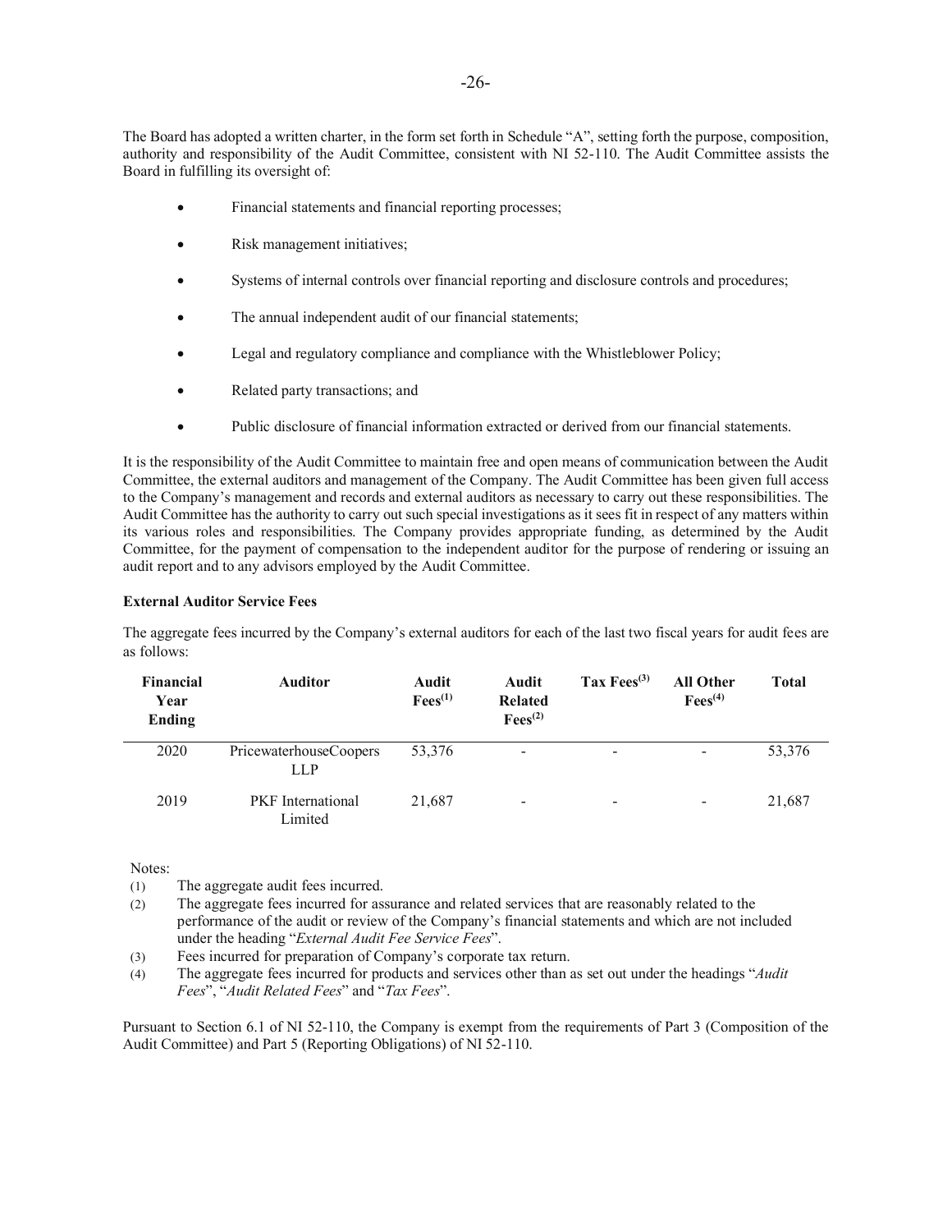The Board has adopted a written charter, in the form set forth in Schedule "A", setting forth the purpose, composition, authority and responsibility of the Audit Committee, consistent with NI 52-110. The Audit Committee assists the Board in fulfilling its oversight of:

- Financial statements and financial reporting processes;
- Risk management initiatives;
- Systems of internal controls over financial reporting and disclosure controls and procedures;
- The annual independent audit of our financial statements;
- Legal and regulatory compliance and compliance with the Whistleblower Policy;
- Related party transactions; and
- Public disclosure of financial information extracted or derived from our financial statements.

It is the responsibility of the Audit Committee to maintain free and open means of communication between the Audit Committee, the external auditors and management of the Company. The Audit Committee has been given full access to the Company's management and records and external auditors as necessary to carry out these responsibilities. The Audit Committee has the authority to carry out such special investigations as it sees fit in respect of any matters within its various roles and responsibilities. The Company provides appropriate funding, as determined by the Audit Committee, for the payment of compensation to the independent auditor for the purpose of rendering or issuing an audit report and to any advisors employed by the Audit Committee.

**External Auditor Service Fees**

The aggregate fees incurred by the Company's external auditors for each of the last two fiscal years for audit fees are as follows:

| Financial Year Ending | Auditor | Audit Fees(1) | Audit Related Fees(2) | Tax Fees(3) | All Other Fees(4) | Total |
|---|---|---|---|---|---|---|
| 2020 | PricewaterhouseCoopers LLP | 53,376 | - | - | - | 53,376 |
| 2019 | PKF International Limited | 21,687 | - | - | - | 21,687 |

Notes:

(1) The aggregate audit fees incurred.

(2) The aggregate fees incurred for assurance and related services that are reasonably related to the performance of the audit or review of the Company's financial statements and which are not included under the heading "*External Audit Fee Service Fees*".

(3) Fees incurred for preparation of Company's corporate tax return.

(4) The aggregate fees incurred for products and services other than as set out under the headings "*Audit Fees*", "*Audit Related Fees*" and "*Tax Fees*".

Pursuant to Section 6.1 of NI 52-110, the Company is exempt from the requirements of Part 3 (Composition of the Audit Committee) and Part 5 (Reporting Obligations) of NI 52-110.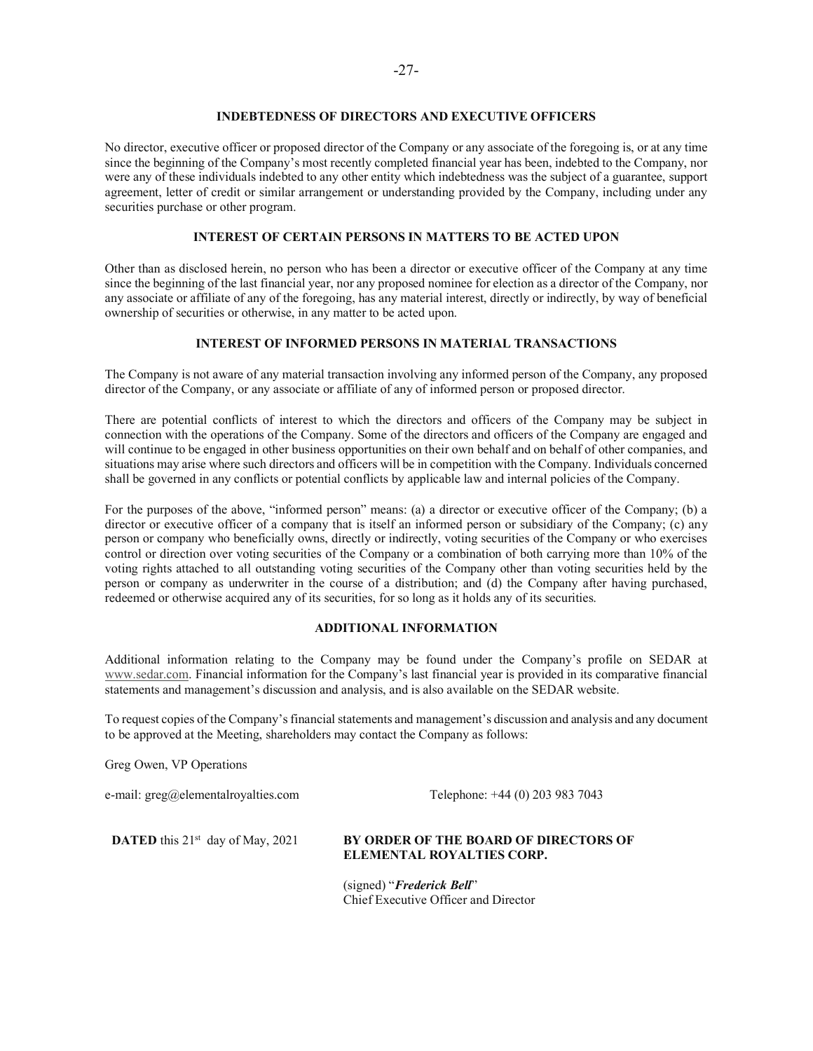## INDEBTEDNESS OF DIRECTORS AND EXECUTIVE OFFICERS

No director, executive officer or proposed director of the Company or any associate of the foregoing is, or at any time since the beginning of the Company's most recently completed financial year has been, indebted to the Company, nor were any of these individuals indebted to any other entity which indebtedness was the subject of a guarantee, support agreement, letter of credit or similar arrangement or understanding provided by the Company, including under any securities purchase or other program.

## INTEREST OF CERTAIN PERSONS IN MATTERS TO BE ACTED UPON

Other than as disclosed herein, no person who has been a director or executive officer of the Company at any time since the beginning of the last financial year, nor any proposed nominee for election as a director of the Company, nor any associate or affiliate of any of the foregoing, has any material interest, directly or indirectly, by way of beneficial ownership of securities or otherwise, in any matter to be acted upon.

## INTEREST OF INFORMED PERSONS IN MATERIAL TRANSACTIONS

The Company is not aware of any material transaction involving any informed person of the Company, any proposed director of the Company, or any associate or affiliate of any of informed person or proposed director.

There are potential conflicts of interest to which the directors and officers of the Company may be subject in connection with the operations of the Company. Some of the directors and officers of the Company are engaged and will continue to be engaged in other business opportunities on their own behalf and on behalf of other companies, and situations may arise where such directors and officers will be in competition with the Company. Individuals concerned shall be governed in any conflicts or potential conflicts by applicable law and internal policies of the Company.

For the purposes of the above, "informed person" means: (a) a director or executive officer of the Company; (b) a director or executive officer of a company that is itself an informed person or subsidiary of the Company; (c) any person or company who beneficially owns, directly or indirectly, voting securities of the Company or who exercises control or direction over voting securities of the Company or a combination of both carrying more than 10% of the voting rights attached to all outstanding voting securities of the Company other than voting securities held by the person or company as underwriter in the course of a distribution; and (d) the Company after having purchased, redeemed or otherwise acquired any of its securities, for so long as it holds any of its securities.

## ADDITIONAL INFORMATION

Additional information relating to the Company may be found under the Company's profile on SEDAR at www.sedar.com. Financial information for the Company's last financial year is provided in its comparative financial statements and management's discussion and analysis, and is also available on the SEDAR website.

To request copies of the Company's financial statements and management's discussion and analysis and any document to be approved at the Meeting, shareholders may contact the Company as follows:

Greg Owen, VP Operations

e-mail: greg@elementalroyalties.com  Telephone: +44 (0) 203 983 7043

**DATED** this 21st day of May, 2021

**BY ORDER OF THE BOARD OF DIRECTORS OF ELEMENTAL ROYALTIES CORP.**

(signed) "***Frederick Bell***"
Chief Executive Officer and Director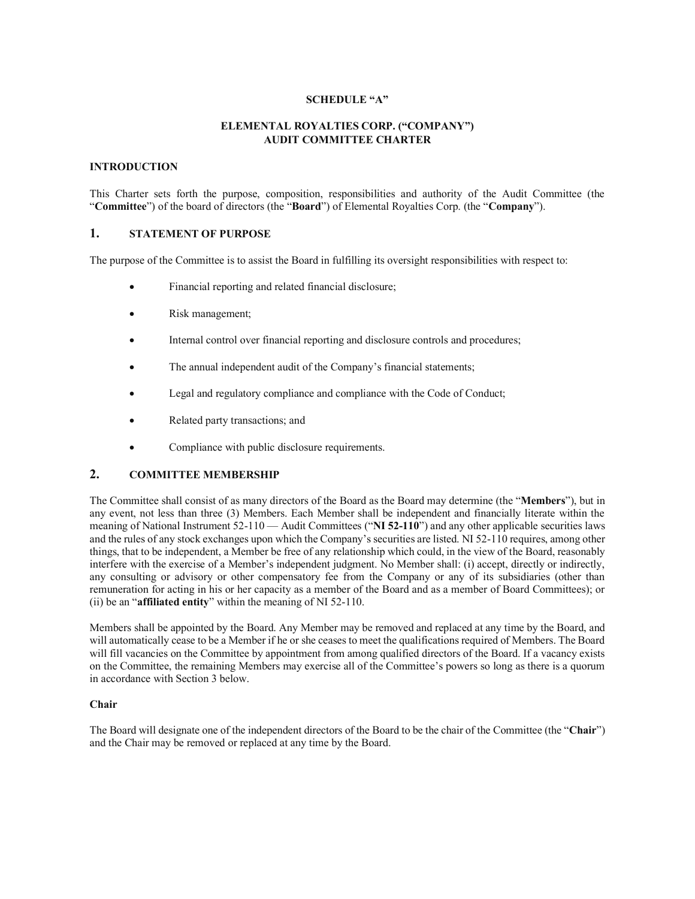**SCHEDULE "A"**

**ELEMENTAL ROYALTIES CORP. ("COMPANY")**
**AUDIT COMMITTEE CHARTER**

**INTRODUCTION**

This Charter sets forth the purpose, composition, responsibilities and authority of the Audit Committee (the "**Committee**") of the board of directors (the "**Board**") of Elemental Royalties Corp. (the "**Company**").

## 1. STATEMENT OF PURPOSE

The purpose of the Committee is to assist the Board in fulfilling its oversight responsibilities with respect to:

- Financial reporting and related financial disclosure;
- Risk management;
- Internal control over financial reporting and disclosure controls and procedures;
- The annual independent audit of the Company's financial statements;
- Legal and regulatory compliance and compliance with the Code of Conduct;
- Related party transactions; and
- Compliance with public disclosure requirements.

## 2. COMMITTEE MEMBERSHIP

The Committee shall consist of as many directors of the Board as the Board may determine (the "**Members**"), but in any event, not less than three (3) Members. Each Member shall be independent and financially literate within the meaning of National Instrument 52-110 — Audit Committees ("**NI 52-110**") and any other applicable securities laws and the rules of any stock exchanges upon which the Company's securities are listed. NI 52-110 requires, among other things, that to be independent, a Member be free of any relationship which could, in the view of the Board, reasonably interfere with the exercise of a Member's independent judgment. No Member shall: (i) accept, directly or indirectly, any consulting or advisory or other compensatory fee from the Company or any of its subsidiaries (other than remuneration for acting in his or her capacity as a member of the Board and as a member of Board Committees); or (ii) be an "**affiliated entity**" within the meaning of NI 52-110.

Members shall be appointed by the Board. Any Member may be removed and replaced at any time by the Board, and will automatically cease to be a Member if he or she ceases to meet the qualifications required of Members. The Board will fill vacancies on the Committee by appointment from among qualified directors of the Board. If a vacancy exists on the Committee, the remaining Members may exercise all of the Committee's powers so long as there is a quorum in accordance with Section 3 below.

**Chair**

The Board will designate one of the independent directors of the Board to be the chair of the Committee (the "**Chair**") and the Chair may be removed or replaced at any time by the Board.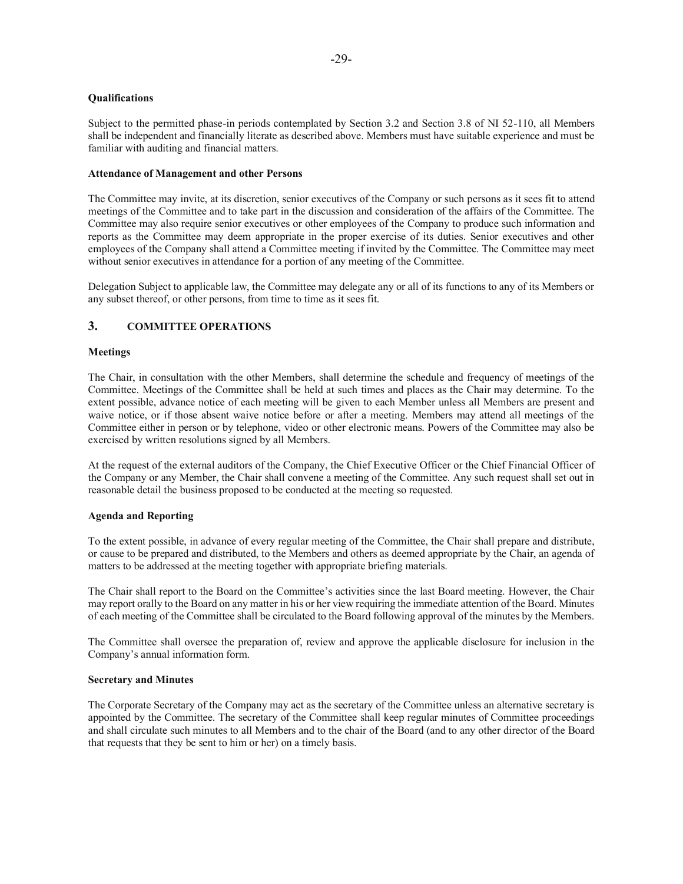**Qualifications**

Subject to the permitted phase-in periods contemplated by Section 3.2 and Section 3.8 of NI 52-110, all Members shall be independent and financially literate as described above. Members must have suitable experience and must be familiar with auditing and financial matters.

**Attendance of Management and other Persons**

The Committee may invite, at its discretion, senior executives of the Company or such persons as it sees fit to attend meetings of the Committee and to take part in the discussion and consideration of the affairs of the Committee. The Committee may also require senior executives or other employees of the Company to produce such information and reports as the Committee may deem appropriate in the proper exercise of its duties. Senior executives and other employees of the Company shall attend a Committee meeting if invited by the Committee. The Committee may meet without senior executives in attendance for a portion of any meeting of the Committee.

Delegation Subject to applicable law, the Committee may delegate any or all of its functions to any of its Members or any subset thereof, or other persons, from time to time as it sees fit.

## 3. COMMITTEE OPERATIONS

**Meetings**

The Chair, in consultation with the other Members, shall determine the schedule and frequency of meetings of the Committee. Meetings of the Committee shall be held at such times and places as the Chair may determine. To the extent possible, advance notice of each meeting will be given to each Member unless all Members are present and waive notice, or if those absent waive notice before or after a meeting. Members may attend all meetings of the Committee either in person or by telephone, video or other electronic means. Powers of the Committee may also be exercised by written resolutions signed by all Members.

At the request of the external auditors of the Company, the Chief Executive Officer or the Chief Financial Officer of the Company or any Member, the Chair shall convene a meeting of the Committee. Any such request shall set out in reasonable detail the business proposed to be conducted at the meeting so requested.

**Agenda and Reporting**

To the extent possible, in advance of every regular meeting of the Committee, the Chair shall prepare and distribute, or cause to be prepared and distributed, to the Members and others as deemed appropriate by the Chair, an agenda of matters to be addressed at the meeting together with appropriate briefing materials.

The Chair shall report to the Board on the Committee's activities since the last Board meeting. However, the Chair may report orally to the Board on any matter in his or her view requiring the immediate attention of the Board. Minutes of each meeting of the Committee shall be circulated to the Board following approval of the minutes by the Members.

The Committee shall oversee the preparation of, review and approve the applicable disclosure for inclusion in the Company's annual information form.

**Secretary and Minutes**

The Corporate Secretary of the Company may act as the secretary of the Committee unless an alternative secretary is appointed by the Committee. The secretary of the Committee shall keep regular minutes of Committee proceedings and shall circulate such minutes to all Members and to the chair of the Board (and to any other director of the Board that requests that they be sent to him or her) on a timely basis.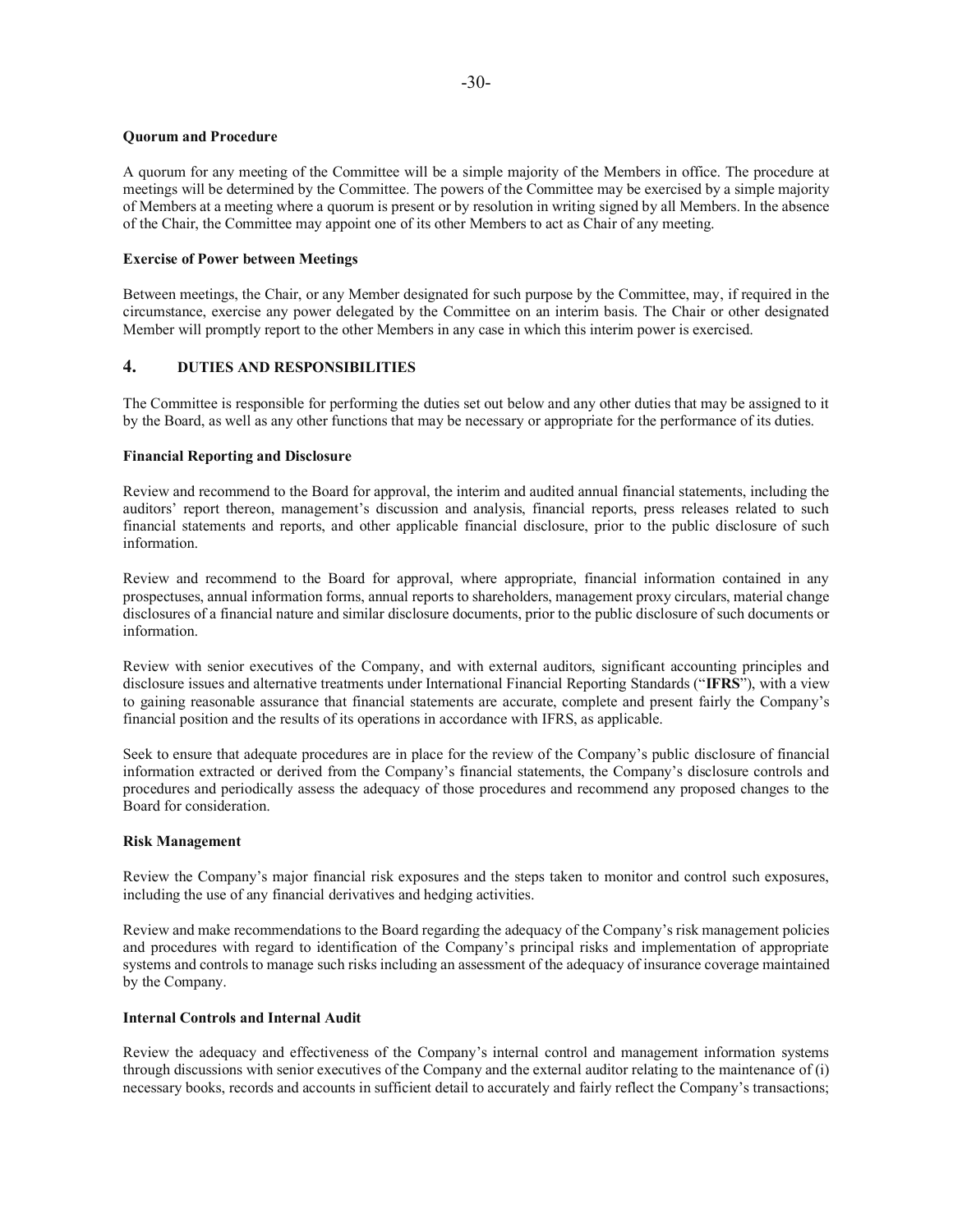**Quorum and Procedure**

A quorum for any meeting of the Committee will be a simple majority of the Members in office. The procedure at meetings will be determined by the Committee. The powers of the Committee may be exercised by a simple majority of Members at a meeting where a quorum is present or by resolution in writing signed by all Members. In the absence of the Chair, the Committee may appoint one of its other Members to act as Chair of any meeting.

**Exercise of Power between Meetings**

Between meetings, the Chair, or any Member designated for such purpose by the Committee, may, if required in the circumstance, exercise any power delegated by the Committee on an interim basis. The Chair or other designated Member will promptly report to the other Members in any case in which this interim power is exercised.

## 4. DUTIES AND RESPONSIBILITIES

The Committee is responsible for performing the duties set out below and any other duties that may be assigned to it by the Board, as well as any other functions that may be necessary or appropriate for the performance of its duties.

**Financial Reporting and Disclosure**

Review and recommend to the Board for approval, the interim and audited annual financial statements, including the auditors' report thereon, management's discussion and analysis, financial reports, press releases related to such financial statements and reports, and other applicable financial disclosure, prior to the public disclosure of such information.

Review and recommend to the Board for approval, where appropriate, financial information contained in any prospectuses, annual information forms, annual reports to shareholders, management proxy circulars, material change disclosures of a financial nature and similar disclosure documents, prior to the public disclosure of such documents or information.

Review with senior executives of the Company, and with external auditors, significant accounting principles and disclosure issues and alternative treatments under International Financial Reporting Standards ("**IFRS**"), with a view to gaining reasonable assurance that financial statements are accurate, complete and present fairly the Company's financial position and the results of its operations in accordance with IFRS, as applicable.

Seek to ensure that adequate procedures are in place for the review of the Company's public disclosure of financial information extracted or derived from the Company's financial statements, the Company's disclosure controls and procedures and periodically assess the adequacy of those procedures and recommend any proposed changes to the Board for consideration.

**Risk Management**

Review the Company's major financial risk exposures and the steps taken to monitor and control such exposures, including the use of any financial derivatives and hedging activities.

Review and make recommendations to the Board regarding the adequacy of the Company's risk management policies and procedures with regard to identification of the Company's principal risks and implementation of appropriate systems and controls to manage such risks including an assessment of the adequacy of insurance coverage maintained by the Company.

**Internal Controls and Internal Audit**

Review the adequacy and effectiveness of the Company's internal control and management information systems through discussions with senior executives of the Company and the external auditor relating to the maintenance of (i) necessary books, records and accounts in sufficient detail to accurately and fairly reflect the Company's transactions;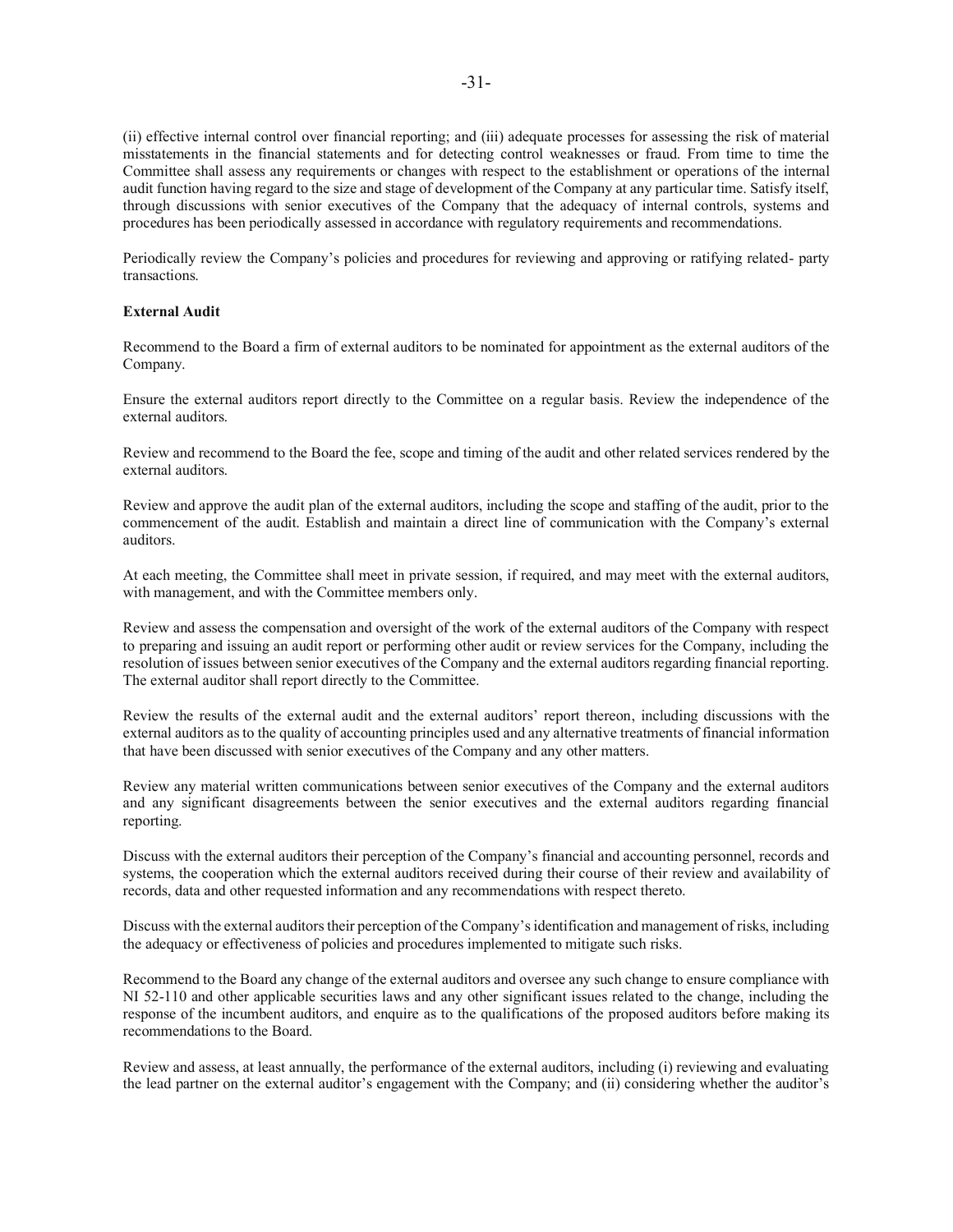(ii) effective internal control over financial reporting; and (iii) adequate processes for assessing the risk of material misstatements in the financial statements and for detecting control weaknesses or fraud. From time to time the Committee shall assess any requirements or changes with respect to the establishment or operations of the internal audit function having regard to the size and stage of development of the Company at any particular time. Satisfy itself, through discussions with senior executives of the Company that the adequacy of internal controls, systems and procedures has been periodically assessed in accordance with regulatory requirements and recommendations.

Periodically review the Company's policies and procedures for reviewing and approving or ratifying related- party transactions.

**External Audit**

Recommend to the Board a firm of external auditors to be nominated for appointment as the external auditors of the Company.

Ensure the external auditors report directly to the Committee on a regular basis. Review the independence of the external auditors.

Review and recommend to the Board the fee, scope and timing of the audit and other related services rendered by the external auditors.

Review and approve the audit plan of the external auditors, including the scope and staffing of the audit, prior to the commencement of the audit. Establish and maintain a direct line of communication with the Company's external auditors.

At each meeting, the Committee shall meet in private session, if required, and may meet with the external auditors, with management, and with the Committee members only.

Review and assess the compensation and oversight of the work of the external auditors of the Company with respect to preparing and issuing an audit report or performing other audit or review services for the Company, including the resolution of issues between senior executives of the Company and the external auditors regarding financial reporting. The external auditor shall report directly to the Committee.

Review the results of the external audit and the external auditors' report thereon, including discussions with the external auditors as to the quality of accounting principles used and any alternative treatments of financial information that have been discussed with senior executives of the Company and any other matters.

Review any material written communications between senior executives of the Company and the external auditors and any significant disagreements between the senior executives and the external auditors regarding financial reporting.

Discuss with the external auditors their perception of the Company's financial and accounting personnel, records and systems, the cooperation which the external auditors received during their course of their review and availability of records, data and other requested information and any recommendations with respect thereto.

Discuss with the external auditors their perception of the Company's identification and management of risks, including the adequacy or effectiveness of policies and procedures implemented to mitigate such risks.

Recommend to the Board any change of the external auditors and oversee any such change to ensure compliance with NI 52-110 and other applicable securities laws and any other significant issues related to the change, including the response of the incumbent auditors, and enquire as to the qualifications of the proposed auditors before making its recommendations to the Board.

Review and assess, at least annually, the performance of the external auditors, including (i) reviewing and evaluating the lead partner on the external auditor's engagement with the Company; and (ii) considering whether the auditor's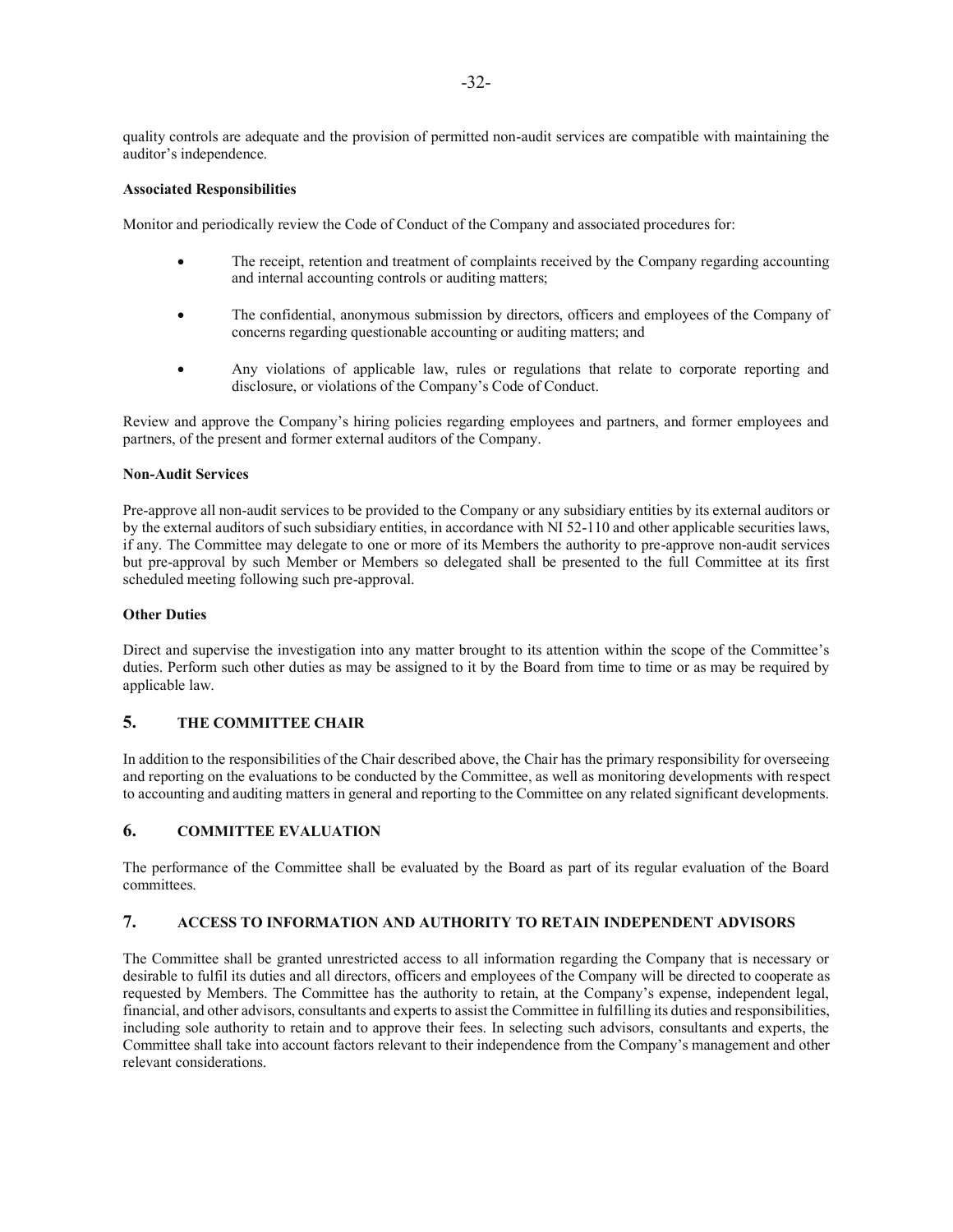quality controls are adequate and the provision of permitted non-audit services are compatible with maintaining the auditor's independence.

**Associated Responsibilities**

Monitor and periodically review the Code of Conduct of the Company and associated procedures for:

- The receipt, retention and treatment of complaints received by the Company regarding accounting and internal accounting controls or auditing matters;
- The confidential, anonymous submission by directors, officers and employees of the Company of concerns regarding questionable accounting or auditing matters; and
- Any violations of applicable law, rules or regulations that relate to corporate reporting and disclosure, or violations of the Company's Code of Conduct.

Review and approve the Company's hiring policies regarding employees and partners, and former employees and partners, of the present and former external auditors of the Company.

**Non-Audit Services**

Pre-approve all non-audit services to be provided to the Company or any subsidiary entities by its external auditors or by the external auditors of such subsidiary entities, in accordance with NI 52-110 and other applicable securities laws, if any. The Committee may delegate to one or more of its Members the authority to pre-approve non-audit services but pre-approval by such Member or Members so delegated shall be presented to the full Committee at its first scheduled meeting following such pre-approval.

**Other Duties**

Direct and supervise the investigation into any matter brought to its attention within the scope of the Committee's duties. Perform such other duties as may be assigned to it by the Board from time to time or as may be required by applicable law.

## 5. THE COMMITTEE CHAIR

In addition to the responsibilities of the Chair described above, the Chair has the primary responsibility for overseeing and reporting on the evaluations to be conducted by the Committee, as well as monitoring developments with respect to accounting and auditing matters in general and reporting to the Committee on any related significant developments.

## 6. COMMITTEE EVALUATION

The performance of the Committee shall be evaluated by the Board as part of its regular evaluation of the Board committees.

## 7. ACCESS TO INFORMATION AND AUTHORITY TO RETAIN INDEPENDENT ADVISORS

The Committee shall be granted unrestricted access to all information regarding the Company that is necessary or desirable to fulfil its duties and all directors, officers and employees of the Company will be directed to cooperate as requested by Members. The Committee has the authority to retain, at the Company's expense, independent legal, financial, and other advisors, consultants and experts to assist the Committee in fulfilling its duties and responsibilities, including sole authority to retain and to approve their fees. In selecting such advisors, consultants and experts, the Committee shall take into account factors relevant to their independence from the Company's management and other relevant considerations.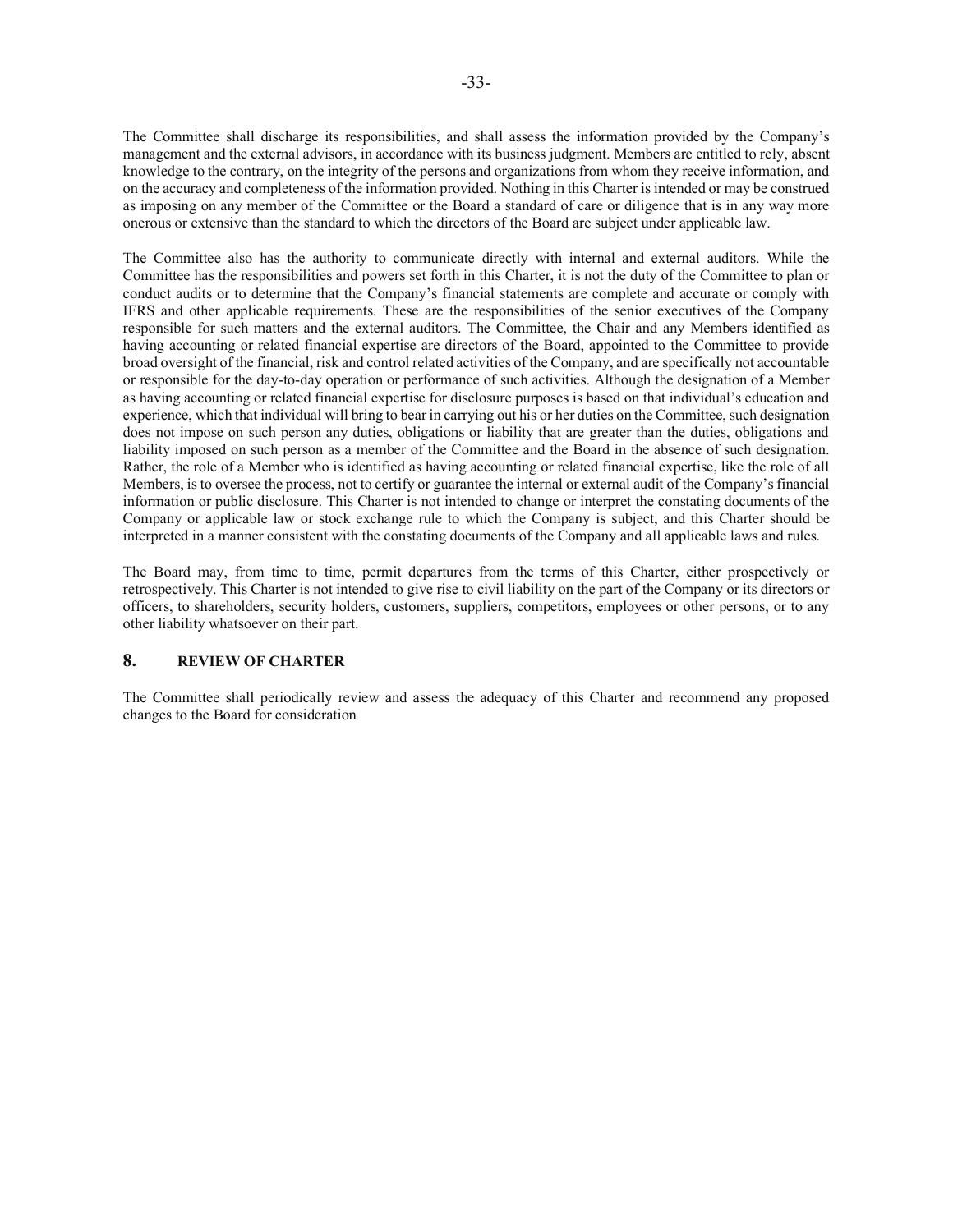The Committee shall discharge its responsibilities, and shall assess the information provided by the Company's management and the external advisors, in accordance with its business judgment. Members are entitled to rely, absent knowledge to the contrary, on the integrity of the persons and organizations from whom they receive information, and on the accuracy and completeness of the information provided. Nothing in this Charter is intended or may be construed as imposing on any member of the Committee or the Board a standard of care or diligence that is in any way more onerous or extensive than the standard to which the directors of the Board are subject under applicable law.

The Committee also has the authority to communicate directly with internal and external auditors. While the Committee has the responsibilities and powers set forth in this Charter, it is not the duty of the Committee to plan or conduct audits or to determine that the Company's financial statements are complete and accurate or comply with IFRS and other applicable requirements. These are the responsibilities of the senior executives of the Company responsible for such matters and the external auditors. The Committee, the Chair and any Members identified as having accounting or related financial expertise are directors of the Board, appointed to the Committee to provide broad oversight of the financial, risk and control related activities of the Company, and are specifically not accountable or responsible for the day-to-day operation or performance of such activities. Although the designation of a Member as having accounting or related financial expertise for disclosure purposes is based on that individual's education and experience, which that individual will bring to bear in carrying out his or her duties on the Committee, such designation does not impose on such person any duties, obligations or liability that are greater than the duties, obligations and liability imposed on such person as a member of the Committee and the Board in the absence of such designation. Rather, the role of a Member who is identified as having accounting or related financial expertise, like the role of all Members, is to oversee the process, not to certify or guarantee the internal or external audit of the Company's financial information or public disclosure. This Charter is not intended to change or interpret the constating documents of the Company or applicable law or stock exchange rule to which the Company is subject, and this Charter should be interpreted in a manner consistent with the constating documents of the Company and all applicable laws and rules.

The Board may, from time to time, permit departures from the terms of this Charter, either prospectively or retrospectively. This Charter is not intended to give rise to civil liability on the part of the Company or its directors or officers, to shareholders, security holders, customers, suppliers, competitors, employees or other persons, or to any other liability whatsoever on their part.

## 8. REVIEW OF CHARTER

The Committee shall periodically review and assess the adequacy of this Charter and recommend any proposed changes to the Board for consideration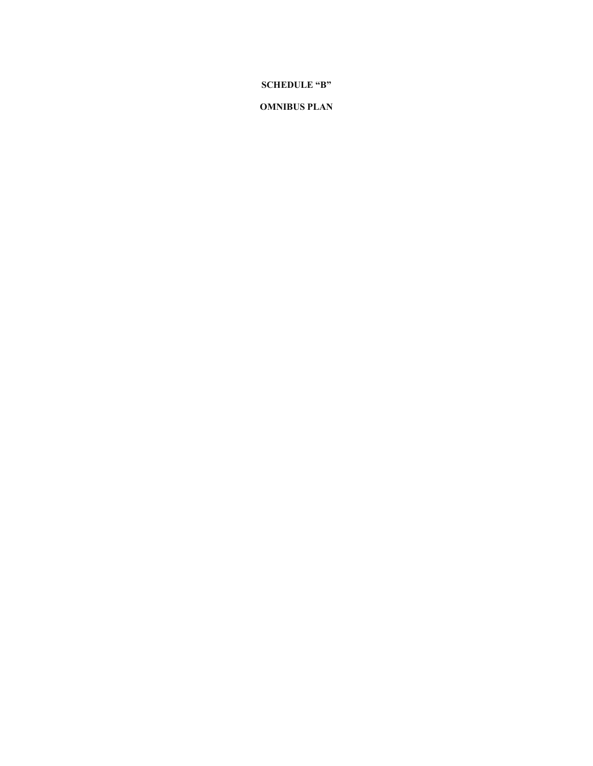# SCHEDULE "B"

# OMNIBUS PLAN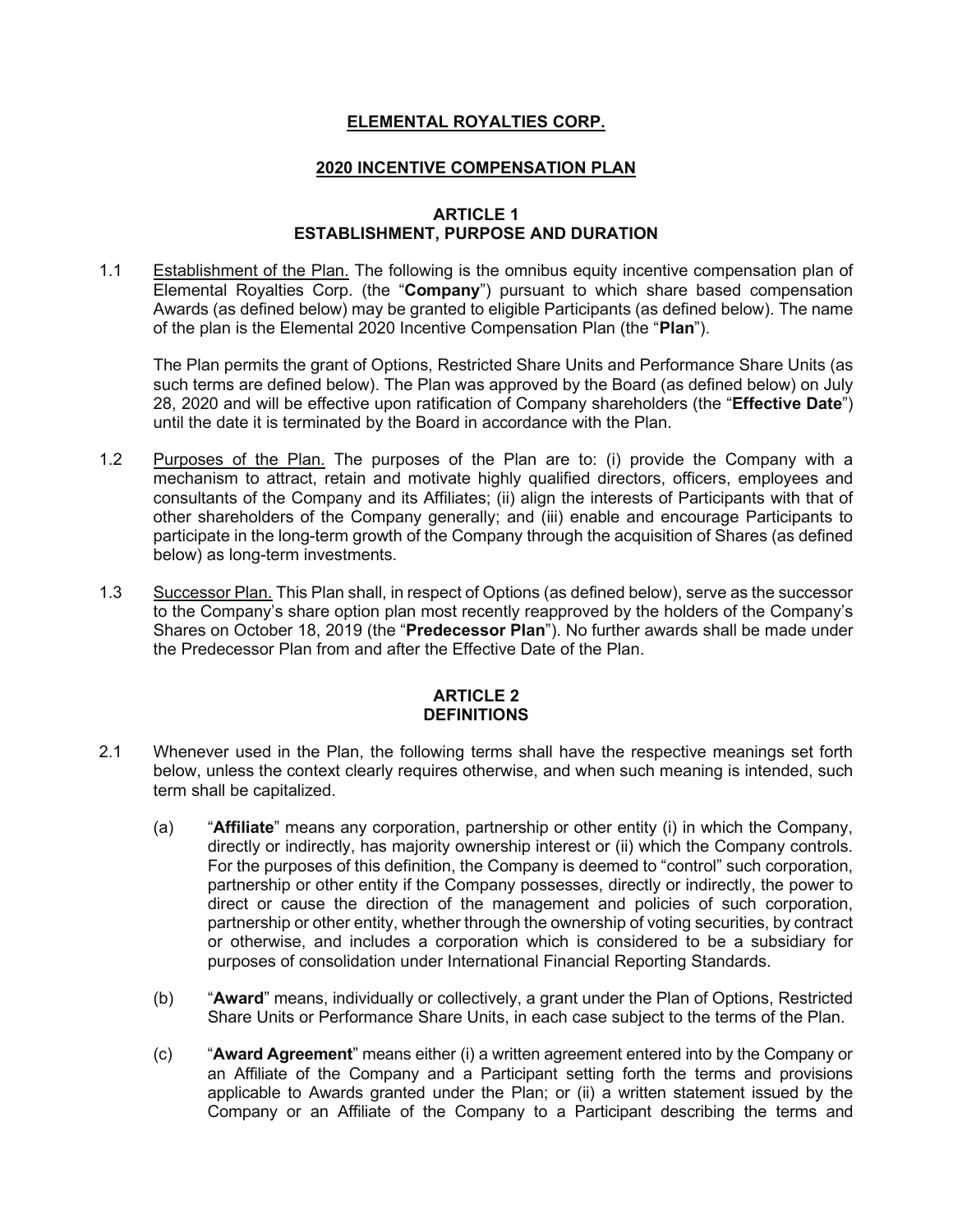**ELEMENTAL ROYALTIES CORP.**

**2020 INCENTIVE COMPENSATION PLAN**

**ARTICLE 1**
**ESTABLISHMENT, PURPOSE AND DURATION**

1.1 Establishment of the Plan. The following is the omnibus equity incentive compensation plan of Elemental Royalties Corp. (the "**Company**") pursuant to which share based compensation Awards (as defined below) may be granted to eligible Participants (as defined below). The name of the plan is the Elemental 2020 Incentive Compensation Plan (the "**Plan**").

The Plan permits the grant of Options, Restricted Share Units and Performance Share Units (as such terms are defined below). The Plan was approved by the Board (as defined below) on July 28, 2020 and will be effective upon ratification of Company shareholders (the "**Effective Date**") until the date it is terminated by the Board in accordance with the Plan.

1.2 Purposes of the Plan. The purposes of the Plan are to: (i) provide the Company with a mechanism to attract, retain and motivate highly qualified directors, officers, employees and consultants of the Company and its Affiliates; (ii) align the interests of Participants with that of other shareholders of the Company generally; and (iii) enable and encourage Participants to participate in the long-term growth of the Company through the acquisition of Shares (as defined below) as long-term investments.

1.3 Successor Plan. This Plan shall, in respect of Options (as defined below), serve as the successor to the Company's share option plan most recently reapproved by the holders of the Company's Shares on October 18, 2019 (the "**Predecessor Plan**"). No further awards shall be made under the Predecessor Plan from and after the Effective Date of the Plan.

**ARTICLE 2**
**DEFINITIONS**

2.1 Whenever used in the Plan, the following terms shall have the respective meanings set forth below, unless the context clearly requires otherwise, and when such meaning is intended, such term shall be capitalized.

(a) "**Affiliate**" means any corporation, partnership or other entity (i) in which the Company, directly or indirectly, has majority ownership interest or (ii) which the Company controls. For the purposes of this definition, the Company is deemed to "control" such corporation, partnership or other entity if the Company possesses, directly or indirectly, the power to direct or cause the direction of the management and policies of such corporation, partnership or other entity, whether through the ownership of voting securities, by contract or otherwise, and includes a corporation which is considered to be a subsidiary for purposes of consolidation under International Financial Reporting Standards.

(b) "**Award**" means, individually or collectively, a grant under the Plan of Options, Restricted Share Units or Performance Share Units, in each case subject to the terms of the Plan.

(c) "**Award Agreement**" means either (i) a written agreement entered into by the Company or an Affiliate of the Company and a Participant setting forth the terms and provisions applicable to Awards granted under the Plan; or (ii) a written statement issued by the Company or an Affiliate of the Company to a Participant describing the terms and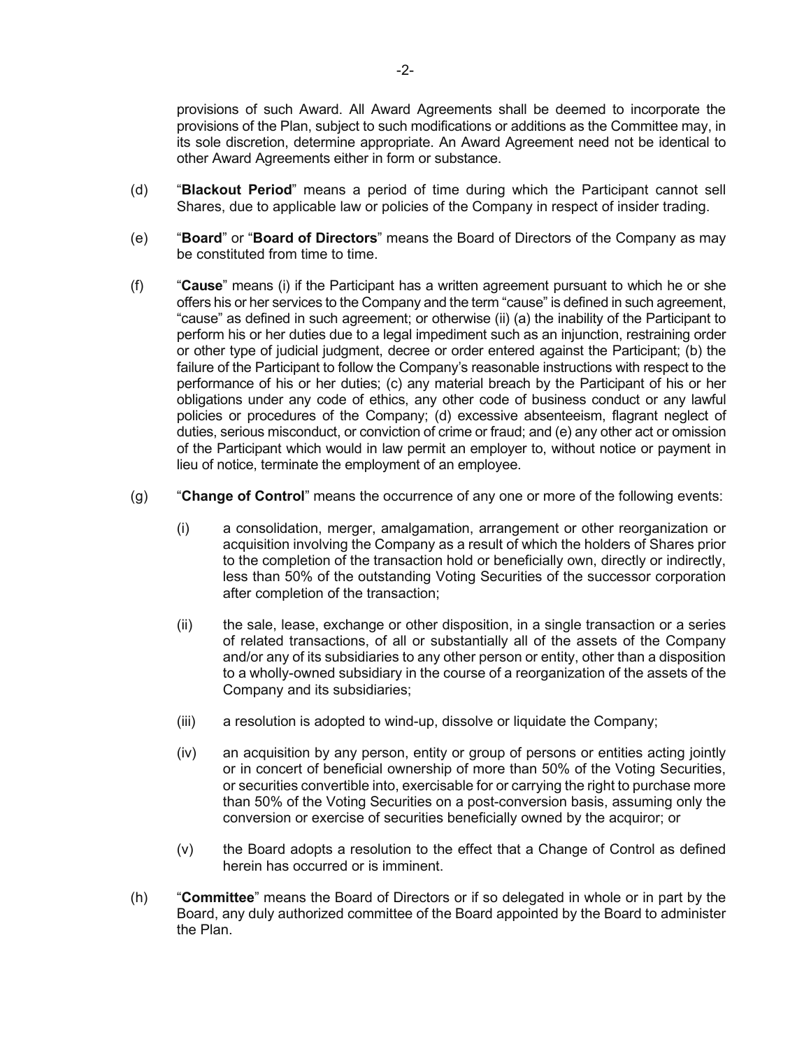provisions of such Award. All Award Agreements shall be deemed to incorporate the provisions of the Plan, subject to such modifications or additions as the Committee may, in its sole discretion, determine appropriate. An Award Agreement need not be identical to other Award Agreements either in form or substance.

(d) "**Blackout Period**" means a period of time during which the Participant cannot sell Shares, due to applicable law or policies of the Company in respect of insider trading.

(e) "**Board**" or "**Board of Directors**" means the Board of Directors of the Company as may be constituted from time to time.

(f) "**Cause**" means (i) if the Participant has a written agreement pursuant to which he or she offers his or her services to the Company and the term "cause" is defined in such agreement, "cause" as defined in such agreement; or otherwise (ii) (a) the inability of the Participant to perform his or her duties due to a legal impediment such as an injunction, restraining order or other type of judicial judgment, decree or order entered against the Participant; (b) the failure of the Participant to follow the Company's reasonable instructions with respect to the performance of his or her duties; (c) any material breach by the Participant of his or her obligations under any code of ethics, any other code of business conduct or any lawful policies or procedures of the Company; (d) excessive absenteeism, flagrant neglect of duties, serious misconduct, or conviction of crime or fraud; and (e) any other act or omission of the Participant which would in law permit an employer to, without notice or payment in lieu of notice, terminate the employment of an employee.

(g) "**Change of Control**" means the occurrence of any one or more of the following events:

(i) a consolidation, merger, amalgamation, arrangement or other reorganization or acquisition involving the Company as a result of which the holders of Shares prior to the completion of the transaction hold or beneficially own, directly or indirectly, less than 50% of the outstanding Voting Securities of the successor corporation after completion of the transaction;

(ii) the sale, lease, exchange or other disposition, in a single transaction or a series of related transactions, of all or substantially all of the assets of the Company and/or any of its subsidiaries to any other person or entity, other than a disposition to a wholly-owned subsidiary in the course of a reorganization of the assets of the Company and its subsidiaries;

(iii) a resolution is adopted to wind-up, dissolve or liquidate the Company;

(iv) an acquisition by any person, entity or group of persons or entities acting jointly or in concert of beneficial ownership of more than 50% of the Voting Securities, or securities convertible into, exercisable for or carrying the right to purchase more than 50% of the Voting Securities on a post-conversion basis, assuming only the conversion or exercise of securities beneficially owned by the acquiror; or

(v) the Board adopts a resolution to the effect that a Change of Control as defined herein has occurred or is imminent.

(h) "**Committee**" means the Board of Directors or if so delegated in whole or in part by the Board, any duly authorized committee of the Board appointed by the Board to administer the Plan.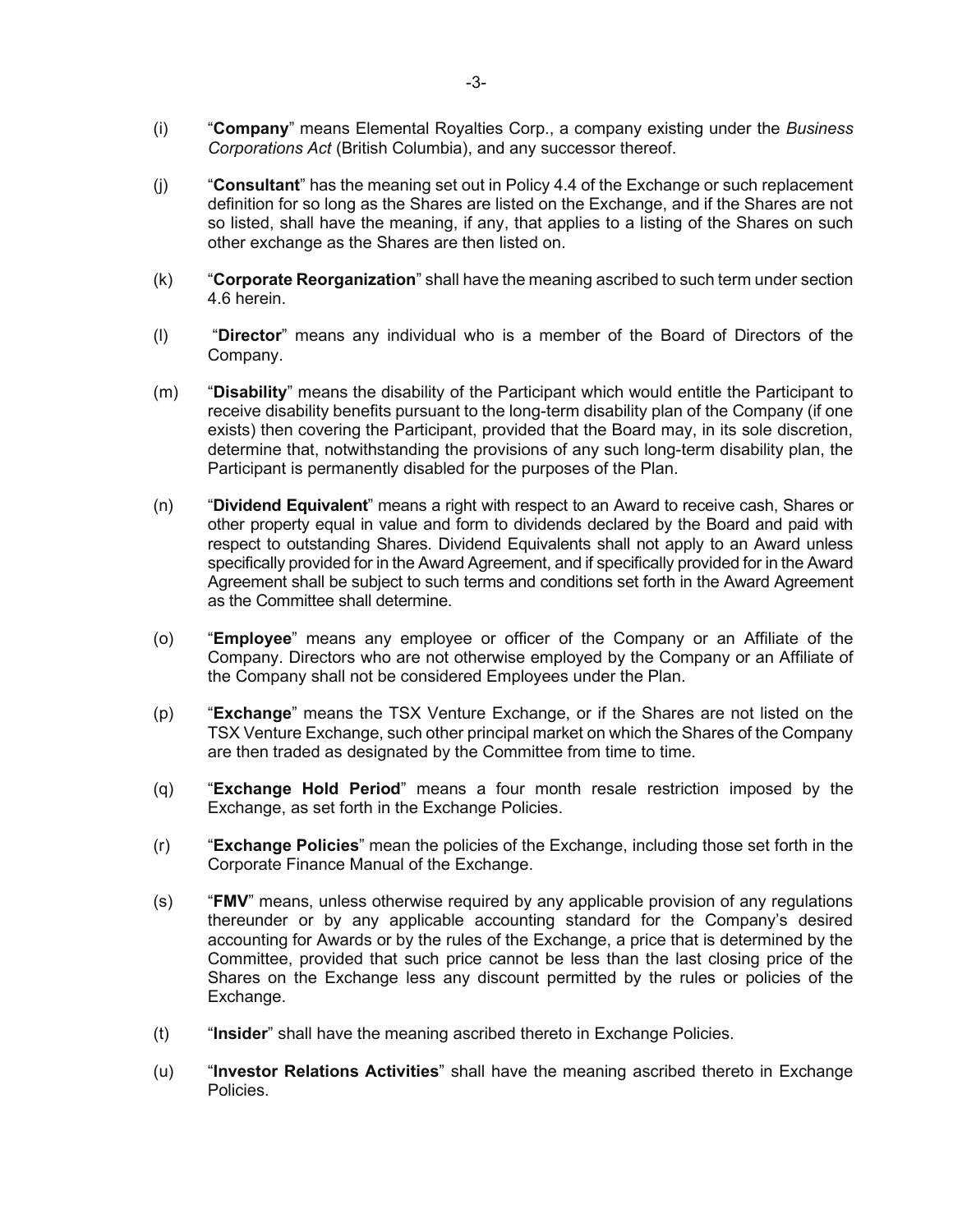(i) "**Company**" means Elemental Royalties Corp., a company existing under the *Business Corporations Act* (British Columbia), and any successor thereof.

(j) "**Consultant**" has the meaning set out in Policy 4.4 of the Exchange or such replacement definition for so long as the Shares are listed on the Exchange, and if the Shares are not so listed, shall have the meaning, if any, that applies to a listing of the Shares on such other exchange as the Shares are then listed on.

(k) "**Corporate Reorganization**" shall have the meaning ascribed to such term under section 4.6 herein.

(l) "**Director**" means any individual who is a member of the Board of Directors of the Company.

(m) "**Disability**" means the disability of the Participant which would entitle the Participant to receive disability benefits pursuant to the long-term disability plan of the Company (if one exists) then covering the Participant, provided that the Board may, in its sole discretion, determine that, notwithstanding the provisions of any such long-term disability plan, the Participant is permanently disabled for the purposes of the Plan.

(n) "**Dividend Equivalent**" means a right with respect to an Award to receive cash, Shares or other property equal in value and form to dividends declared by the Board and paid with respect to outstanding Shares. Dividend Equivalents shall not apply to an Award unless specifically provided for in the Award Agreement, and if specifically provided for in the Award Agreement shall be subject to such terms and conditions set forth in the Award Agreement as the Committee shall determine.

(o) "**Employee**" means any employee or officer of the Company or an Affiliate of the Company. Directors who are not otherwise employed by the Company or an Affiliate of the Company shall not be considered Employees under the Plan.

(p) "**Exchange**" means the TSX Venture Exchange, or if the Shares are not listed on the TSX Venture Exchange, such other principal market on which the Shares of the Company are then traded as designated by the Committee from time to time.

(q) "**Exchange Hold Period**" means a four month resale restriction imposed by the Exchange, as set forth in the Exchange Policies.

(r) "**Exchange Policies**" mean the policies of the Exchange, including those set forth in the Corporate Finance Manual of the Exchange.

(s) "**FMV**" means, unless otherwise required by any applicable provision of any regulations thereunder or by any applicable accounting standard for the Company's desired accounting for Awards or by the rules of the Exchange, a price that is determined by the Committee, provided that such price cannot be less than the last closing price of the Shares on the Exchange less any discount permitted by the rules or policies of the Exchange.

(t) "**Insider**" shall have the meaning ascribed thereto in Exchange Policies.

(u) "**Investor Relations Activities**" shall have the meaning ascribed thereto in Exchange Policies.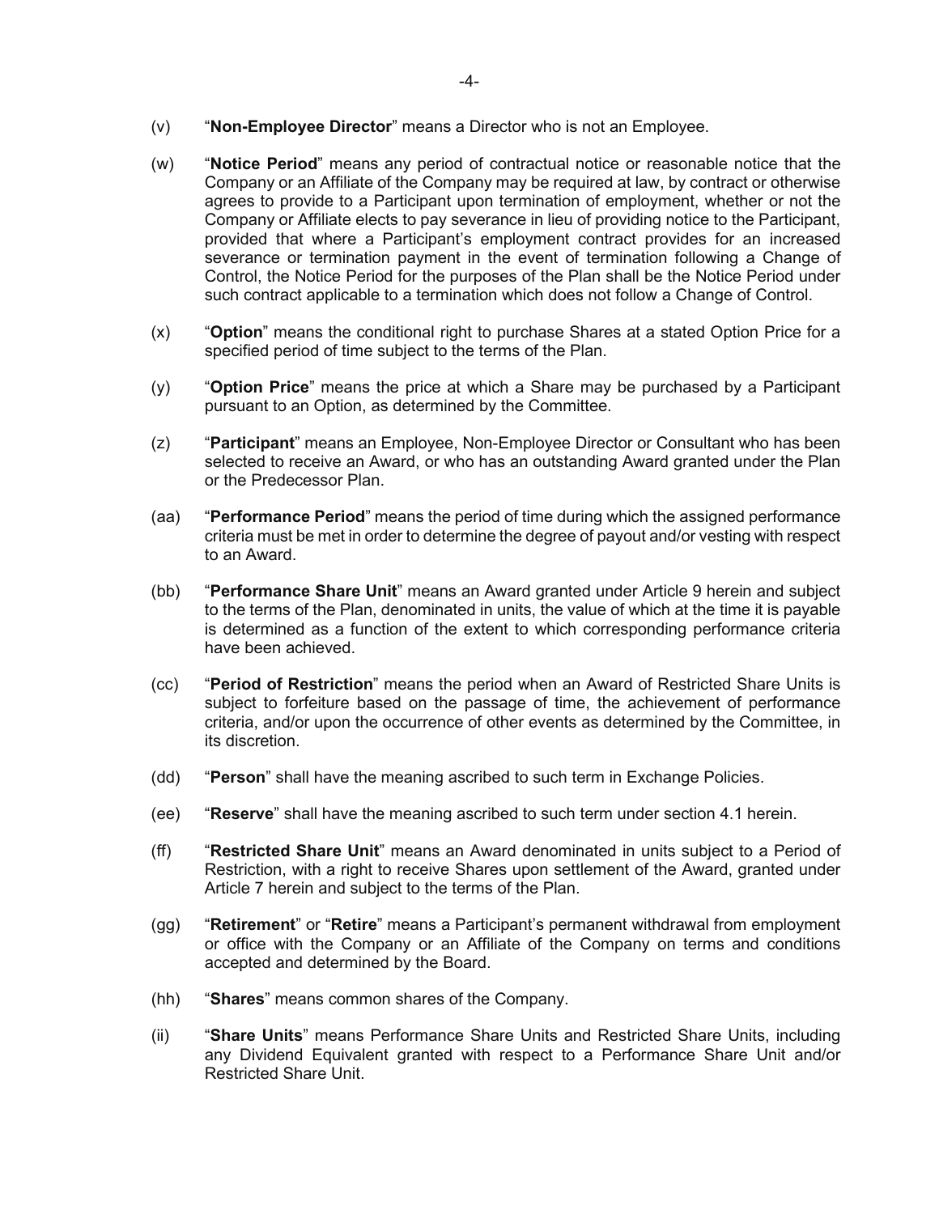(v) "**Non-Employee Director**" means a Director who is not an Employee.

(w) "**Notice Period**" means any period of contractual notice or reasonable notice that the Company or an Affiliate of the Company may be required at law, by contract or otherwise agrees to provide to a Participant upon termination of employment, whether or not the Company or Affiliate elects to pay severance in lieu of providing notice to the Participant, provided that where a Participant's employment contract provides for an increased severance or termination payment in the event of termination following a Change of Control, the Notice Period for the purposes of the Plan shall be the Notice Period under such contract applicable to a termination which does not follow a Change of Control.

(x) "**Option**" means the conditional right to purchase Shares at a stated Option Price for a specified period of time subject to the terms of the Plan.

(y) "**Option Price**" means the price at which a Share may be purchased by a Participant pursuant to an Option, as determined by the Committee.

(z) "**Participant**" means an Employee, Non-Employee Director or Consultant who has been selected to receive an Award, or who has an outstanding Award granted under the Plan or the Predecessor Plan.

(aa) "**Performance Period**" means the period of time during which the assigned performance criteria must be met in order to determine the degree of payout and/or vesting with respect to an Award.

(bb) "**Performance Share Unit**" means an Award granted under Article 9 herein and subject to the terms of the Plan, denominated in units, the value of which at the time it is payable is determined as a function of the extent to which corresponding performance criteria have been achieved.

(cc) "**Period of Restriction**" means the period when an Award of Restricted Share Units is subject to forfeiture based on the passage of time, the achievement of performance criteria, and/or upon the occurrence of other events as determined by the Committee, in its discretion.

(dd) "**Person**" shall have the meaning ascribed to such term in Exchange Policies.

(ee) "**Reserve**" shall have the meaning ascribed to such term under section 4.1 herein.

(ff) "**Restricted Share Unit**" means an Award denominated in units subject to a Period of Restriction, with a right to receive Shares upon settlement of the Award, granted under Article 7 herein and subject to the terms of the Plan.

(gg) "**Retirement**" or "**Retire**" means a Participant's permanent withdrawal from employment or office with the Company or an Affiliate of the Company on terms and conditions accepted and determined by the Board.

(hh) "**Shares**" means common shares of the Company.

(ii) "**Share Units**" means Performance Share Units and Restricted Share Units, including any Dividend Equivalent granted with respect to a Performance Share Unit and/or Restricted Share Unit.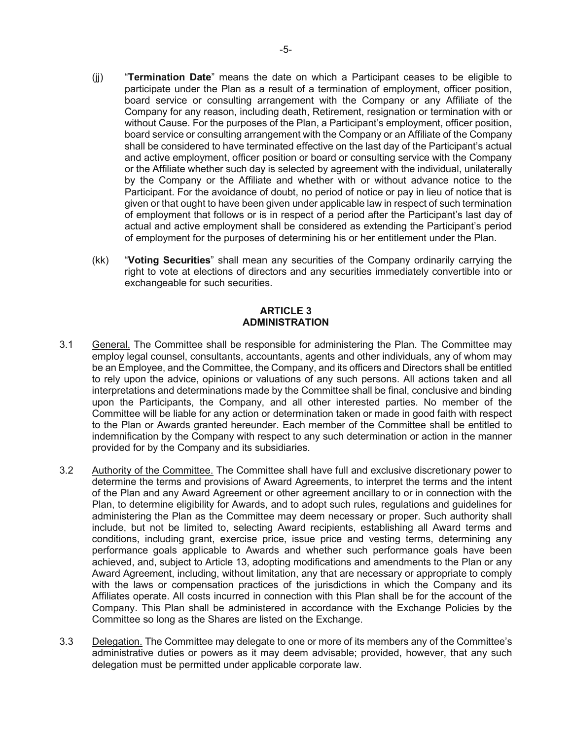(jj) "**Termination Date**" means the date on which a Participant ceases to be eligible to participate under the Plan as a result of a termination of employment, officer position, board service or consulting arrangement with the Company or any Affiliate of the Company for any reason, including death, Retirement, resignation or termination with or without Cause. For the purposes of the Plan, a Participant's employment, officer position, board service or consulting arrangement with the Company or an Affiliate of the Company shall be considered to have terminated effective on the last day of the Participant's actual and active employment, officer position or board or consulting service with the Company or the Affiliate whether such day is selected by agreement with the individual, unilaterally by the Company or the Affiliate and whether with or without advance notice to the Participant. For the avoidance of doubt, no period of notice or pay in lieu of notice that is given or that ought to have been given under applicable law in respect of such termination of employment that follows or is in respect of a period after the Participant's last day of actual and active employment shall be considered as extending the Participant's period of employment for the purposes of determining his or her entitlement under the Plan.

(kk) "**Voting Securities**" shall mean any securities of the Company ordinarily carrying the right to vote at elections of directors and any securities immediately convertible into or exchangeable for such securities.

## ARTICLE 3
## ADMINISTRATION

3.1 General. The Committee shall be responsible for administering the Plan. The Committee may employ legal counsel, consultants, accountants, agents and other individuals, any of whom may be an Employee, and the Committee, the Company, and its officers and Directors shall be entitled to rely upon the advice, opinions or valuations of any such persons. All actions taken and all interpretations and determinations made by the Committee shall be final, conclusive and binding upon the Participants, the Company, and all other interested parties. No member of the Committee will be liable for any action or determination taken or made in good faith with respect to the Plan or Awards granted hereunder. Each member of the Committee shall be entitled to indemnification by the Company with respect to any such determination or action in the manner provided for by the Company and its subsidiaries.

3.2 Authority of the Committee. The Committee shall have full and exclusive discretionary power to determine the terms and provisions of Award Agreements, to interpret the terms and the intent of the Plan and any Award Agreement or other agreement ancillary to or in connection with the Plan, to determine eligibility for Awards, and to adopt such rules, regulations and guidelines for administering the Plan as the Committee may deem necessary or proper. Such authority shall include, but not be limited to, selecting Award recipients, establishing all Award terms and conditions, including grant, exercise price, issue price and vesting terms, determining any performance goals applicable to Awards and whether such performance goals have been achieved, and, subject to Article 13, adopting modifications and amendments to the Plan or any Award Agreement, including, without limitation, any that are necessary or appropriate to comply with the laws or compensation practices of the jurisdictions in which the Company and its Affiliates operate. All costs incurred in connection with this Plan shall be for the account of the Company. This Plan shall be administered in accordance with the Exchange Policies by the Committee so long as the Shares are listed on the Exchange.

3.3 Delegation. The Committee may delegate to one or more of its members any of the Committee's administrative duties or powers as it may deem advisable; provided, however, that any such delegation must be permitted under applicable corporate law.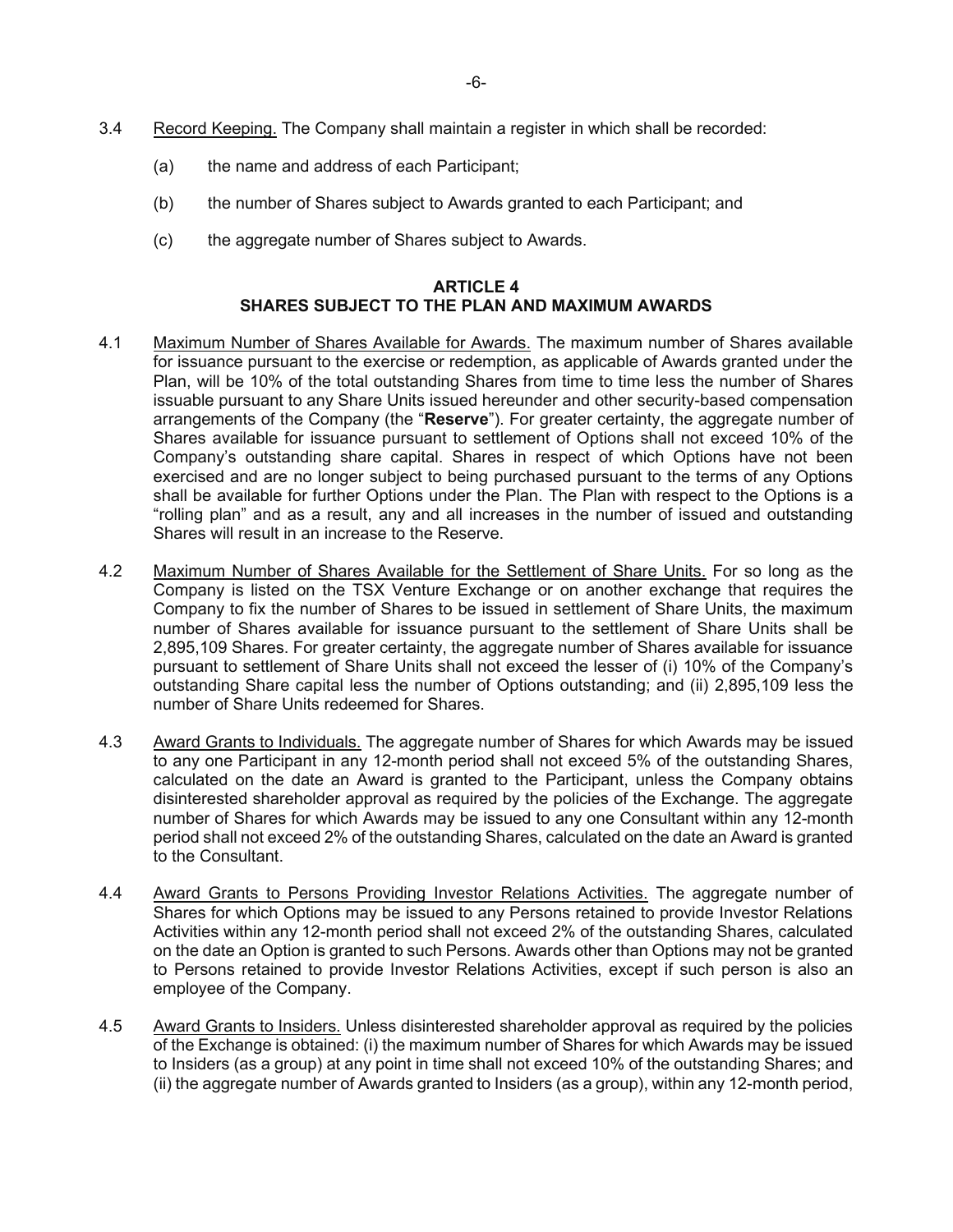3.4 Record Keeping. The Company shall maintain a register in which shall be recorded:

(a) the name and address of each Participant;

(b) the number of Shares subject to Awards granted to each Participant; and

(c) the aggregate number of Shares subject to Awards.

## ARTICLE 4
## SHARES SUBJECT TO THE PLAN AND MAXIMUM AWARDS

4.1 Maximum Number of Shares Available for Awards. The maximum number of Shares available for issuance pursuant to the exercise or redemption, as applicable of Awards granted under the Plan, will be 10% of the total outstanding Shares from time to time less the number of Shares issuable pursuant to any Share Units issued hereunder and other security-based compensation arrangements of the Company (the "**Reserve**"). For greater certainty, the aggregate number of Shares available for issuance pursuant to settlement of Options shall not exceed 10% of the Company's outstanding share capital. Shares in respect of which Options have not been exercised and are no longer subject to being purchased pursuant to the terms of any Options shall be available for further Options under the Plan. The Plan with respect to the Options is a "rolling plan" and as a result, any and all increases in the number of issued and outstanding Shares will result in an increase to the Reserve.

4.2 Maximum Number of Shares Available for the Settlement of Share Units. For so long as the Company is listed on the TSX Venture Exchange or on another exchange that requires the Company to fix the number of Shares to be issued in settlement of Share Units, the maximum number of Shares available for issuance pursuant to the settlement of Share Units shall be 2,895,109 Shares. For greater certainty, the aggregate number of Shares available for issuance pursuant to settlement of Share Units shall not exceed the lesser of (i) 10% of the Company's outstanding Share capital less the number of Options outstanding; and (ii) 2,895,109 less the number of Share Units redeemed for Shares.

4.3 Award Grants to Individuals. The aggregate number of Shares for which Awards may be issued to any one Participant in any 12-month period shall not exceed 5% of the outstanding Shares, calculated on the date an Award is granted to the Participant, unless the Company obtains disinterested shareholder approval as required by the policies of the Exchange. The aggregate number of Shares for which Awards may be issued to any one Consultant within any 12-month period shall not exceed 2% of the outstanding Shares, calculated on the date an Award is granted to the Consultant.

4.4 Award Grants to Persons Providing Investor Relations Activities. The aggregate number of Shares for which Options may be issued to any Persons retained to provide Investor Relations Activities within any 12-month period shall not exceed 2% of the outstanding Shares, calculated on the date an Option is granted to such Persons. Awards other than Options may not be granted to Persons retained to provide Investor Relations Activities, except if such person is also an employee of the Company.

4.5 Award Grants to Insiders. Unless disinterested shareholder approval as required by the policies of the Exchange is obtained: (i) the maximum number of Shares for which Awards may be issued to Insiders (as a group) at any point in time shall not exceed 10% of the outstanding Shares; and (ii) the aggregate number of Awards granted to Insiders (as a group), within any 12-month period,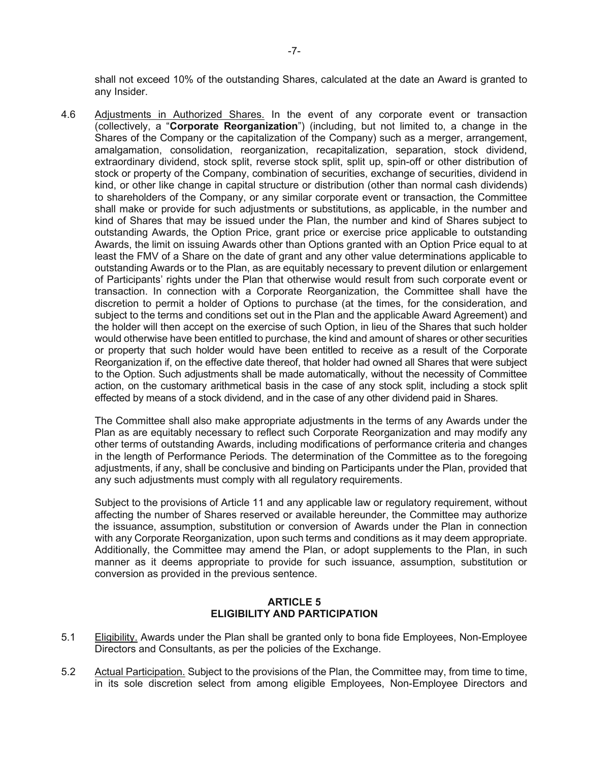shall not exceed 10% of the outstanding Shares, calculated at the date an Award is granted to any Insider.

4.6 Adjustments in Authorized Shares. In the event of any corporate event or transaction (collectively, a "**Corporate Reorganization**") (including, but not limited to, a change in the Shares of the Company or the capitalization of the Company) such as a merger, arrangement, amalgamation, consolidation, reorganization, recapitalization, separation, stock dividend, extraordinary dividend, stock split, reverse stock split, split up, spin-off or other distribution of stock or property of the Company, combination of securities, exchange of securities, dividend in kind, or other like change in capital structure or distribution (other than normal cash dividends) to shareholders of the Company, or any similar corporate event or transaction, the Committee shall make or provide for such adjustments or substitutions, as applicable, in the number and kind of Shares that may be issued under the Plan, the number and kind of Shares subject to outstanding Awards, the Option Price, grant price or exercise price applicable to outstanding Awards, the limit on issuing Awards other than Options granted with an Option Price equal to at least the FMV of a Share on the date of grant and any other value determinations applicable to outstanding Awards or to the Plan, as are equitably necessary to prevent dilution or enlargement of Participants' rights under the Plan that otherwise would result from such corporate event or transaction. In connection with a Corporate Reorganization, the Committee shall have the discretion to permit a holder of Options to purchase (at the times, for the consideration, and subject to the terms and conditions set out in the Plan and the applicable Award Agreement) and the holder will then accept on the exercise of such Option, in lieu of the Shares that such holder would otherwise have been entitled to purchase, the kind and amount of shares or other securities or property that such holder would have been entitled to receive as a result of the Corporate Reorganization if, on the effective date thereof, that holder had owned all Shares that were subject to the Option. Such adjustments shall be made automatically, without the necessity of Committee action, on the customary arithmetical basis in the case of any stock split, including a stock split effected by means of a stock dividend, and in the case of any other dividend paid in Shares.

The Committee shall also make appropriate adjustments in the terms of any Awards under the Plan as are equitably necessary to reflect such Corporate Reorganization and may modify any other terms of outstanding Awards, including modifications of performance criteria and changes in the length of Performance Periods. The determination of the Committee as to the foregoing adjustments, if any, shall be conclusive and binding on Participants under the Plan, provided that any such adjustments must comply with all regulatory requirements.

Subject to the provisions of Article 11 and any applicable law or regulatory requirement, without affecting the number of Shares reserved or available hereunder, the Committee may authorize the issuance, assumption, substitution or conversion of Awards under the Plan in connection with any Corporate Reorganization, upon such terms and conditions as it may deem appropriate. Additionally, the Committee may amend the Plan, or adopt supplements to the Plan, in such manner as it deems appropriate to provide for such issuance, assumption, substitution or conversion as provided in the previous sentence.

## ARTICLE 5
## ELIGIBILITY AND PARTICIPATION

5.1 Eligibility. Awards under the Plan shall be granted only to bona fide Employees, Non-Employee Directors and Consultants, as per the policies of the Exchange.

5.2 Actual Participation. Subject to the provisions of the Plan, the Committee may, from time to time, in its sole discretion select from among eligible Employees, Non-Employee Directors and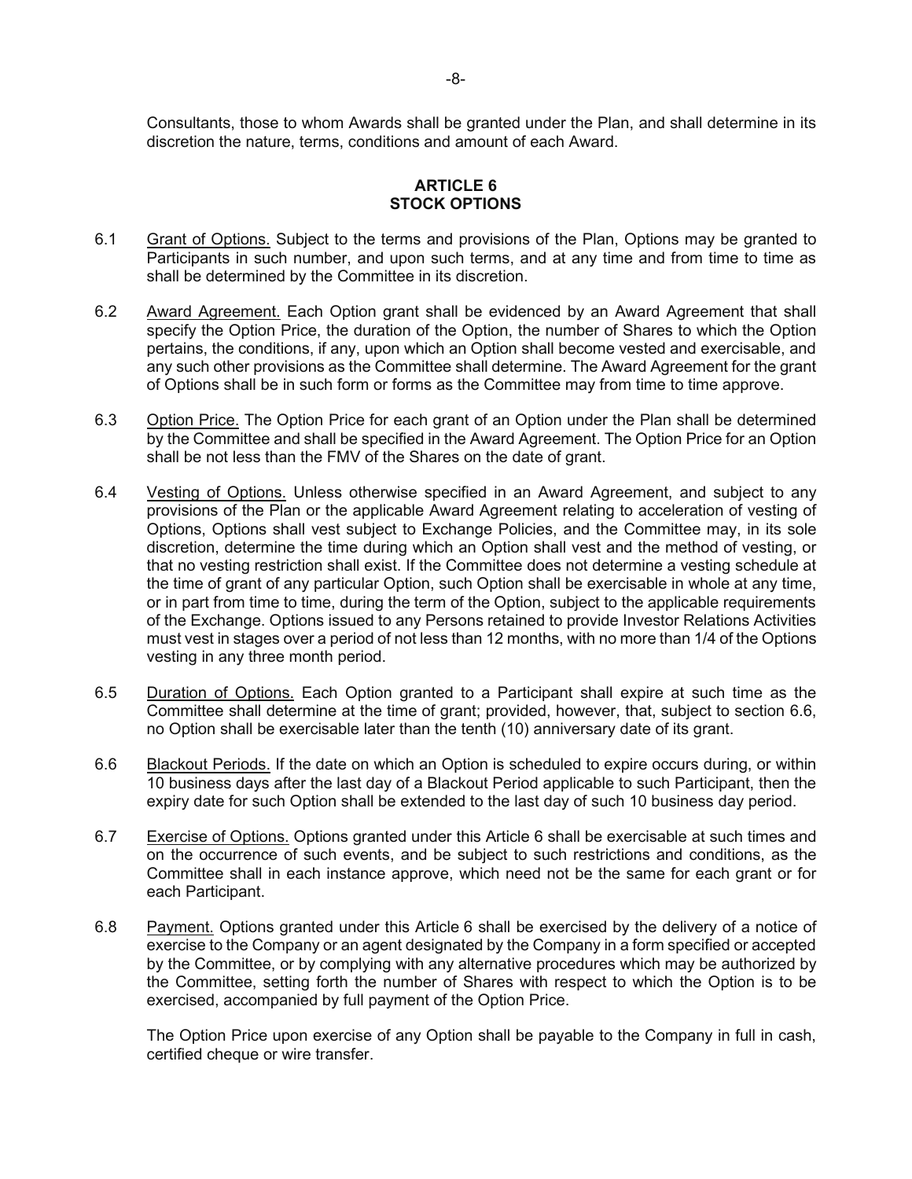Consultants, those to whom Awards shall be granted under the Plan, and shall determine in its discretion the nature, terms, conditions and amount of each Award.

## ARTICLE 6
## STOCK OPTIONS

6.1 Grant of Options. Subject to the terms and provisions of the Plan, Options may be granted to Participants in such number, and upon such terms, and at any time and from time to time as shall be determined by the Committee in its discretion.

6.2 Award Agreement. Each Option grant shall be evidenced by an Award Agreement that shall specify the Option Price, the duration of the Option, the number of Shares to which the Option pertains, the conditions, if any, upon which an Option shall become vested and exercisable, and any such other provisions as the Committee shall determine. The Award Agreement for the grant of Options shall be in such form or forms as the Committee may from time to time approve.

6.3 Option Price. The Option Price for each grant of an Option under the Plan shall be determined by the Committee and shall be specified in the Award Agreement. The Option Price for an Option shall be not less than the FMV of the Shares on the date of grant.

6.4 Vesting of Options. Unless otherwise specified in an Award Agreement, and subject to any provisions of the Plan or the applicable Award Agreement relating to acceleration of vesting of Options, Options shall vest subject to Exchange Policies, and the Committee may, in its sole discretion, determine the time during which an Option shall vest and the method of vesting, or that no vesting restriction shall exist. If the Committee does not determine a vesting schedule at the time of grant of any particular Option, such Option shall be exercisable in whole at any time, or in part from time to time, during the term of the Option, subject to the applicable requirements of the Exchange. Options issued to any Persons retained to provide Investor Relations Activities must vest in stages over a period of not less than 12 months, with no more than 1/4 of the Options vesting in any three month period.

6.5 Duration of Options. Each Option granted to a Participant shall expire at such time as the Committee shall determine at the time of grant; provided, however, that, subject to section 6.6, no Option shall be exercisable later than the tenth (10) anniversary date of its grant.

6.6 Blackout Periods. If the date on which an Option is scheduled to expire occurs during, or within 10 business days after the last day of a Blackout Period applicable to such Participant, then the expiry date for such Option shall be extended to the last day of such 10 business day period.

6.7 Exercise of Options. Options granted under this Article 6 shall be exercisable at such times and on the occurrence of such events, and be subject to such restrictions and conditions, as the Committee shall in each instance approve, which need not be the same for each grant or for each Participant.

6.8 Payment. Options granted under this Article 6 shall be exercised by the delivery of a notice of exercise to the Company or an agent designated by the Company in a form specified or accepted by the Committee, or by complying with any alternative procedures which may be authorized by the Committee, setting forth the number of Shares with respect to which the Option is to be exercised, accompanied by full payment of the Option Price.

The Option Price upon exercise of any Option shall be payable to the Company in full in cash, certified cheque or wire transfer.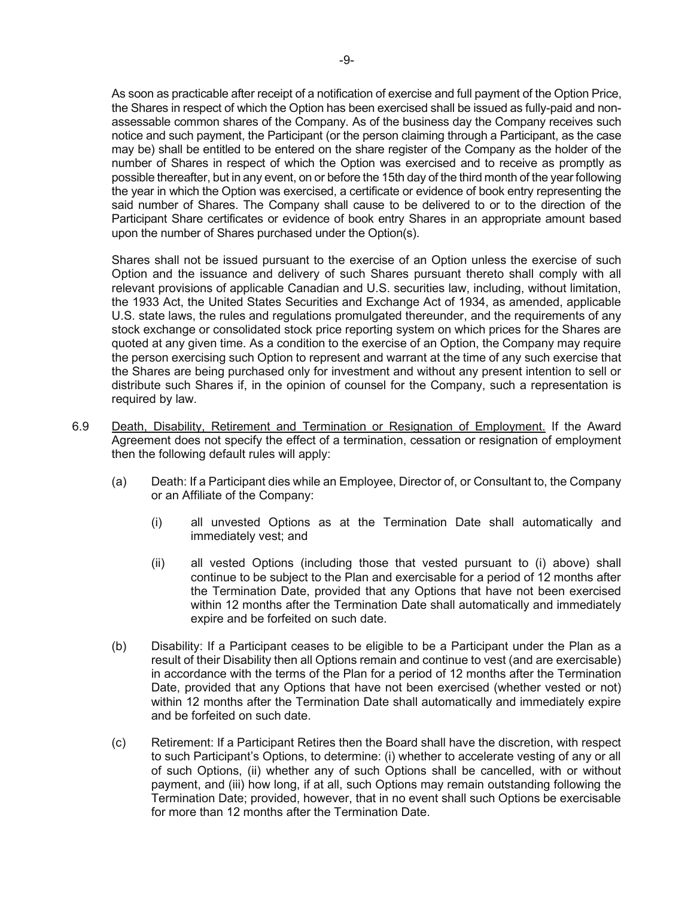As soon as practicable after receipt of a notification of exercise and full payment of the Option Price, the Shares in respect of which the Option has been exercised shall be issued as fully-paid and non-assessable common shares of the Company. As of the business day the Company receives such notice and such payment, the Participant (or the person claiming through a Participant, as the case may be) shall be entitled to be entered on the share register of the Company as the holder of the number of Shares in respect of which the Option was exercised and to receive as promptly as possible thereafter, but in any event, on or before the 15th day of the third month of the year following the year in which the Option was exercised, a certificate or evidence of book entry representing the said number of Shares. The Company shall cause to be delivered to or to the direction of the Participant Share certificates or evidence of book entry Shares in an appropriate amount based upon the number of Shares purchased under the Option(s).

Shares shall not be issued pursuant to the exercise of an Option unless the exercise of such Option and the issuance and delivery of such Shares pursuant thereto shall comply with all relevant provisions of applicable Canadian and U.S. securities law, including, without limitation, the 1933 Act, the United States Securities and Exchange Act of 1934, as amended, applicable U.S. state laws, the rules and regulations promulgated thereunder, and the requirements of any stock exchange or consolidated stock price reporting system on which prices for the Shares are quoted at any given time. As a condition to the exercise of an Option, the Company may require the person exercising such Option to represent and warrant at the time of any such exercise that the Shares are being purchased only for investment and without any present intention to sell or distribute such Shares if, in the opinion of counsel for the Company, such a representation is required by law.

6.9 Death, Disability, Retirement and Termination or Resignation of Employment. If the Award Agreement does not specify the effect of a termination, cessation or resignation of employment then the following default rules will apply:

(a) Death: If a Participant dies while an Employee, Director of, or Consultant to, the Company or an Affiliate of the Company:

(i) all unvested Options as at the Termination Date shall automatically and immediately vest; and

(ii) all vested Options (including those that vested pursuant to (i) above) shall continue to be subject to the Plan and exercisable for a period of 12 months after the Termination Date, provided that any Options that have not been exercised within 12 months after the Termination Date shall automatically and immediately expire and be forfeited on such date.

(b) Disability: If a Participant ceases to be eligible to be a Participant under the Plan as a result of their Disability then all Options remain and continue to vest (and are exercisable) in accordance with the terms of the Plan for a period of 12 months after the Termination Date, provided that any Options that have not been exercised (whether vested or not) within 12 months after the Termination Date shall automatically and immediately expire and be forfeited on such date.

(c) Retirement: If a Participant Retires then the Board shall have the discretion, with respect to such Participant's Options, to determine: (i) whether to accelerate vesting of any or all of such Options, (ii) whether any of such Options shall be cancelled, with or without payment, and (iii) how long, if at all, such Options may remain outstanding following the Termination Date; provided, however, that in no event shall such Options be exercisable for more than 12 months after the Termination Date.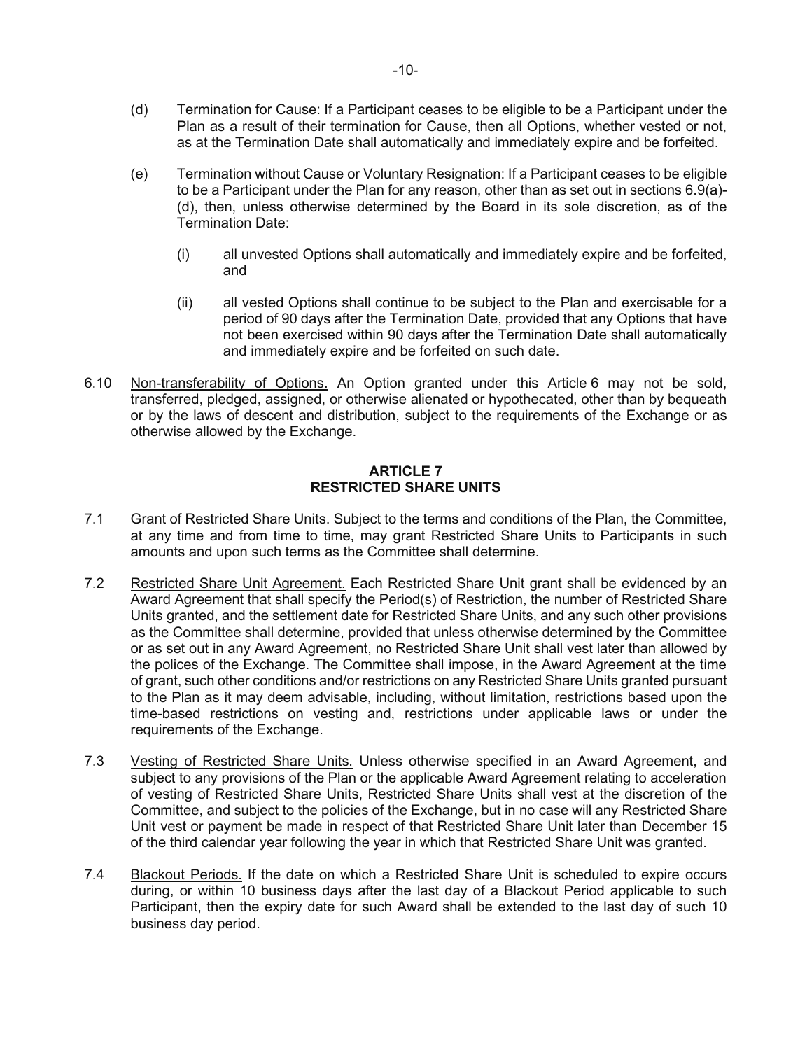(d) Termination for Cause: If a Participant ceases to be eligible to be a Participant under the Plan as a result of their termination for Cause, then all Options, whether vested or not, as at the Termination Date shall automatically and immediately expire and be forfeited.

(e) Termination without Cause or Voluntary Resignation: If a Participant ceases to be eligible to be a Participant under the Plan for any reason, other than as set out in sections 6.9(a)-(d), then, unless otherwise determined by the Board in its sole discretion, as of the Termination Date:

(i) all unvested Options shall automatically and immediately expire and be forfeited, and

(ii) all vested Options shall continue to be subject to the Plan and exercisable for a period of 90 days after the Termination Date, provided that any Options that have not been exercised within 90 days after the Termination Date shall automatically and immediately expire and be forfeited on such date.

6.10 <u>Non-transferability of Options.</u> An Option granted under this Article 6 may not be sold, transferred, pledged, assigned, or otherwise alienated or hypothecated, other than by bequeath or by the laws of descent and distribution, subject to the requirements of the Exchange or as otherwise allowed by the Exchange.

## ARTICLE 7
## RESTRICTED SHARE UNITS

7.1 <u>Grant of Restricted Share Units.</u> Subject to the terms and conditions of the Plan, the Committee, at any time and from time to time, may grant Restricted Share Units to Participants in such amounts and upon such terms as the Committee shall determine.

7.2 <u>Restricted Share Unit Agreement.</u> Each Restricted Share Unit grant shall be evidenced by an Award Agreement that shall specify the Period(s) of Restriction, the number of Restricted Share Units granted, and the settlement date for Restricted Share Units, and any such other provisions as the Committee shall determine, provided that unless otherwise determined by the Committee or as set out in any Award Agreement, no Restricted Share Unit shall vest later than allowed by the polices of the Exchange. The Committee shall impose, in the Award Agreement at the time of grant, such other conditions and/or restrictions on any Restricted Share Units granted pursuant to the Plan as it may deem advisable, including, without limitation, restrictions based upon the time-based restrictions on vesting and, restrictions under applicable laws or under the requirements of the Exchange.

7.3 <u>Vesting of Restricted Share Units.</u> Unless otherwise specified in an Award Agreement, and subject to any provisions of the Plan or the applicable Award Agreement relating to acceleration of vesting of Restricted Share Units, Restricted Share Units shall vest at the discretion of the Committee, and subject to the policies of the Exchange, but in no case will any Restricted Share Unit vest or payment be made in respect of that Restricted Share Unit later than December 15 of the third calendar year following the year in which that Restricted Share Unit was granted.

7.4 <u>Blackout Periods.</u> If the date on which a Restricted Share Unit is scheduled to expire occurs during, or within 10 business days after the last day of a Blackout Period applicable to such Participant, then the expiry date for such Award shall be extended to the last day of such 10 business day period.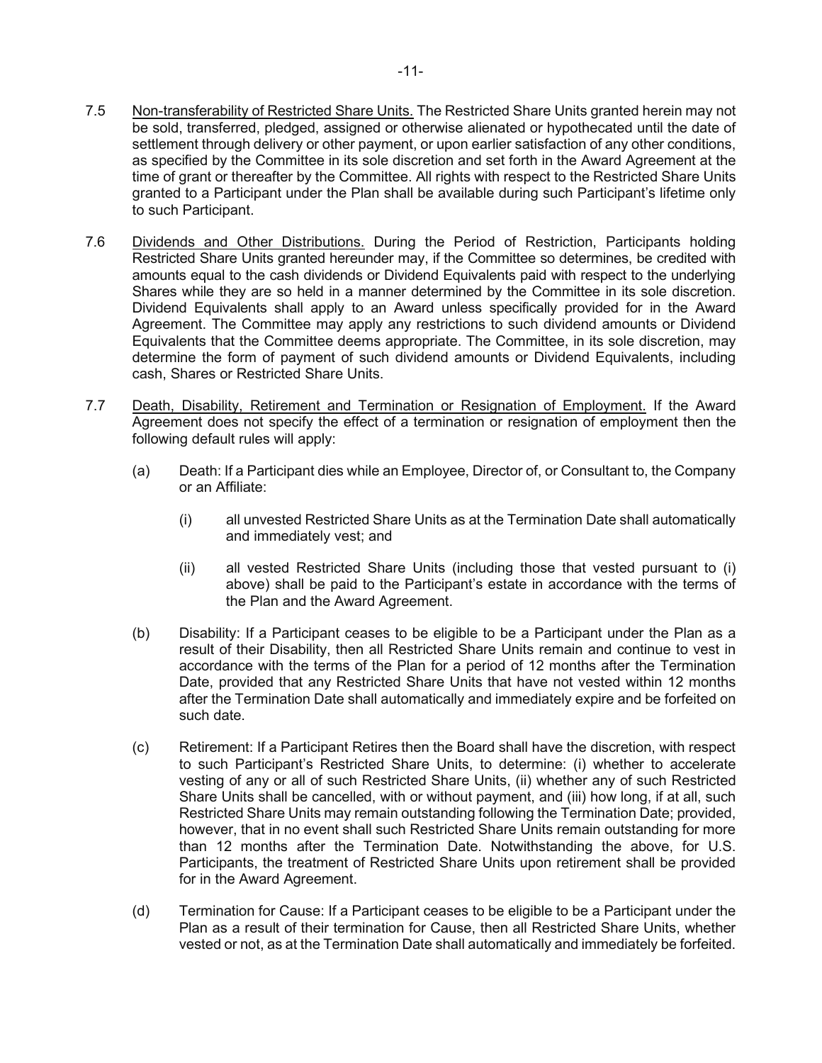7.5 Non-transferability of Restricted Share Units. The Restricted Share Units granted herein may not be sold, transferred, pledged, assigned or otherwise alienated or hypothecated until the date of settlement through delivery or other payment, or upon earlier satisfaction of any other conditions, as specified by the Committee in its sole discretion and set forth in the Award Agreement at the time of grant or thereafter by the Committee. All rights with respect to the Restricted Share Units granted to a Participant under the Plan shall be available during such Participant's lifetime only to such Participant.

7.6 Dividends and Other Distributions. During the Period of Restriction, Participants holding Restricted Share Units granted hereunder may, if the Committee so determines, be credited with amounts equal to the cash dividends or Dividend Equivalents paid with respect to the underlying Shares while they are so held in a manner determined by the Committee in its sole discretion. Dividend Equivalents shall apply to an Award unless specifically provided for in the Award Agreement. The Committee may apply any restrictions to such dividend amounts or Dividend Equivalents that the Committee deems appropriate. The Committee, in its sole discretion, may determine the form of payment of such dividend amounts or Dividend Equivalents, including cash, Shares or Restricted Share Units.

7.7 Death, Disability, Retirement and Termination or Resignation of Employment. If the Award Agreement does not specify the effect of a termination or resignation of employment then the following default rules will apply:

(a) Death: If a Participant dies while an Employee, Director of, or Consultant to, the Company or an Affiliate:

(i) all unvested Restricted Share Units as at the Termination Date shall automatically and immediately vest; and

(ii) all vested Restricted Share Units (including those that vested pursuant to (i) above) shall be paid to the Participant's estate in accordance with the terms of the Plan and the Award Agreement.

(b) Disability: If a Participant ceases to be eligible to be a Participant under the Plan as a result of their Disability, then all Restricted Share Units remain and continue to vest in accordance with the terms of the Plan for a period of 12 months after the Termination Date, provided that any Restricted Share Units that have not vested within 12 months after the Termination Date shall automatically and immediately expire and be forfeited on such date.

(c) Retirement: If a Participant Retires then the Board shall have the discretion, with respect to such Participant's Restricted Share Units, to determine: (i) whether to accelerate vesting of any or all of such Restricted Share Units, (ii) whether any of such Restricted Share Units shall be cancelled, with or without payment, and (iii) how long, if at all, such Restricted Share Units may remain outstanding following the Termination Date; provided, however, that in no event shall such Restricted Share Units remain outstanding for more than 12 months after the Termination Date. Notwithstanding the above, for U.S. Participants, the treatment of Restricted Share Units upon retirement shall be provided for in the Award Agreement.

(d) Termination for Cause: If a Participant ceases to be eligible to be a Participant under the Plan as a result of their termination for Cause, then all Restricted Share Units, whether vested or not, as at the Termination Date shall automatically and immediately be forfeited.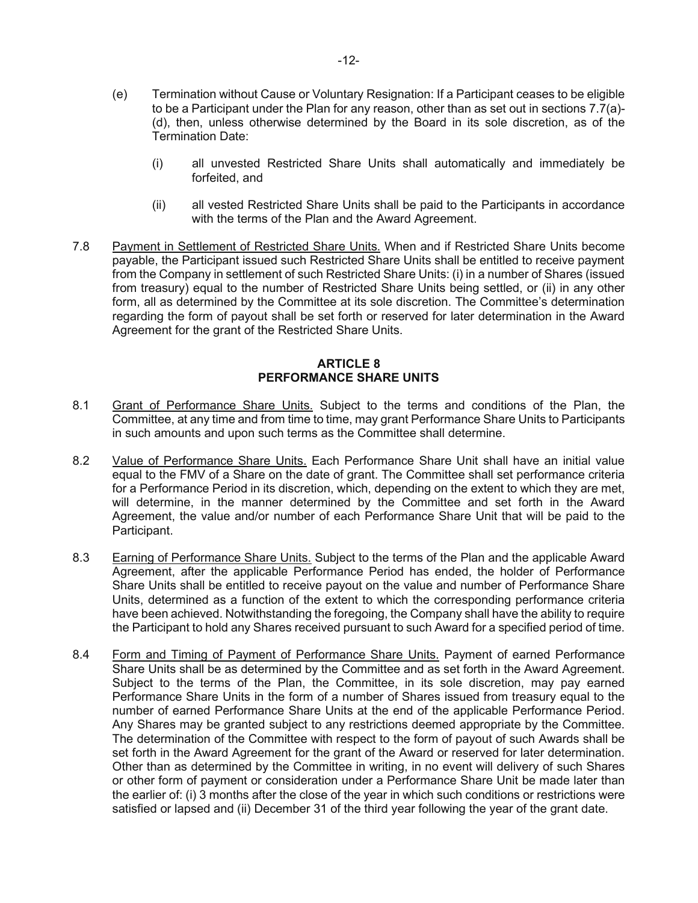(e) Termination without Cause or Voluntary Resignation: If a Participant ceases to be eligible to be a Participant under the Plan for any reason, other than as set out in sections 7.7(a)-(d), then, unless otherwise determined by the Board in its sole discretion, as of the Termination Date:

   (i) all unvested Restricted Share Units shall automatically and immediately be forfeited, and

   (ii) all vested Restricted Share Units shall be paid to the Participants in accordance with the terms of the Plan and the Award Agreement.

7.8 Payment in Settlement of Restricted Share Units. When and if Restricted Share Units become payable, the Participant issued such Restricted Share Units shall be entitled to receive payment from the Company in settlement of such Restricted Share Units: (i) in a number of Shares (issued from treasury) equal to the number of Restricted Share Units being settled, or (ii) in any other form, all as determined by the Committee at its sole discretion. The Committee's determination regarding the form of payout shall be set forth or reserved for later determination in the Award Agreement for the grant of the Restricted Share Units.

## ARTICLE 8
## PERFORMANCE SHARE UNITS

8.1 Grant of Performance Share Units. Subject to the terms and conditions of the Plan, the Committee, at any time and from time to time, may grant Performance Share Units to Participants in such amounts and upon such terms as the Committee shall determine.

8.2 Value of Performance Share Units. Each Performance Share Unit shall have an initial value equal to the FMV of a Share on the date of grant. The Committee shall set performance criteria for a Performance Period in its discretion, which, depending on the extent to which they are met, will determine, in the manner determined by the Committee and set forth in the Award Agreement, the value and/or number of each Performance Share Unit that will be paid to the Participant.

8.3 Earning of Performance Share Units. Subject to the terms of the Plan and the applicable Award Agreement, after the applicable Performance Period has ended, the holder of Performance Share Units shall be entitled to receive payout on the value and number of Performance Share Units, determined as a function of the extent to which the corresponding performance criteria have been achieved. Notwithstanding the foregoing, the Company shall have the ability to require the Participant to hold any Shares received pursuant to such Award for a specified period of time.

8.4 Form and Timing of Payment of Performance Share Units. Payment of earned Performance Share Units shall be as determined by the Committee and as set forth in the Award Agreement. Subject to the terms of the Plan, the Committee, in its sole discretion, may pay earned Performance Share Units in the form of a number of Shares issued from treasury equal to the number of earned Performance Share Units at the end of the applicable Performance Period. Any Shares may be granted subject to any restrictions deemed appropriate by the Committee. The determination of the Committee with respect to the form of payout of such Awards shall be set forth in the Award Agreement for the grant of the Award or reserved for later determination. Other than as determined by the Committee in writing, in no event will delivery of such Shares or other form of payment or consideration under a Performance Share Unit be made later than the earlier of: (i) 3 months after the close of the year in which such conditions or restrictions were satisfied or lapsed and (ii) December 31 of the third year following the year of the grant date.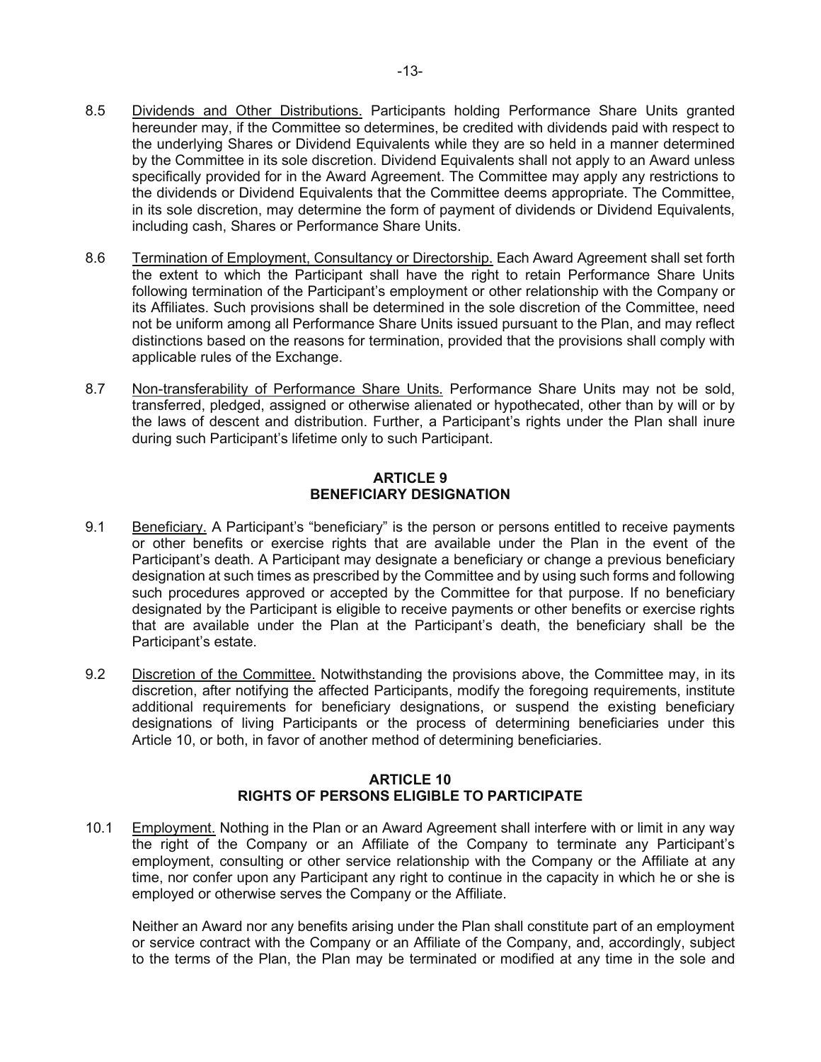8.5 Dividends and Other Distributions. Participants holding Performance Share Units granted hereunder may, if the Committee so determines, be credited with dividends paid with respect to the underlying Shares or Dividend Equivalents while they are so held in a manner determined by the Committee in its sole discretion. Dividend Equivalents shall not apply to an Award unless specifically provided for in the Award Agreement. The Committee may apply any restrictions to the dividends or Dividend Equivalents that the Committee deems appropriate. The Committee, in its sole discretion, may determine the form of payment of dividends or Dividend Equivalents, including cash, Shares or Performance Share Units.

8.6 Termination of Employment, Consultancy or Directorship. Each Award Agreement shall set forth the extent to which the Participant shall have the right to retain Performance Share Units following termination of the Participant's employment or other relationship with the Company or its Affiliates. Such provisions shall be determined in the sole discretion of the Committee, need not be uniform among all Performance Share Units issued pursuant to the Plan, and may reflect distinctions based on the reasons for termination, provided that the provisions shall comply with applicable rules of the Exchange.

8.7 Non-transferability of Performance Share Units. Performance Share Units may not be sold, transferred, pledged, assigned or otherwise alienated or hypothecated, other than by will or by the laws of descent and distribution. Further, a Participant's rights under the Plan shall inure during such Participant's lifetime only to such Participant.

## ARTICLE 9
## BENEFICIARY DESIGNATION

9.1 Beneficiary. A Participant's "beneficiary" is the person or persons entitled to receive payments or other benefits or exercise rights that are available under the Plan in the event of the Participant's death. A Participant may designate a beneficiary or change a previous beneficiary designation at such times as prescribed by the Committee and by using such forms and following such procedures approved or accepted by the Committee for that purpose. If no beneficiary designated by the Participant is eligible to receive payments or other benefits or exercise rights that are available under the Plan at the Participant's death, the beneficiary shall be the Participant's estate.

9.2 Discretion of the Committee. Notwithstanding the provisions above, the Committee may, in its discretion, after notifying the affected Participants, modify the foregoing requirements, institute additional requirements for beneficiary designations, or suspend the existing beneficiary designations of living Participants or the process of determining beneficiaries under this Article 10, or both, in favor of another method of determining beneficiaries.

## ARTICLE 10
## RIGHTS OF PERSONS ELIGIBLE TO PARTICIPATE

10.1 Employment. Nothing in the Plan or an Award Agreement shall interfere with or limit in any way the right of the Company or an Affiliate of the Company to terminate any Participant's employment, consulting or other service relationship with the Company or the Affiliate at any time, nor confer upon any Participant any right to continue in the capacity in which he or she is employed or otherwise serves the Company or the Affiliate.

Neither an Award nor any benefits arising under the Plan shall constitute part of an employment or service contract with the Company or an Affiliate of the Company, and, accordingly, subject to the terms of the Plan, the Plan may be terminated or modified at any time in the sole and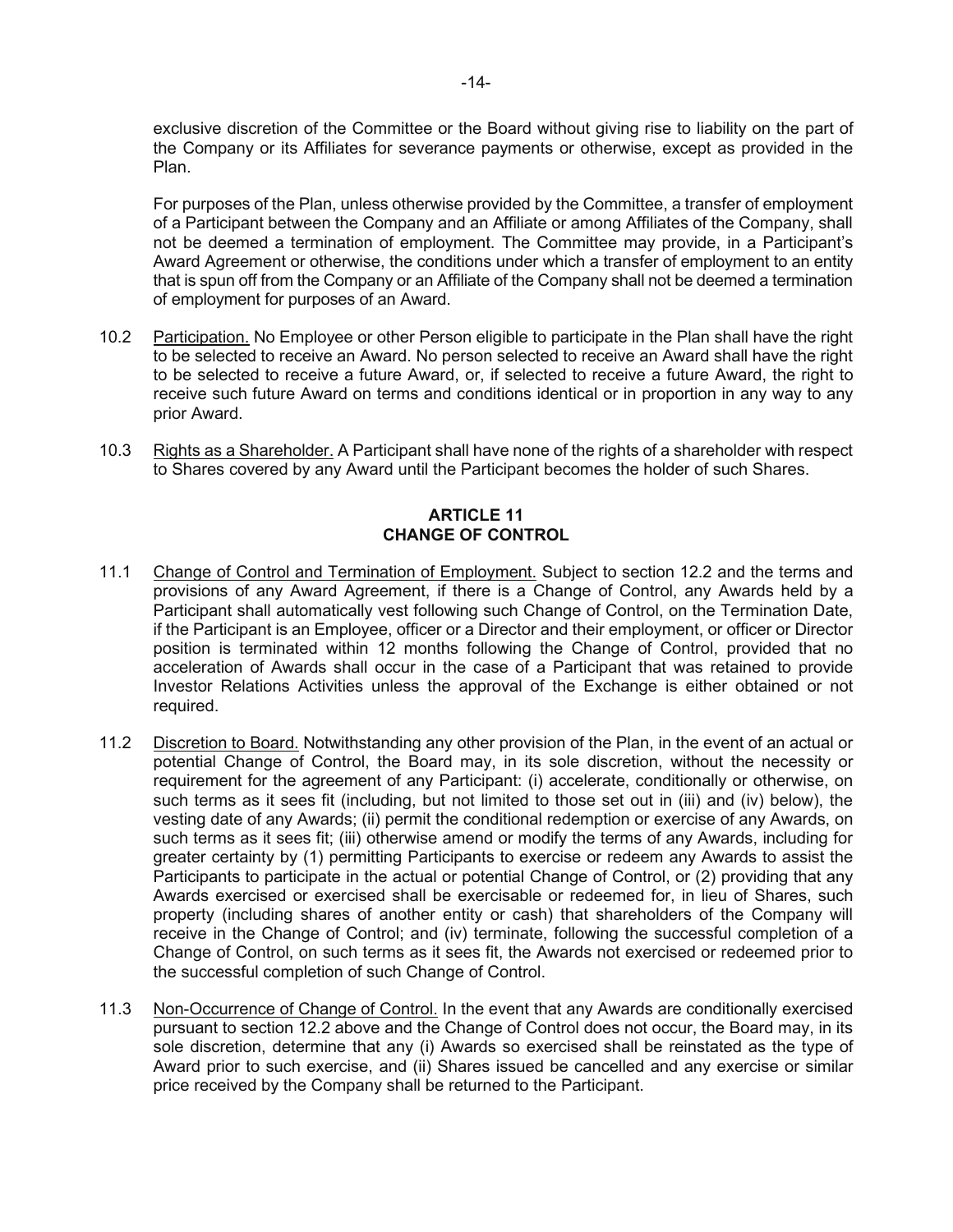exclusive discretion of the Committee or the Board without giving rise to liability on the part of the Company or its Affiliates for severance payments or otherwise, except as provided in the Plan.

For purposes of the Plan, unless otherwise provided by the Committee, a transfer of employment of a Participant between the Company and an Affiliate or among Affiliates of the Company, shall not be deemed a termination of employment. The Committee may provide, in a Participant's Award Agreement or otherwise, the conditions under which a transfer of employment to an entity that is spun off from the Company or an Affiliate of the Company shall not be deemed a termination of employment for purposes of an Award.

10.2 Participation. No Employee or other Person eligible to participate in the Plan shall have the right to be selected to receive an Award. No person selected to receive an Award shall have the right to be selected to receive a future Award, or, if selected to receive a future Award, the right to receive such future Award on terms and conditions identical or in proportion in any way to any prior Award.

10.3 Rights as a Shareholder. A Participant shall have none of the rights of a shareholder with respect to Shares covered by any Award until the Participant becomes the holder of such Shares.

## ARTICLE 11
## CHANGE OF CONTROL

11.1 Change of Control and Termination of Employment. Subject to section 12.2 and the terms and provisions of any Award Agreement, if there is a Change of Control, any Awards held by a Participant shall automatically vest following such Change of Control, on the Termination Date, if the Participant is an Employee, officer or a Director and their employment, or officer or Director position is terminated within 12 months following the Change of Control, provided that no acceleration of Awards shall occur in the case of a Participant that was retained to provide Investor Relations Activities unless the approval of the Exchange is either obtained or not required.

11.2 Discretion to Board. Notwithstanding any other provision of the Plan, in the event of an actual or potential Change of Control, the Board may, in its sole discretion, without the necessity or requirement for the agreement of any Participant: (i) accelerate, conditionally or otherwise, on such terms as it sees fit (including, but not limited to those set out in (iii) and (iv) below), the vesting date of any Awards; (ii) permit the conditional redemption or exercise of any Awards, on such terms as it sees fit; (iii) otherwise amend or modify the terms of any Awards, including for greater certainty by (1) permitting Participants to exercise or redeem any Awards to assist the Participants to participate in the actual or potential Change of Control, or (2) providing that any Awards exercised or exercised shall be exercisable or redeemed for, in lieu of Shares, such property (including shares of another entity or cash) that shareholders of the Company will receive in the Change of Control; and (iv) terminate, following the successful completion of a Change of Control, on such terms as it sees fit, the Awards not exercised or redeemed prior to the successful completion of such Change of Control.

11.3 Non-Occurrence of Change of Control. In the event that any Awards are conditionally exercised pursuant to section 12.2 above and the Change of Control does not occur, the Board may, in its sole discretion, determine that any (i) Awards so exercised shall be reinstated as the type of Award prior to such exercise, and (ii) Shares issued be cancelled and any exercise or similar price received by the Company shall be returned to the Participant.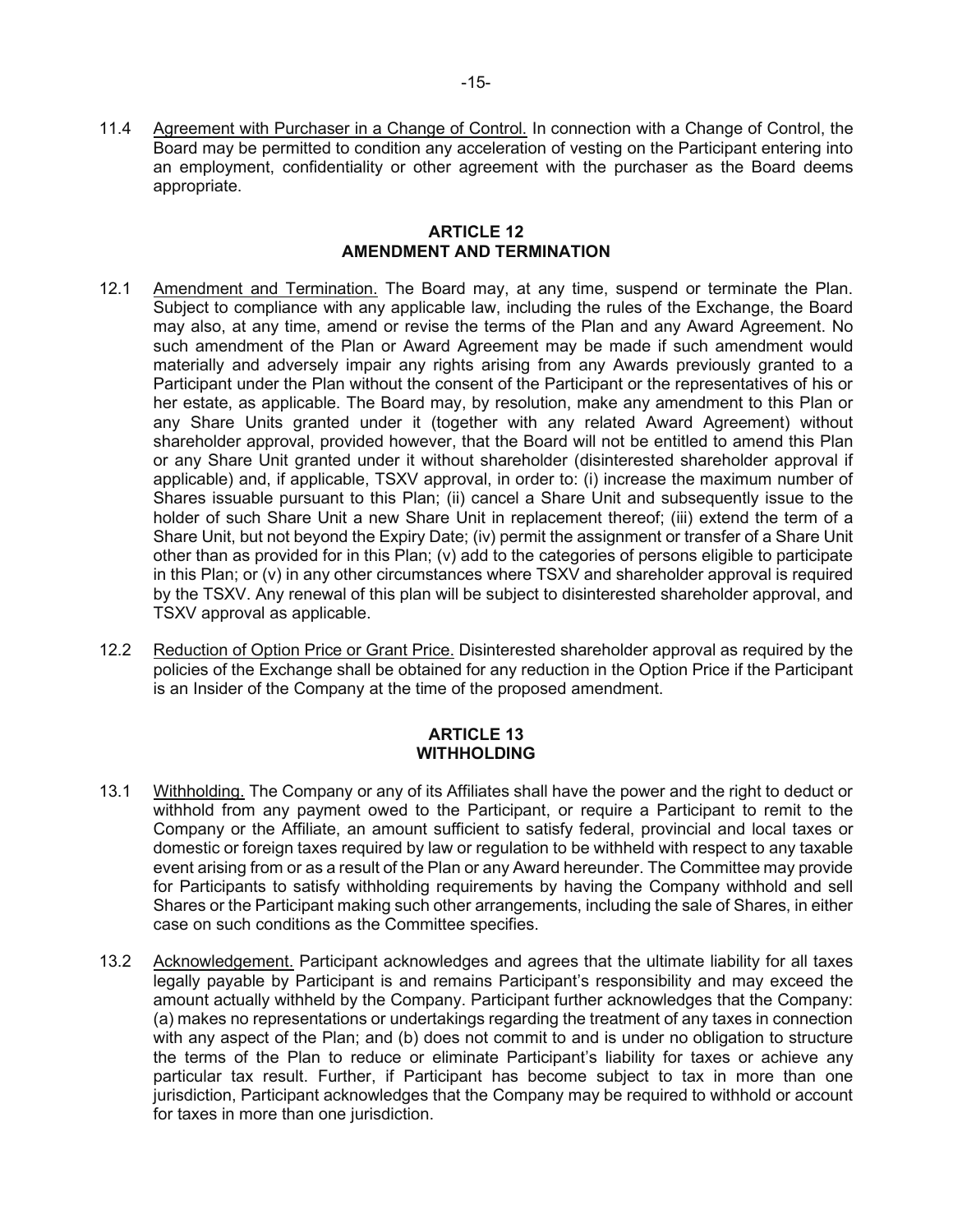11.4 Agreement with Purchaser in a Change of Control. In connection with a Change of Control, the Board may be permitted to condition any acceleration of vesting on the Participant entering into an employment, confidentiality or other agreement with the purchaser as the Board deems appropriate.

## ARTICLE 12
## AMENDMENT AND TERMINATION

12.1 Amendment and Termination. The Board may, at any time, suspend or terminate the Plan. Subject to compliance with any applicable law, including the rules of the Exchange, the Board may also, at any time, amend or revise the terms of the Plan and any Award Agreement. No such amendment of the Plan or Award Agreement may be made if such amendment would materially and adversely impair any rights arising from any Awards previously granted to a Participant under the Plan without the consent of the Participant or the representatives of his or her estate, as applicable. The Board may, by resolution, make any amendment to this Plan or any Share Units granted under it (together with any related Award Agreement) without shareholder approval, provided however, that the Board will not be entitled to amend this Plan or any Share Unit granted under it without shareholder (disinterested shareholder approval if applicable) and, if applicable, TSXV approval, in order to: (i) increase the maximum number of Shares issuable pursuant to this Plan; (ii) cancel a Share Unit and subsequently issue to the holder of such Share Unit a new Share Unit in replacement thereof; (iii) extend the term of a Share Unit, but not beyond the Expiry Date; (iv) permit the assignment or transfer of a Share Unit other than as provided for in this Plan; (v) add to the categories of persons eligible to participate in this Plan; or (v) in any other circumstances where TSXV and shareholder approval is required by the TSXV. Any renewal of this plan will be subject to disinterested shareholder approval, and TSXV approval as applicable.

12.2 Reduction of Option Price or Grant Price. Disinterested shareholder approval as required by the policies of the Exchange shall be obtained for any reduction in the Option Price if the Participant is an Insider of the Company at the time of the proposed amendment.

## ARTICLE 13
## WITHHOLDING

13.1 Withholding. The Company or any of its Affiliates shall have the power and the right to deduct or withhold from any payment owed to the Participant, or require a Participant to remit to the Company or the Affiliate, an amount sufficient to satisfy federal, provincial and local taxes or domestic or foreign taxes required by law or regulation to be withheld with respect to any taxable event arising from or as a result of the Plan or any Award hereunder. The Committee may provide for Participants to satisfy withholding requirements by having the Company withhold and sell Shares or the Participant making such other arrangements, including the sale of Shares, in either case on such conditions as the Committee specifies.

13.2 Acknowledgement. Participant acknowledges and agrees that the ultimate liability for all taxes legally payable by Participant is and remains Participant's responsibility and may exceed the amount actually withheld by the Company. Participant further acknowledges that the Company: (a) makes no representations or undertakings regarding the treatment of any taxes in connection with any aspect of the Plan; and (b) does not commit to and is under no obligation to structure the terms of the Plan to reduce or eliminate Participant's liability for taxes or achieve any particular tax result. Further, if Participant has become subject to tax in more than one jurisdiction, Participant acknowledges that the Company may be required to withhold or account for taxes in more than one jurisdiction.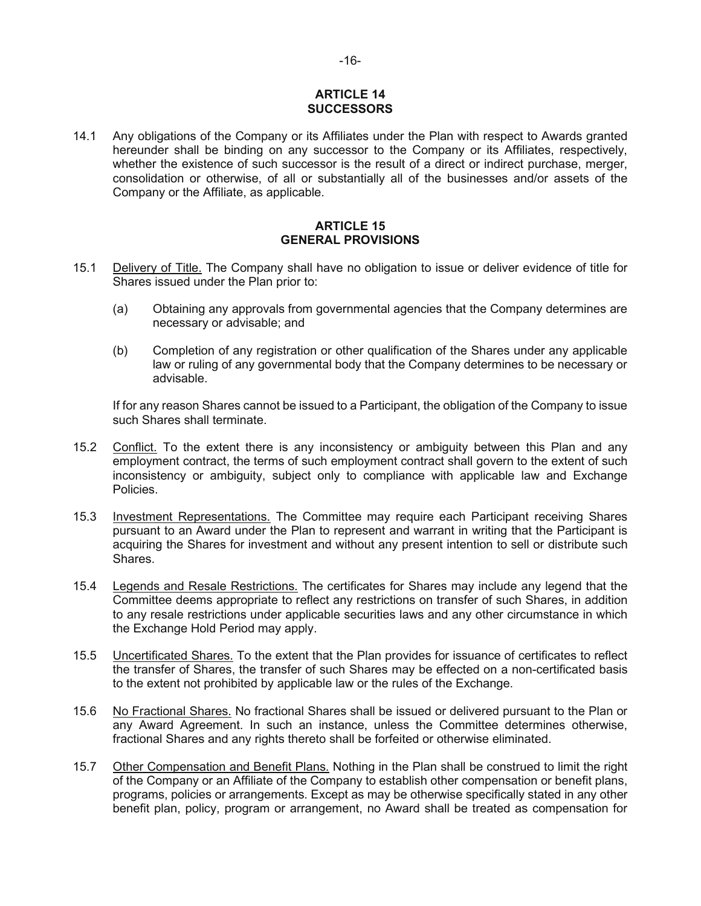## ARTICLE 14
## SUCCESSORS

14.1 Any obligations of the Company or its Affiliates under the Plan with respect to Awards granted hereunder shall be binding on any successor to the Company or its Affiliates, respectively, whether the existence of such successor is the result of a direct or indirect purchase, merger, consolidation or otherwise, of all or substantially all of the businesses and/or assets of the Company or the Affiliate, as applicable.

## ARTICLE 15
## GENERAL PROVISIONS

15.1 Delivery of Title. The Company shall have no obligation to issue or deliver evidence of title for Shares issued under the Plan prior to:

(a) Obtaining any approvals from governmental agencies that the Company determines are necessary or advisable; and

(b) Completion of any registration or other qualification of the Shares under any applicable law or ruling of any governmental body that the Company determines to be necessary or advisable.

If for any reason Shares cannot be issued to a Participant, the obligation of the Company to issue such Shares shall terminate.

15.2 Conflict. To the extent there is any inconsistency or ambiguity between this Plan and any employment contract, the terms of such employment contract shall govern to the extent of such inconsistency or ambiguity, subject only to compliance with applicable law and Exchange Policies.

15.3 Investment Representations. The Committee may require each Participant receiving Shares pursuant to an Award under the Plan to represent and warrant in writing that the Participant is acquiring the Shares for investment and without any present intention to sell or distribute such Shares.

15.4 Legends and Resale Restrictions. The certificates for Shares may include any legend that the Committee deems appropriate to reflect any restrictions on transfer of such Shares, in addition to any resale restrictions under applicable securities laws and any other circumstance in which the Exchange Hold Period may apply.

15.5 Uncertificated Shares. To the extent that the Plan provides for issuance of certificates to reflect the transfer of Shares, the transfer of such Shares may be effected on a non-certificated basis to the extent not prohibited by applicable law or the rules of the Exchange.

15.6 No Fractional Shares. No fractional Shares shall be issued or delivered pursuant to the Plan or any Award Agreement. In such an instance, unless the Committee determines otherwise, fractional Shares and any rights thereto shall be forfeited or otherwise eliminated.

15.7 Other Compensation and Benefit Plans. Nothing in the Plan shall be construed to limit the right of the Company or an Affiliate of the Company to establish other compensation or benefit plans, programs, policies or arrangements. Except as may be otherwise specifically stated in any other benefit plan, policy, program or arrangement, no Award shall be treated as compensation for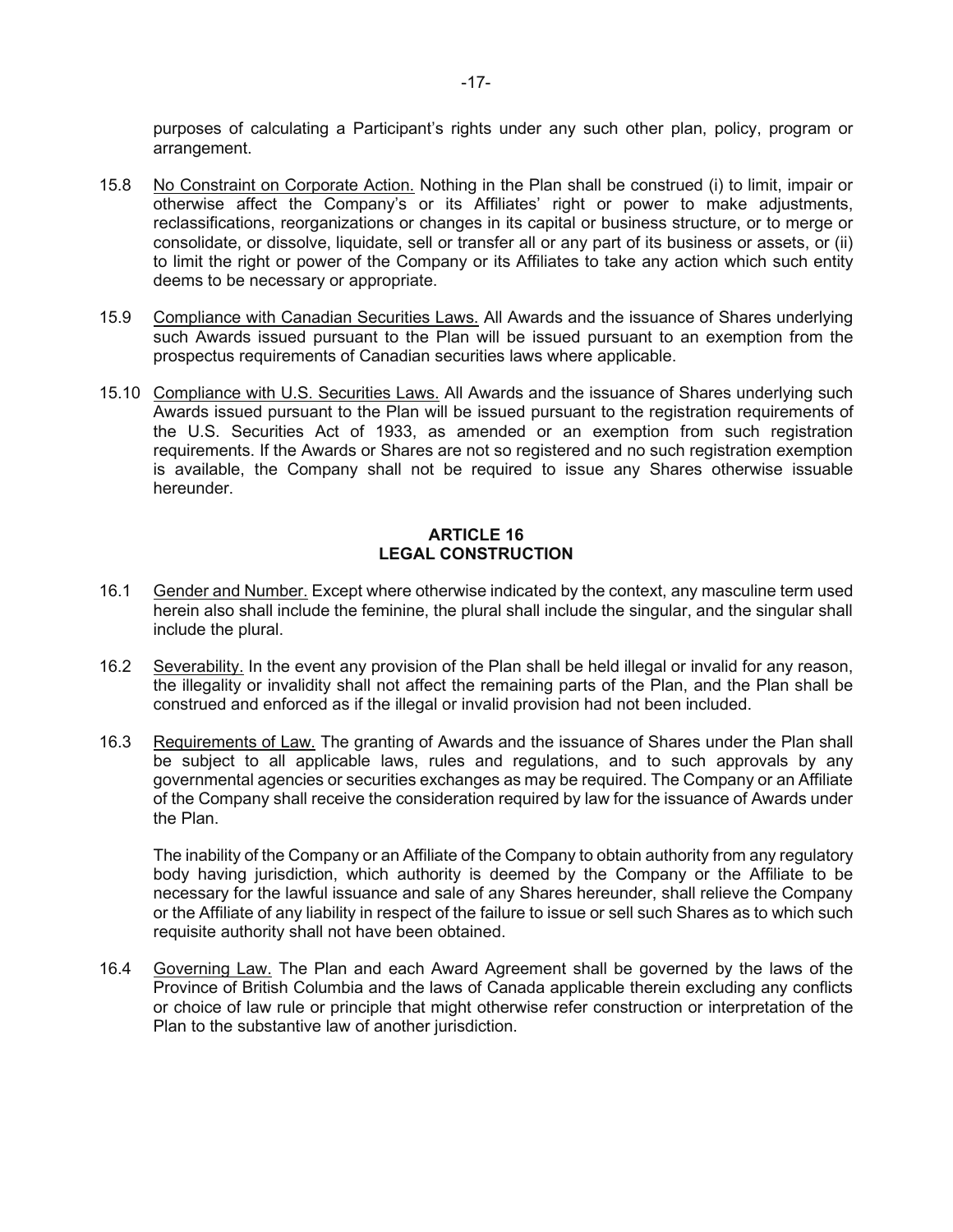purposes of calculating a Participant's rights under any such other plan, policy, program or arrangement.

15.8 No Constraint on Corporate Action. Nothing in the Plan shall be construed (i) to limit, impair or otherwise affect the Company's or its Affiliates' right or power to make adjustments, reclassifications, reorganizations or changes in its capital or business structure, or to merge or consolidate, or dissolve, liquidate, sell or transfer all or any part of its business or assets, or (ii) to limit the right or power of the Company or its Affiliates to take any action which such entity deems to be necessary or appropriate.

15.9 Compliance with Canadian Securities Laws. All Awards and the issuance of Shares underlying such Awards issued pursuant to the Plan will be issued pursuant to an exemption from the prospectus requirements of Canadian securities laws where applicable.

15.10 Compliance with U.S. Securities Laws. All Awards and the issuance of Shares underlying such Awards issued pursuant to the Plan will be issued pursuant to the registration requirements of the U.S. Securities Act of 1933, as amended or an exemption from such registration requirements. If the Awards or Shares are not so registered and no such registration exemption is available, the Company shall not be required to issue any Shares otherwise issuable hereunder.

## ARTICLE 16
## LEGAL CONSTRUCTION

16.1 Gender and Number. Except where otherwise indicated by the context, any masculine term used herein also shall include the feminine, the plural shall include the singular, and the singular shall include the plural.

16.2 Severability. In the event any provision of the Plan shall be held illegal or invalid for any reason, the illegality or invalidity shall not affect the remaining parts of the Plan, and the Plan shall be construed and enforced as if the illegal or invalid provision had not been included.

16.3 Requirements of Law. The granting of Awards and the issuance of Shares under the Plan shall be subject to all applicable laws, rules and regulations, and to such approvals by any governmental agencies or securities exchanges as may be required. The Company or an Affiliate of the Company shall receive the consideration required by law for the issuance of Awards under the Plan.

The inability of the Company or an Affiliate of the Company to obtain authority from any regulatory body having jurisdiction, which authority is deemed by the Company or the Affiliate to be necessary for the lawful issuance and sale of any Shares hereunder, shall relieve the Company or the Affiliate of any liability in respect of the failure to issue or sell such Shares as to which such requisite authority shall not have been obtained.

16.4 Governing Law. The Plan and each Award Agreement shall be governed by the laws of the Province of British Columbia and the laws of Canada applicable therein excluding any conflicts or choice of law rule or principle that might otherwise refer construction or interpretation of the Plan to the substantive law of another jurisdiction.